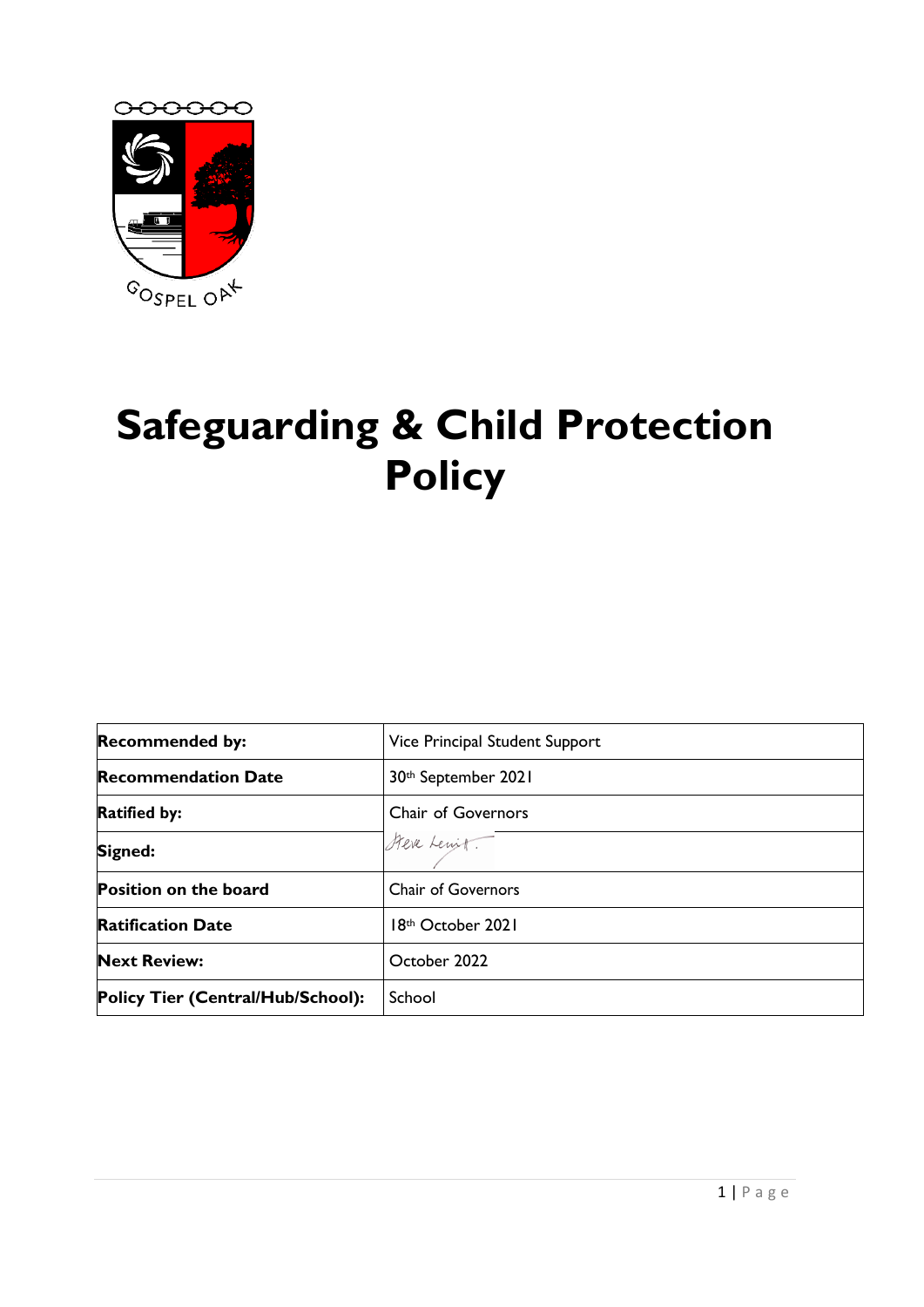GOSPEL OAK

# Safeguarding & Child Protection Policy

| **Recommended by:** | Vice Principal Student Support |
|---|---|
| **Recommendation Date** | 30th September 2021 |
| **Ratified by:** | Chair of Governors |
| **Signed:** | Steve Lewis |
| **Position on the board** | Chair of Governors |
| **Ratification Date** | 18th October 2021 |
| **Next Review:** | October 2022 |
| **Policy Tier (Central/Hub/School):** | School |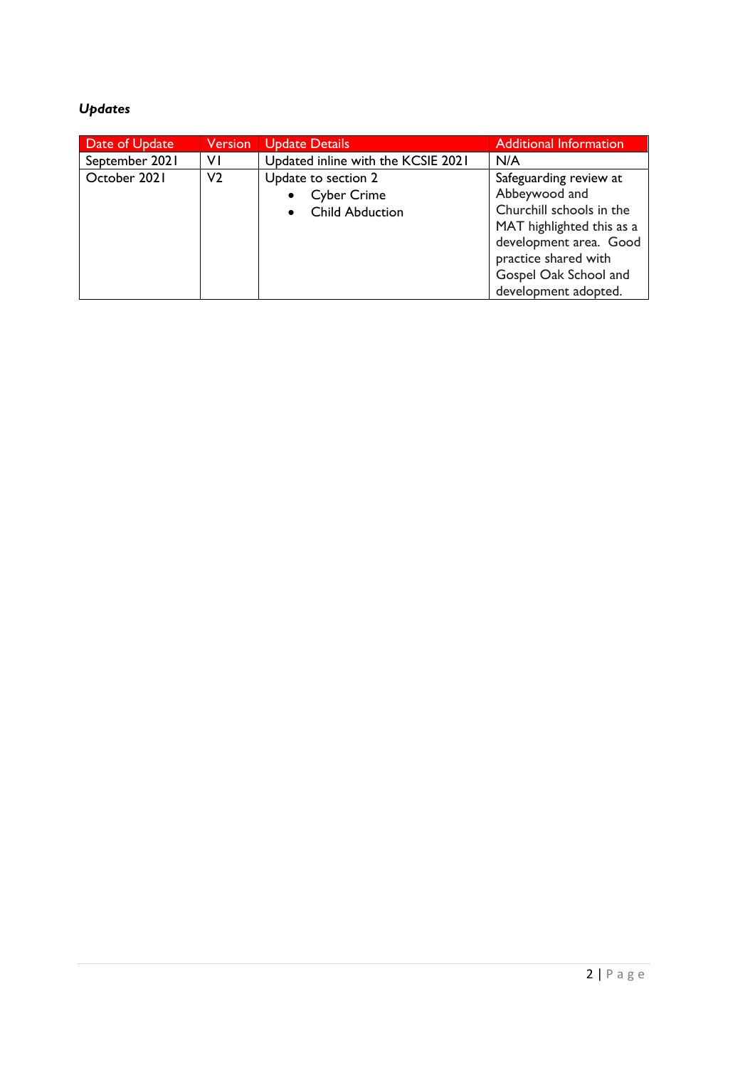***Updates***

| Date of Update | Version | Update Details | Additional Information |
| --- | --- | --- | --- |
| September 2021 | V1 | Updated inline with the KCSIE 2021 | N/A |
| October 2021 | V2 | Update to section 2<br>• Cyber Crime<br>• Child Abduction | Safeguarding review at Abbeywood and Churchill schools in the MAT highlighted this as a development area. Good practice shared with Gospel Oak School and development adopted. |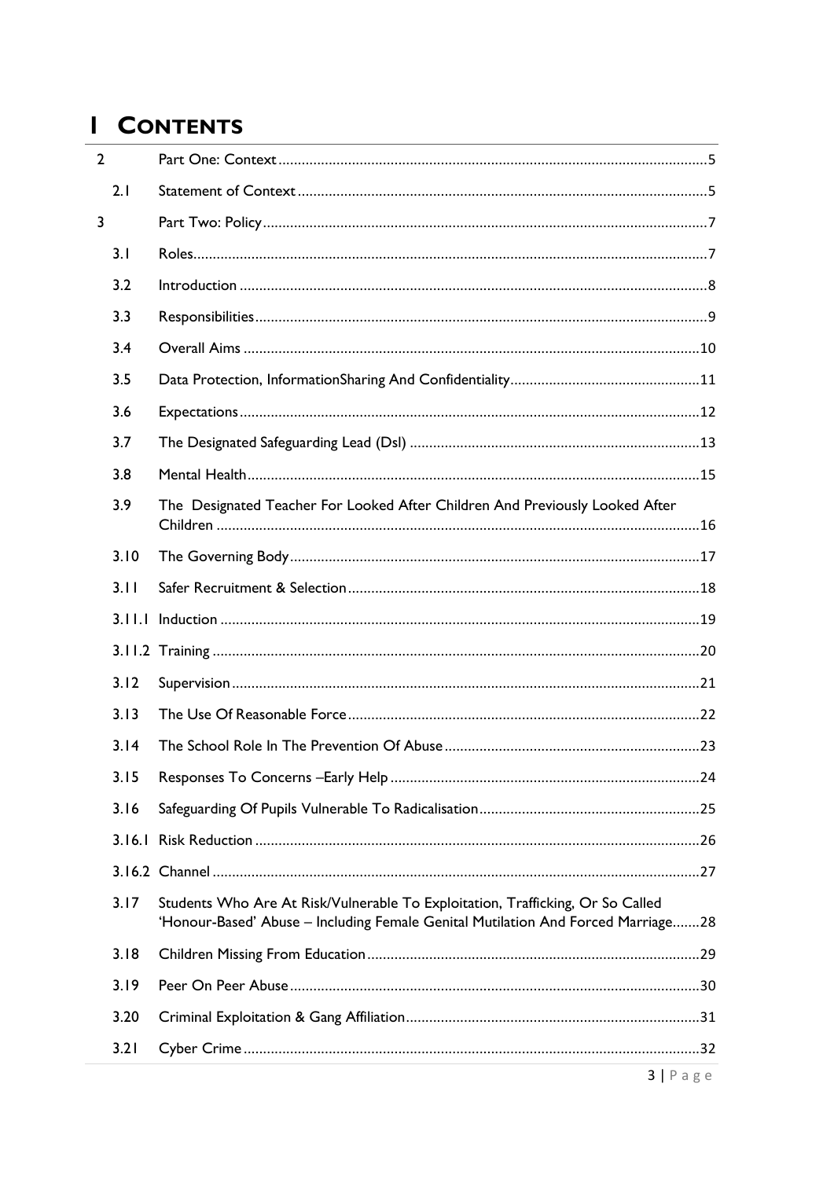# 1 CONTENTS

| | | |
|---|---|---|
| 2 | Part One: Context | 5 |
| 2.1 | Statement of Context | 5 |
| 3 | Part Two: Policy | 7 |
| 3.1 | Roles | 7 |
| 3.2 | Introduction | 8 |
| 3.3 | Responsibilities | 9 |
| 3.4 | Overall Aims | 10 |
| 3.5 | Data Protection, InformationSharing And Confidentiality | 11 |
| 3.6 | Expectations | 12 |
| 3.7 | The Designated Safeguarding Lead (Dsl) | 13 |
| 3.8 | Mental Health | 15 |
| 3.9 | The Designated Teacher For Looked After Children And Previously Looked After Children | 16 |
| 3.10 | The Governing Body | 17 |
| 3.11 | Safer Recruitment & Selection | 18 |
| 3.11.1 | Induction | 19 |
| 3.11.2 | Training | 20 |
| 3.12 | Supervision | 21 |
| 3.13 | The Use Of Reasonable Force | 22 |
| 3.14 | The School Role In The Prevention Of Abuse | 23 |
| 3.15 | Responses To Concerns –Early Help | 24 |
| 3.16 | Safeguarding Of Pupils Vulnerable To Radicalisation | 25 |
| 3.16.1 | Risk Reduction | 26 |
| 3.16.2 | Channel | 27 |
| 3.17 | Students Who Are At Risk/Vulnerable To Exploitation, Trafficking, Or So Called 'Honour-Based' Abuse – Including Female Genital Mutilation And Forced Marriage | 28 |
| 3.18 | Children Missing From Education | 29 |
| 3.19 | Peer On Peer Abuse | 30 |
| 3.20 | Criminal Exploitation & Gang Affiliation | 31 |
| 3.21 | Cyber Crime | 32 |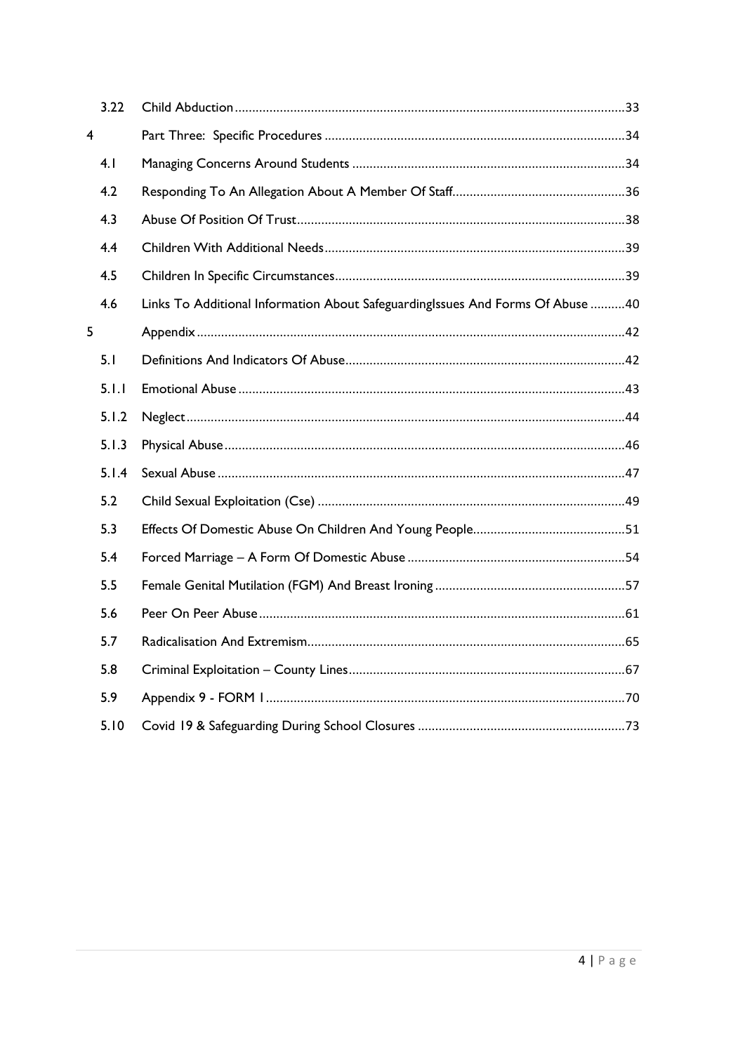| | | |
|---|---|---|
| 3.22 | Child Abduction | 33 |
| 4 | Part Three: Specific Procedures | 34 |
| 4.1 | Managing Concerns Around Students | 34 |
| 4.2 | Responding To An Allegation About A Member Of Staff | 36 |
| 4.3 | Abuse Of Position Of Trust | 38 |
| 4.4 | Children With Additional Needs | 39 |
| 4.5 | Children In Specific Circumstances | 39 |
| 4.6 | Links To Additional Information About SafeguardingIssues And Forms Of Abuse | 40 |
| 5 | Appendix | 42 |
| 5.1 | Definitions And Indicators Of Abuse | 42 |
| 5.1.1 | Emotional Abuse | 43 |
| 5.1.2 | Neglect | 44 |
| 5.1.3 | Physical Abuse | 46 |
| 5.1.4 | Sexual Abuse | 47 |
| 5.2 | Child Sexual Exploitation (Cse) | 49 |
| 5.3 | Effects Of Domestic Abuse On Children And Young People | 51 |
| 5.4 | Forced Marriage – A Form Of Domestic Abuse | 54 |
| 5.5 | Female Genital Mutilation (FGM) And Breast Ironing | 57 |
| 5.6 | Peer On Peer Abuse | 61 |
| 5.7 | Radicalisation And Extremism | 65 |
| 5.8 | Criminal Exploitation – County Lines | 67 |
| 5.9 | Appendix 9 - FORM 1 | 70 |
| 5.10 | Covid 19 & Safeguarding During School Closures | 73 |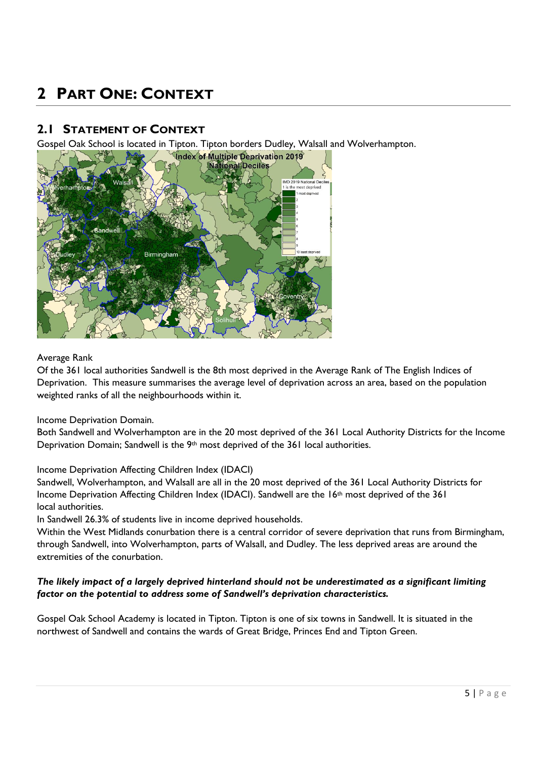# 2 PART ONE: CONTEXT

## 2.1 STATEMENT OF CONTEXT

Gospel Oak School is located in Tipton. Tipton borders Dudley, Walsall and Wolverhampton.

Average Rank

Of the 361 local authorities Sandwell is the 8th most deprived in the Average Rank of The English Indices of Deprivation. This measure summarises the average level of deprivation across an area, based on the population weighted ranks of all the neighbourhoods within it.

Income Deprivation Domain.

Both Sandwell and Wolverhampton are in the 20 most deprived of the 361 Local Authority Districts for the Income Deprivation Domain; Sandwell is the 9th most deprived of the 361 local authorities.

Income Deprivation Affecting Children Index (IDACI)

Sandwell, Wolverhampton, and Walsall are all in the 20 most deprived of the 361 Local Authority Districts for Income Deprivation Affecting Children Index (IDACI). Sandwell are the 16th most deprived of the 361 local authorities.

In Sandwell 26.3% of students live in income deprived households.

Within the West Midlands conurbation there is a central corridor of severe deprivation that runs from Birmingham, through Sandwell, into Wolverhampton, parts of Walsall, and Dudley. The less deprived areas are around the extremities of the conurbation.

***The likely impact of a largely deprived hinterland should not be underestimated as a significant limiting factor on the potential to address some of Sandwell's deprivation characteristics.***

Gospel Oak School Academy is located in Tipton. Tipton is one of six towns in Sandwell. It is situated in the northwest of Sandwell and contains the wards of Great Bridge, Princes End and Tipton Green.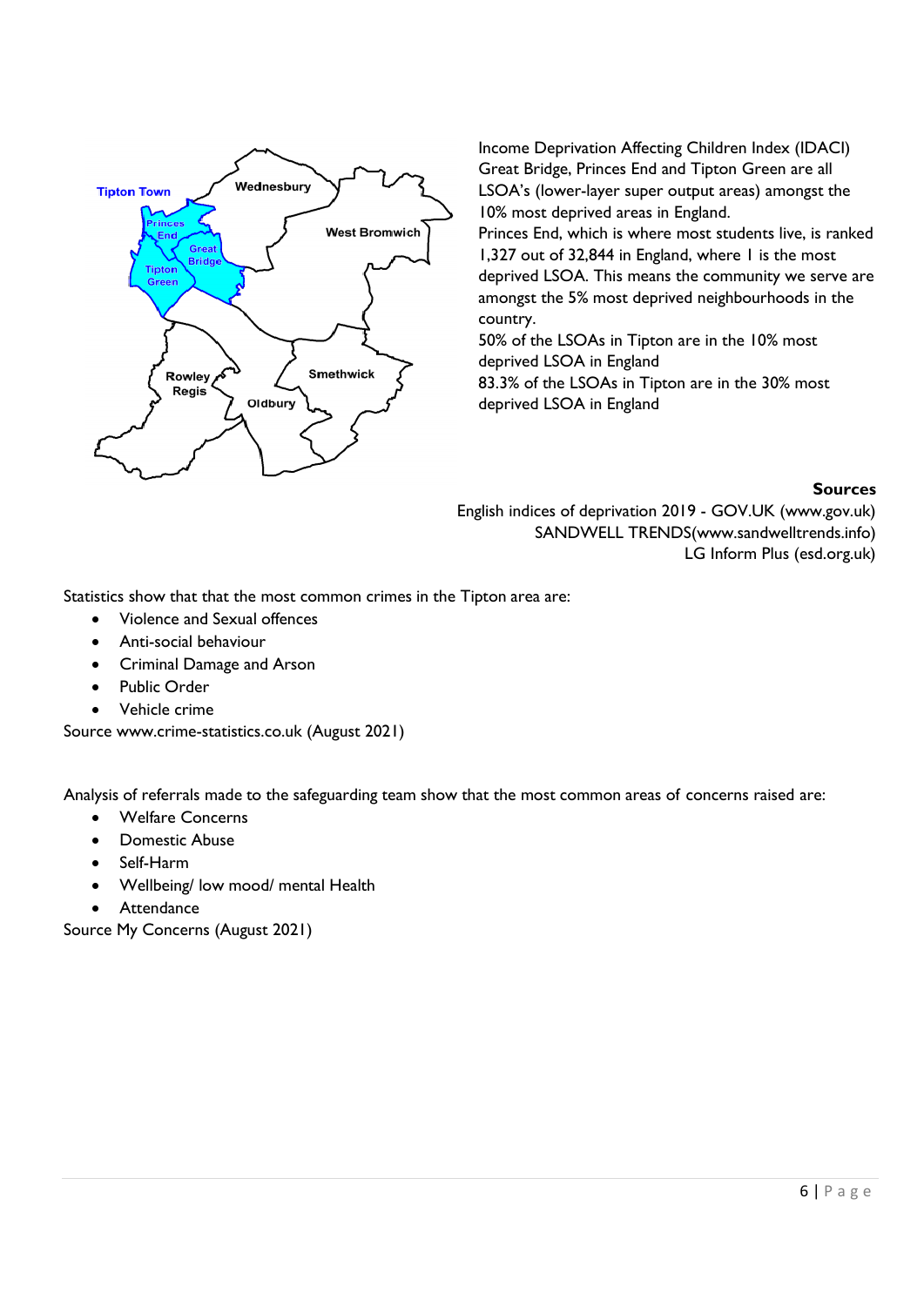Income Deprivation Affecting Children Index (IDACI)
Great Bridge, Princes End and Tipton Green are all LSOA's (lower-layer super output areas) amongst the 10% most deprived areas in England.
Princes End, which is where most students live, is ranked 1,327 out of 32,844 in England, where 1 is the most deprived LSOA. This means the community we serve are amongst the 5% most deprived neighbourhoods in the country.
50% of the LSOAs in Tipton are in the 10% most deprived LSOA in England
83.3% of the LSOAs in Tipton are in the 30% most deprived LSOA in England

**Sources**
English indices of deprivation 2019 - GOV.UK (www.gov.uk)
SANDWELL TRENDS(www.sandwelltrends.info)
LG Inform Plus (esd.org.uk)

Statistics show that that the most common crimes in the Tipton area are:

- Violence and Sexual offences
- Anti-social behaviour
- Criminal Damage and Arson
- Public Order
- Vehicle crime

Source www.crime-statistics.co.uk (August 2021)

Analysis of referrals made to the safeguarding team show that the most common areas of concerns raised are:

- Welfare Concerns
- Domestic Abuse
- Self-Harm
- Wellbeing/ low mood/ mental Health
- Attendance

Source My Concerns (August 2021)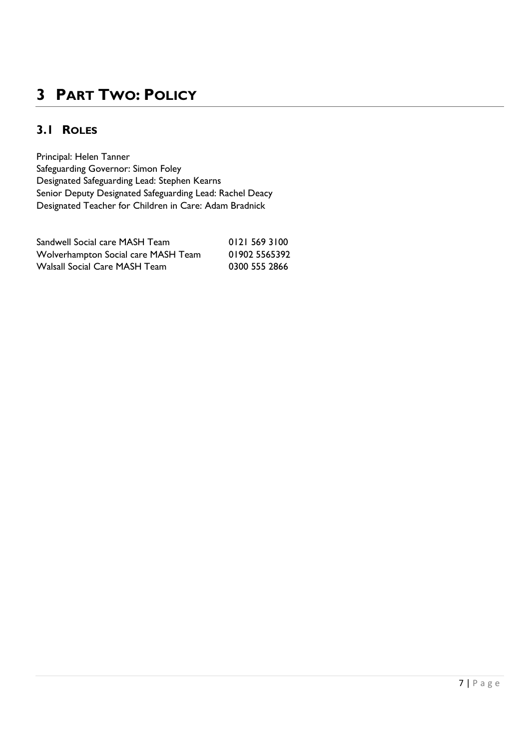# 3 PART TWO: POLICY

## 3.1 ROLES

Principal: Helen Tanner
Safeguarding Governor: Simon Foley
Designated Safeguarding Lead: Stephen Kearns
Senior Deputy Designated Safeguarding Lead: Rachel Deacy
Designated Teacher for Children in Care: Adam Bradnick

| | |
|---|---|
| Sandwell Social care MASH Team | 0121 569 3100 |
| Wolverhampton Social care MASH Team | 01902 5565392 |
| Walsall Social Care MASH Team | 0300 555 2866 |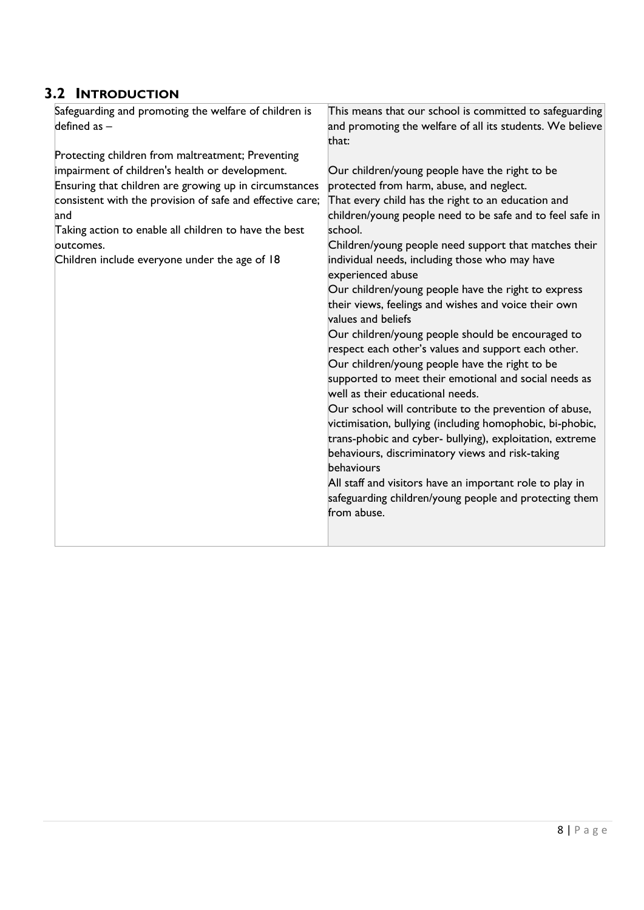## 3.2 INTRODUCTION

| Safeguarding and promoting the welfare of children is defined as –<br><br>Protecting children from maltreatment; Preventing impairment of children's health or development.<br>Ensuring that children are growing up in circumstances consistent with the provision of safe and effective care; and<br>Taking action to enable all children to have the best outcomes.<br>Children include everyone under the age of 18 | This means that our school is committed to safeguarding and promoting the welfare of all its students. We believe that:<br><br>Our children/young people have the right to be protected from harm, abuse, and neglect.<br>That every child has the right to an education and children/young people need to be safe and to feel safe in school.<br>Children/young people need support that matches their individual needs, including those who may have experienced abuse<br>Our children/young people have the right to express their views, feelings and wishes and voice their own values and beliefs<br>Our children/young people should be encouraged to respect each other's values and support each other.<br>Our children/young people have the right to be supported to meet their emotional and social needs as well as their educational needs.<br>Our school will contribute to the prevention of abuse, victimisation, bullying (including homophobic, bi-phobic, trans-phobic and cyber- bullying), exploitation, extreme behaviours, discriminatory views and risk-taking behaviours<br>All staff and visitors have an important role to play in safeguarding children/young people and protecting them from abuse. |
|---|---|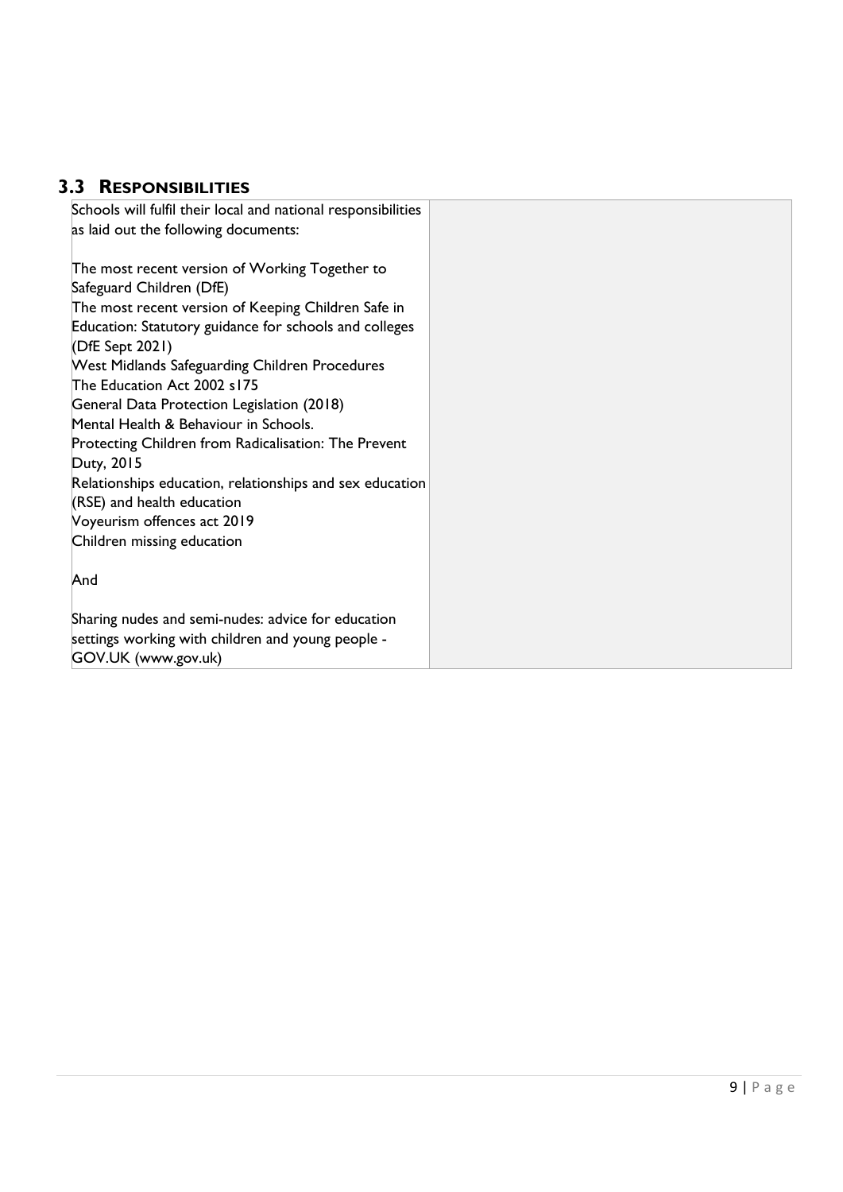## 3.3 Responsibilities

| | |
|---|---|
| Schools will fulfil their local and national responsibilities as laid out the following documents:<br><br>The most recent version of Working Together to Safeguard Children (DfE)<br>The most recent version of Keeping Children Safe in Education: Statutory guidance for schools and colleges (DfE Sept 2021)<br>West Midlands Safeguarding Children Procedures<br>The Education Act 2002 s175<br>General Data Protection Legislation (2018)<br>Mental Health & Behaviour in Schools.<br>Protecting Children from Radicalisation: The Prevent Duty, 2015<br>Relationships education, relationships and sex education (RSE) and health education<br>Voyeurism offences act 2019<br>Children missing education<br><br>And<br><br>Sharing nudes and semi-nudes: advice for education settings working with children and young people - GOV.UK (www.gov.uk) | |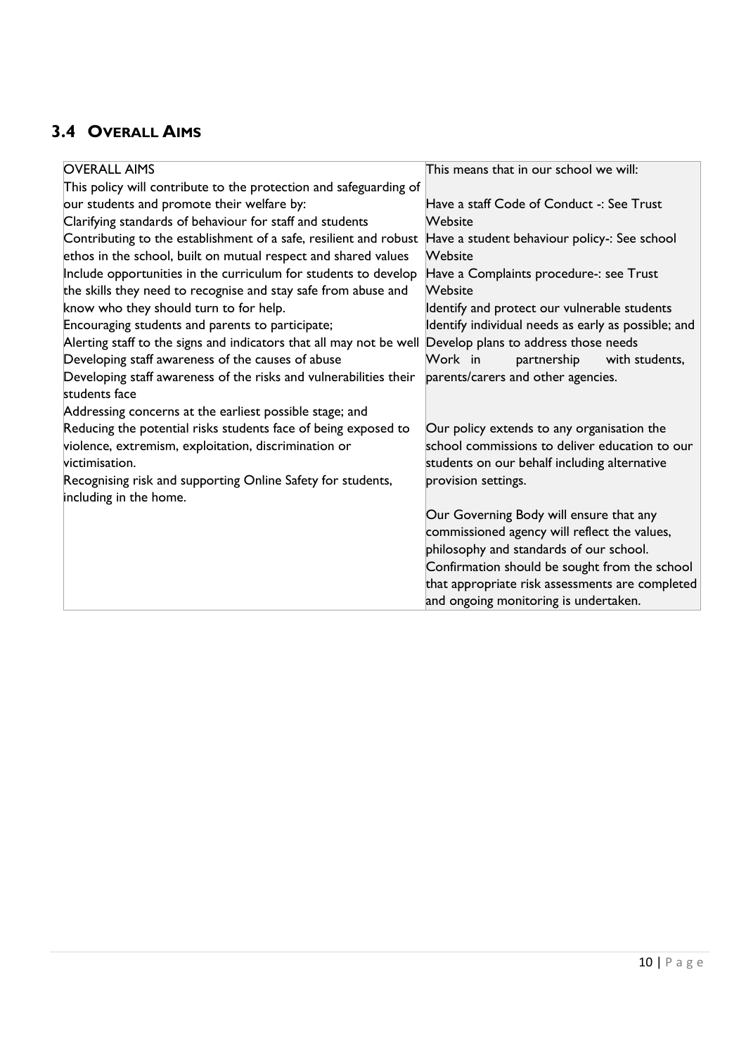## 3.4 OVERALL AIMS

| OVERALL AIMS | This means that in our school we will: |
| --- | --- |
| This policy will contribute to the protection and safeguarding of our students and promote their welfare by:<br>Clarifying standards of behaviour for staff and students<br>Contributing to the establishment of a safe, resilient and robust ethos in the school, built on mutual respect and shared values<br>Include opportunities in the curriculum for students to develop the skills they need to recognise and stay safe from abuse and know who they should turn to for help.<br>Encouraging students and parents to participate;<br>Alerting staff to the signs and indicators that all may not be well<br>Developing staff awareness of the causes of abuse<br>Developing staff awareness of the risks and vulnerabilities their students face<br>Addressing concerns at the earliest possible stage; and<br>Reducing the potential risks students face of being exposed to violence, extremism, exploitation, discrimination or victimisation.<br>Recognising risk and supporting Online Safety for students, including in the home. | Have a staff Code of Conduct -: See Trust Website<br>Have a student behaviour policy-: See school Website<br>Have a Complaints procedure-: see Trust Website<br>Identify and protect our vulnerable students<br>Identify individual needs as early as possible; and<br>Develop plans to address those needs<br>Work in partnership with students, parents/carers and other agencies.<br><br>Our policy extends to any organisation the school commissions to deliver education to our students on our behalf including alternative provision settings.<br><br>Our Governing Body will ensure that any commissioned agency will reflect the values, philosophy and standards of our school. Confirmation should be sought from the school that appropriate risk assessments are completed and ongoing monitoring is undertaken. |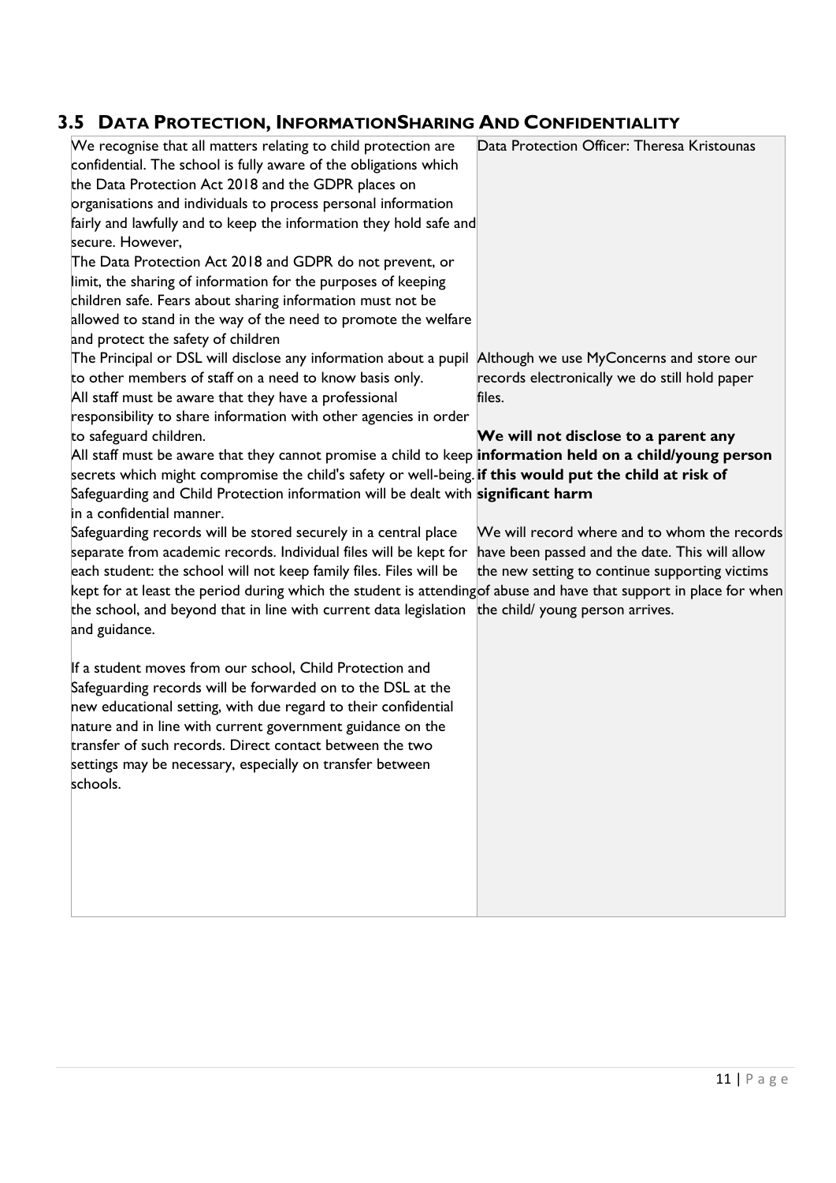## 3.5 Data Protection, InformationSharing And Confidentiality

| | |
|---|---|
| We recognise that all matters relating to child protection are confidential. The school is fully aware of the obligations which the Data Protection Act 2018 and the GDPR places on organisations and individuals to process personal information fairly and lawfully and to keep the information they hold safe and secure. However,<br>The Data Protection Act 2018 and GDPR do not prevent, or limit, the sharing of information for the purposes of keeping children safe. Fears about sharing information must not be allowed to stand in the way of the need to promote the welfare and protect the safety of children<br>The Principal or DSL will disclose any information about a pupil to other members of staff on a need to know basis only.<br>All staff must be aware that they have a professional responsibility to share information with other agencies in order to safeguard children.<br>All staff must be aware that they cannot promise a child to keep secrets which might compromise the child's safety or well-being.<br>Safeguarding and Child Protection information will be dealt with in a confidential manner.<br>Safeguarding records will be stored securely in a central place separate from academic records. Individual files will be kept for each student: the school will not keep family files. Files will be kept for at least the period during which the student is attending the school, and beyond that in line with current data legislation and guidance.<br><br>If a student moves from our school, Child Protection and Safeguarding records will be forwarded on to the DSL at the new educational setting, with due regard to their confidential nature and in line with current government guidance on the transfer of such records. Direct contact between the two settings may be necessary, especially on transfer between schools. | Data Protection Officer: Theresa Kristounas<br><br>Although we use MyConcerns and store our records electronically we do still hold paper files.<br><br>**We will not disclose to a parent any information held on a child/young person if this would put the child at risk of significant harm**<br><br>We will record where and to whom the records have been passed and the date. This will allow the new setting to continue supporting victims of abuse and have that support in place for when the child/ young person arrives. |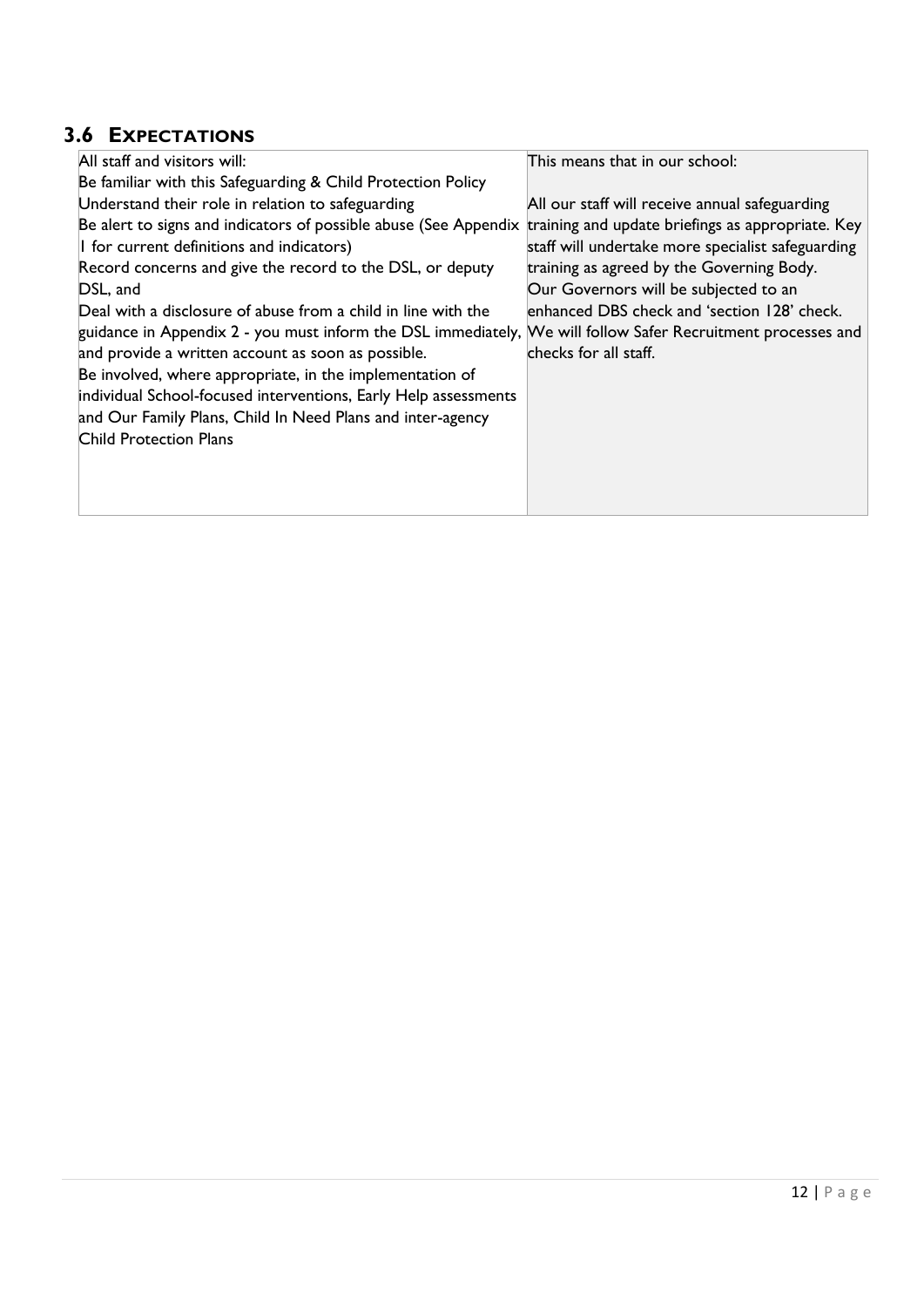## 3.6 EXPECTATIONS

| All staff and visitors will: | This means that in our school: |
|---|---|
| Be familiar with this Safeguarding & Child Protection Policy<br>Understand their role in relation to safeguarding<br>Be alert to signs and indicators of possible abuse (See Appendix 1 for current definitions and indicators)<br>Record concerns and give the record to the DSL, or deputy DSL, and<br>Deal with a disclosure of abuse from a child in line with the guidance in Appendix 2 - you must inform the DSL immediately, and provide a written account as soon as possible.<br>Be involved, where appropriate, in the implementation of individual School-focused interventions, Early Help assessments and Our Family Plans, Child In Need Plans and inter-agency Child Protection Plans | All our staff will receive annual safeguarding training and update briefings as appropriate. Key staff will undertake more specialist safeguarding training as agreed by the Governing Body.<br>Our Governors will be subjected to an enhanced DBS check and 'section 128' check.<br>We will follow Safer Recruitment processes and checks for all staff. |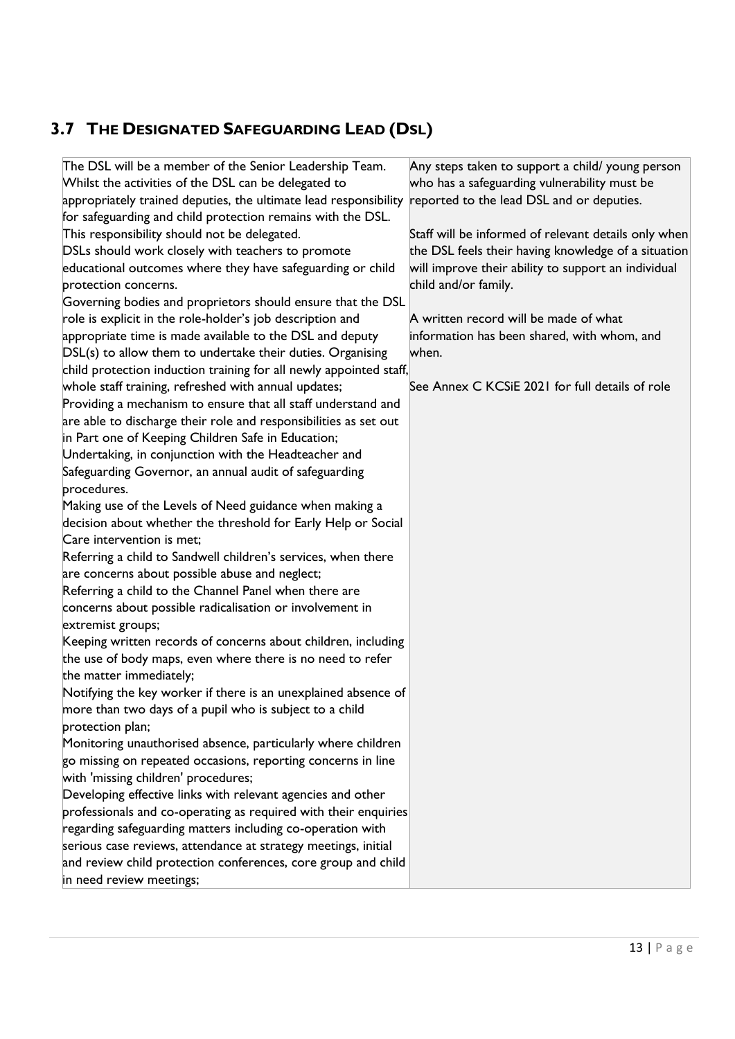## 3.7 The Designated Safeguarding Lead (DSL)

| | |
|---|---|
| The DSL will be a member of the Senior Leadership Team. Whilst the activities of the DSL can be delegated to appropriately trained deputies, the ultimate lead responsibility for safeguarding and child protection remains with the DSL. This responsibility should not be delegated.<br>DSLs should work closely with teachers to promote educational outcomes where they have safeguarding or child protection concerns.<br>Governing bodies and proprietors should ensure that the DSL role is explicit in the role-holder's job description and appropriate time is made available to the DSL and deputy DSL(s) to allow them to undertake their duties. Organising child protection induction training for all newly appointed staff, whole staff training, refreshed with annual updates;<br>Providing a mechanism to ensure that all staff understand and are able to discharge their role and responsibilities as set out in Part one of Keeping Children Safe in Education;<br>Undertaking, in conjunction with the Headteacher and Safeguarding Governor, an annual audit of safeguarding procedures.<br>Making use of the Levels of Need guidance when making a decision about whether the threshold for Early Help or Social Care intervention is met;<br>Referring a child to Sandwell children's services, when there are concerns about possible abuse and neglect;<br>Referring a child to the Channel Panel when there are concerns about possible radicalisation or involvement in extremist groups;<br>Keeping written records of concerns about children, including the use of body maps, even where there is no need to refer the matter immediately;<br>Notifying the key worker if there is an unexplained absence of more than two days of a pupil who is subject to a child protection plan;<br>Monitoring unauthorised absence, particularly where children go missing on repeated occasions, reporting concerns in line with 'missing children' procedures;<br>Developing effective links with relevant agencies and other professionals and co-operating as required with their enquiries regarding safeguarding matters including co-operation with serious case reviews, attendance at strategy meetings, initial and review child protection conferences, core group and child in need review meetings; | Any steps taken to support a child/ young person who has a safeguarding vulnerability must be reported to the lead DSL and or deputies.<br><br>Staff will be informed of relevant details only when the DSL feels their having knowledge of a situation will improve their ability to support an individual child and/or family.<br><br>A written record will be made of what information has been shared, with whom, and when.<br><br>See Annex C KCSiE 2021 for full details of role |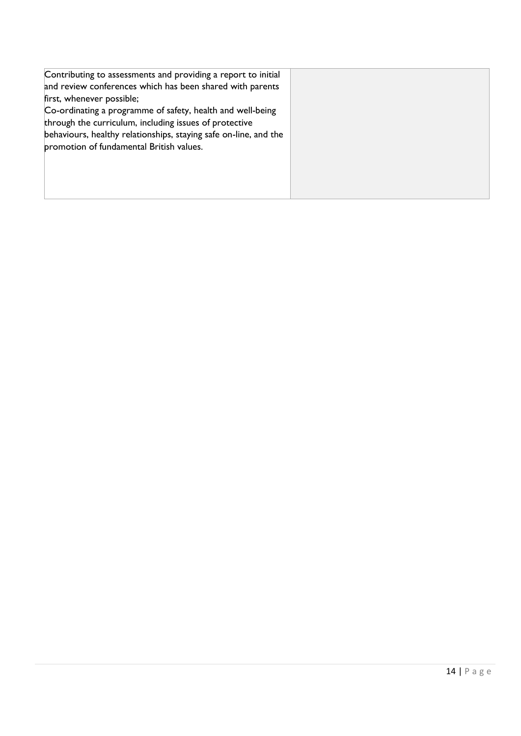| | |
|---|---|
| Contributing to assessments and providing a report to initial and review conferences which has been shared with parents first, whenever possible;<br>Co-ordinating a programme of safety, health and well-being through the curriculum, including issues of protective behaviours, healthy relationships, staying safe on-line, and the promotion of fundamental British values. | |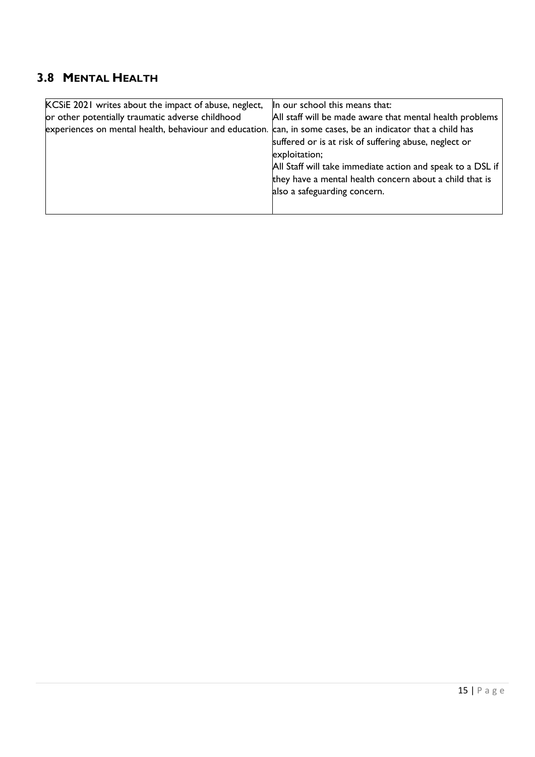## 3.8 MENTAL HEALTH

| KCSiE 2021 writes about the impact of abuse, neglect, or other potentially traumatic adverse childhood experiences on mental health, behaviour and education. | In our school this means that:<br>All staff will be made aware that mental health problems can, in some cases, be an indicator that a child has suffered or is at risk of suffering abuse, neglect or exploitation;<br>All Staff will take immediate action and speak to a DSL if they have a mental health concern about a child that is also a safeguarding concern. |
|---|---|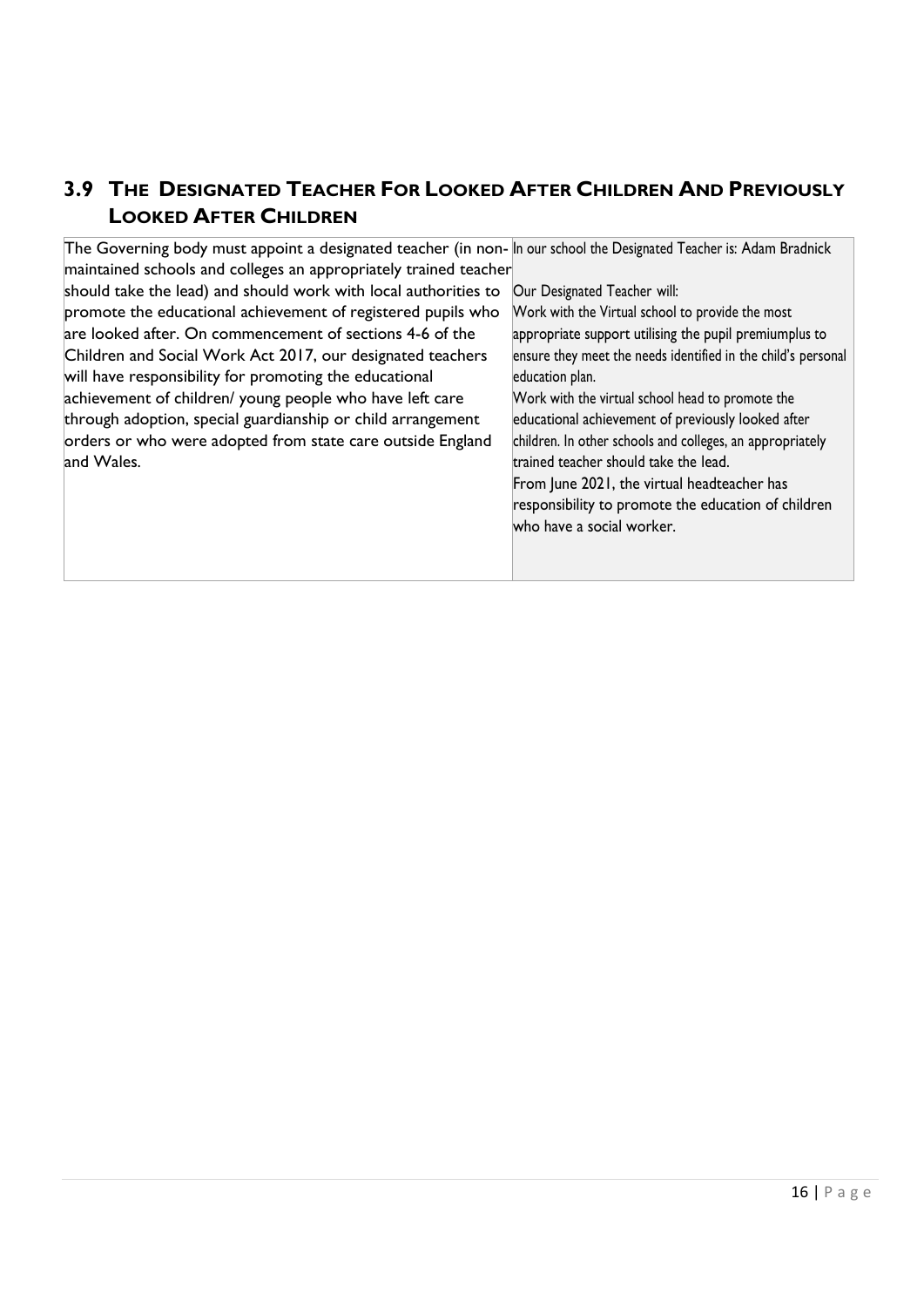## 3.9 THE DESIGNATED TEACHER FOR LOOKED AFTER CHILDREN AND PREVIOUSLY LOOKED AFTER CHILDREN

| | |
|---|---|
| The Governing body must appoint a designated teacher (in non-maintained schools and colleges an appropriately trained teacher should take the lead) and should work with local authorities to promote the educational achievement of registered pupils who are looked after. On commencement of sections 4-6 of the Children and Social Work Act 2017, our designated teachers will have responsibility for promoting the educational achievement of children/ young people who have left care through adoption, special guardianship or child arrangement orders or who were adopted from state care outside England and Wales. | In our school the Designated Teacher is: Adam Bradnick<br><br>Our Designated Teacher will:<br>Work with the Virtual school to provide the most appropriate support utilising the pupil premiumplus to ensure they meet the needs identified in the child's personal education plan.<br>Work with the virtual school head to promote the educational achievement of previously looked after children. In other schools and colleges, an appropriately trained teacher should take the lead.<br>From June 2021, the virtual headteacher has responsibility to promote the education of children who have a social worker. |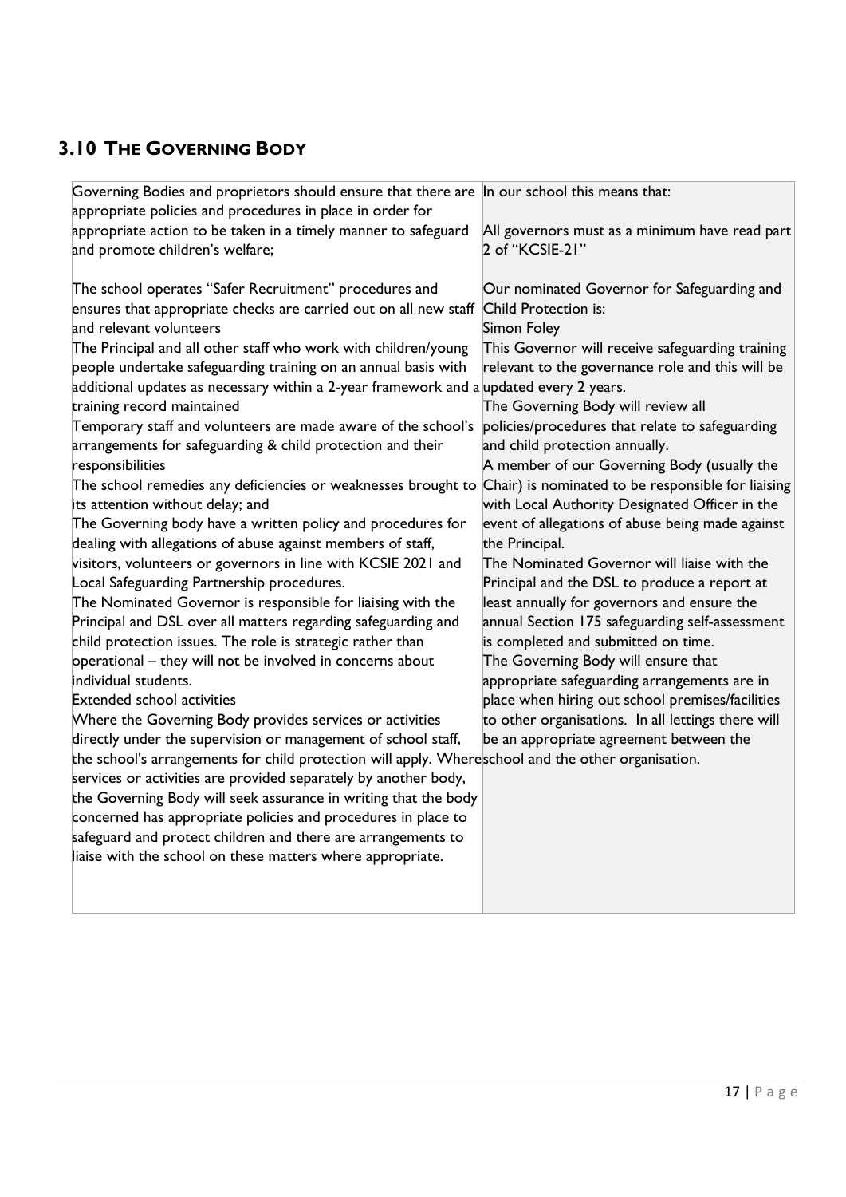## 3.10 THE GOVERNING BODY

| | |
|---|---|
| Governing Bodies and proprietors should ensure that there are appropriate policies and procedures in place in order for appropriate action to be taken in a timely manner to safeguard and promote children's welfare;<br><br>The school operates "Safer Recruitment" procedures and ensures that appropriate checks are carried out on all new staff and relevant volunteers<br>The Principal and all other staff who work with children/young people undertake safeguarding training on an annual basis with additional updates as necessary within a 2-year framework and a training record maintained<br>Temporary staff and volunteers are made aware of the school's arrangements for safeguarding & child protection and their responsibilities<br>The school remedies any deficiencies or weaknesses brought to its attention without delay; and<br>The Governing body have a written policy and procedures for dealing with allegations of abuse against members of staff, visitors, volunteers or governors in line with KCSIE 2021 and Local Safeguarding Partnership procedures.<br>The Nominated Governor is responsible for liaising with the Principal and DSL over all matters regarding safeguarding and child protection issues. The role is strategic rather than operational – they will not be involved in concerns about individual students.<br>Extended school activities<br>Where the Governing Body provides services or activities directly under the supervision or management of school staff, the school's arrangements for child protection will apply. Where services or activities are provided separately by another body, the Governing Body will seek assurance in writing that the body concerned has appropriate policies and procedures in place to safeguard and protect children and there are arrangements to liaise with the school on these matters where appropriate. | In our school this means that:<br><br>All governors must as a minimum have read part 2 of "KCSIE-21"<br><br>Our nominated Governor for Safeguarding and Child Protection is:<br>Simon Foley<br>This Governor will receive safeguarding training relevant to the governance role and this will be updated every 2 years.<br>The Governing Body will review all policies/procedures that relate to safeguarding and child protection annually.<br>A member of our Governing Body (usually the Chair) is nominated to be responsible for liaising with Local Authority Designated Officer in the event of allegations of abuse being made against the Principal.<br>The Nominated Governor will liaise with the Principal and the DSL to produce a report at least annually for governors and ensure the annual Section 175 safeguarding self-assessment is completed and submitted on time.<br>The Governing Body will ensure that appropriate safeguarding arrangements are in place when hiring out school premises/facilities to other organisations. In all lettings there will be an appropriate agreement between the school and the other organisation. |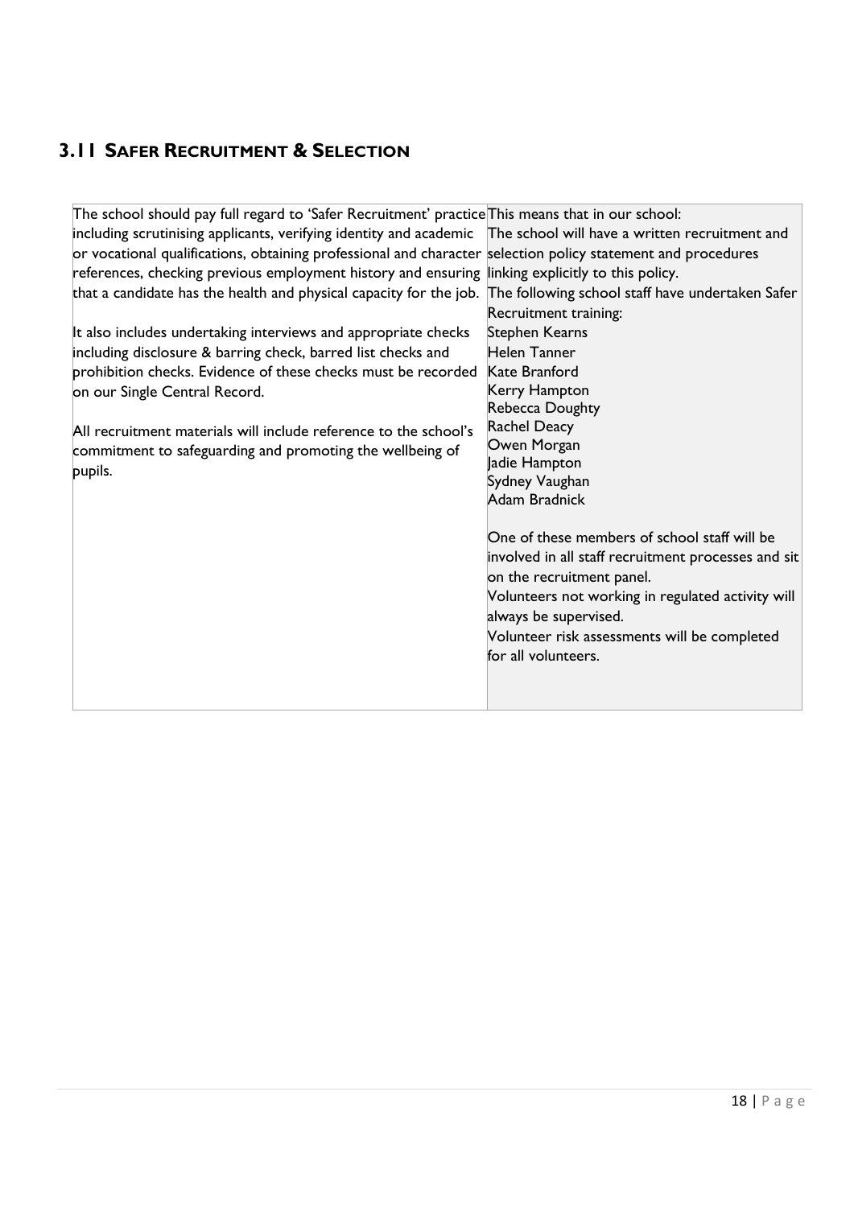## 3.11 Safer Recruitment & Selection

| | |
|---|---|
| The school should pay full regard to 'Safer Recruitment' practice including scrutinising applicants, verifying identity and academic or vocational qualifications, obtaining professional and character references, checking previous employment history and ensuring that a candidate has the health and physical capacity for the job.<br><br>It also includes undertaking interviews and appropriate checks including disclosure & barring check, barred list checks and prohibition checks. Evidence of these checks must be recorded on our Single Central Record.<br><br>All recruitment materials will include reference to the school's commitment to safeguarding and promoting the wellbeing of pupils. | This means that in our school:<br>The school will have a written recruitment and selection policy statement and procedures linking explicitly to this policy.<br>The following school staff have undertaken Safer Recruitment training:<br>Stephen Kearns<br>Helen Tanner<br>Kate Branford<br>Kerry Hampton<br>Rebecca Doughty<br>Rachel Deacy<br>Owen Morgan<br>Jadie Hampton<br>Sydney Vaughan<br>Adam Bradnick<br><br>One of these members of school staff will be involved in all staff recruitment processes and sit on the recruitment panel.<br>Volunteers not working in regulated activity will always be supervised.<br>Volunteer risk assessments will be completed for all volunteers. |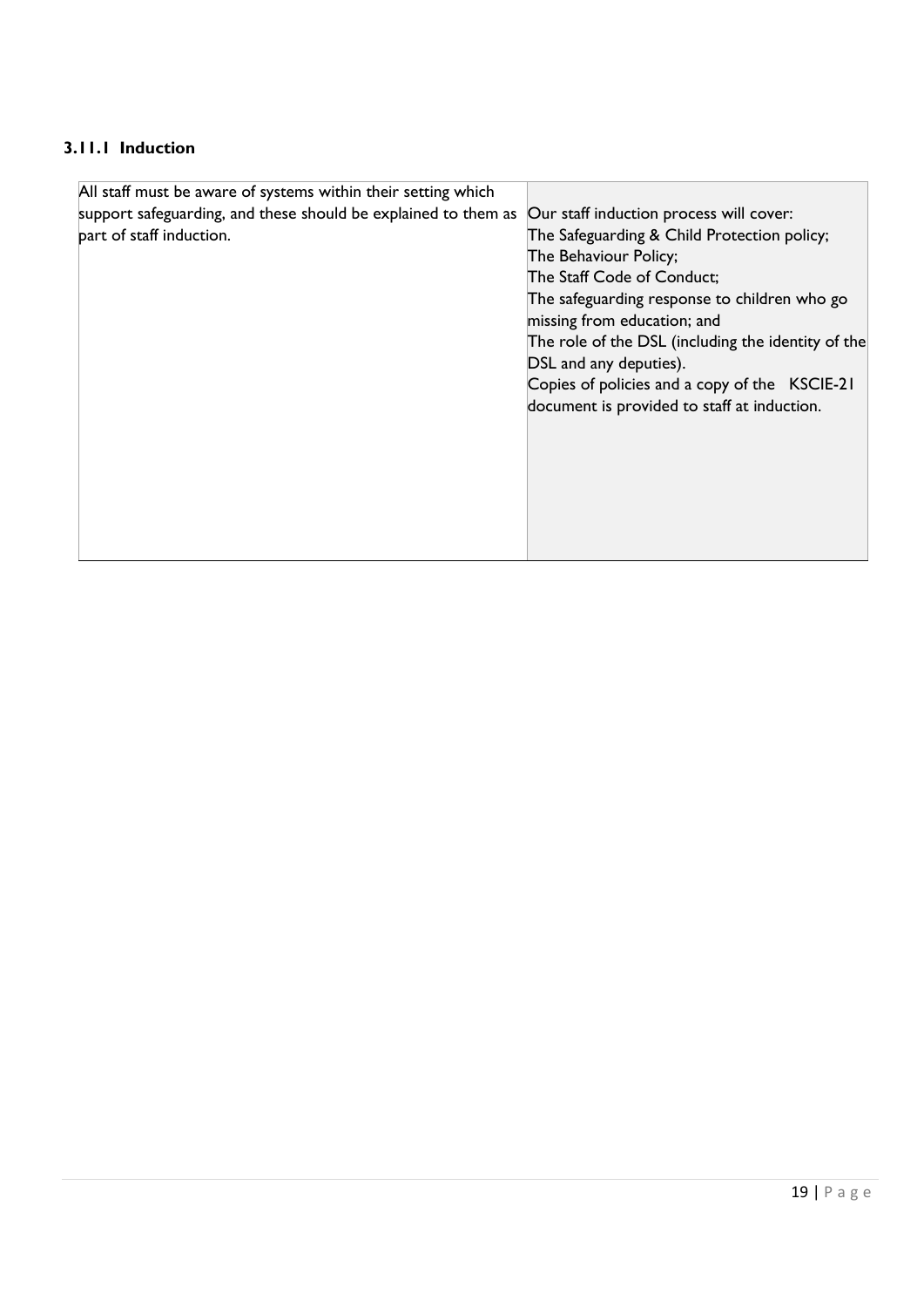### 3.11.1 Induction

| All staff must be aware of systems within their setting which support safeguarding, and these should be explained to them as part of staff induction. | Our staff induction process will cover:<br>The Safeguarding & Child Protection policy;<br>The Behaviour Policy;<br>The Staff Code of Conduct;<br>The safeguarding response to children who go missing from education; and<br>The role of the DSL (including the identity of the DSL and any deputies).<br>Copies of policies and a copy of the KSCIE-21 document is provided to staff at induction. |
|---|---|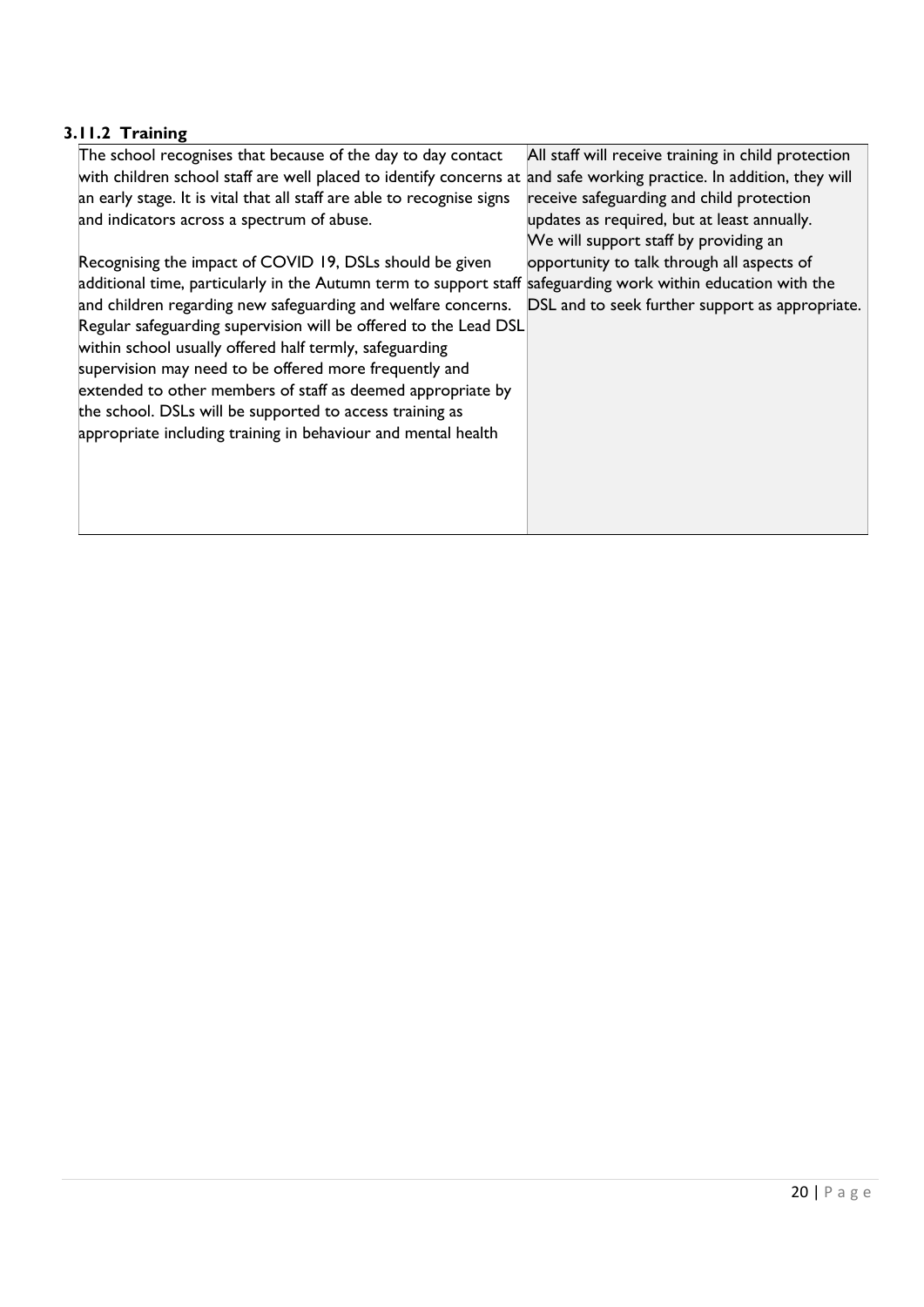### 3.11.2 Training

| | |
|---|---|
| The school recognises that because of the day to day contact with children school staff are well placed to identify concerns at an early stage. It is vital that all staff are able to recognise signs and indicators across a spectrum of abuse.<br><br>Recognising the impact of COVID 19, DSLs should be given additional time, particularly in the Autumn term to support staff and children regarding new safeguarding and welfare concerns. Regular safeguarding supervision will be offered to the Lead DSL within school usually offered half termly, safeguarding supervision may need to be offered more frequently and extended to other members of staff as deemed appropriate by the school. DSLs will be supported to access training as appropriate including training in behaviour and mental health | All staff will receive training in child protection and safe working practice. In addition, they will receive safeguarding and child protection updates as required, but at least annually. We will support staff by providing an opportunity to talk through all aspects of safeguarding work within education with the DSL and to seek further support as appropriate. |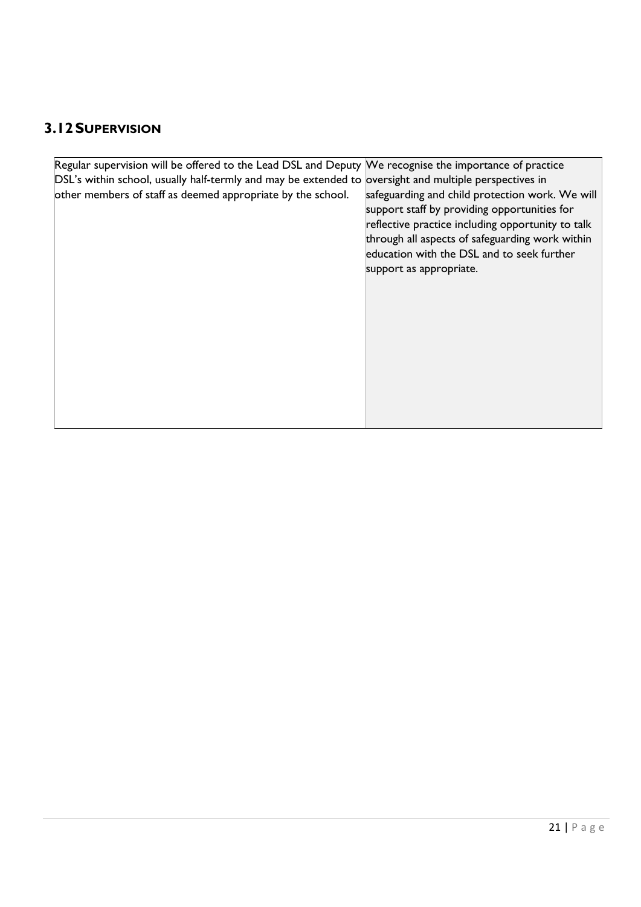## 3.12 Supervision

| | |
|---|---|
| Regular supervision will be offered to the Lead DSL and Deputy DSL's within school, usually half-termly and may be extended to other members of staff as deemed appropriate by the school. | We recognise the importance of practice oversight and multiple perspectives in safeguarding and child protection work. We will support staff by providing opportunities for reflective practice including opportunity to talk through all aspects of safeguarding work within education with the DSL and to seek further support as appropriate. |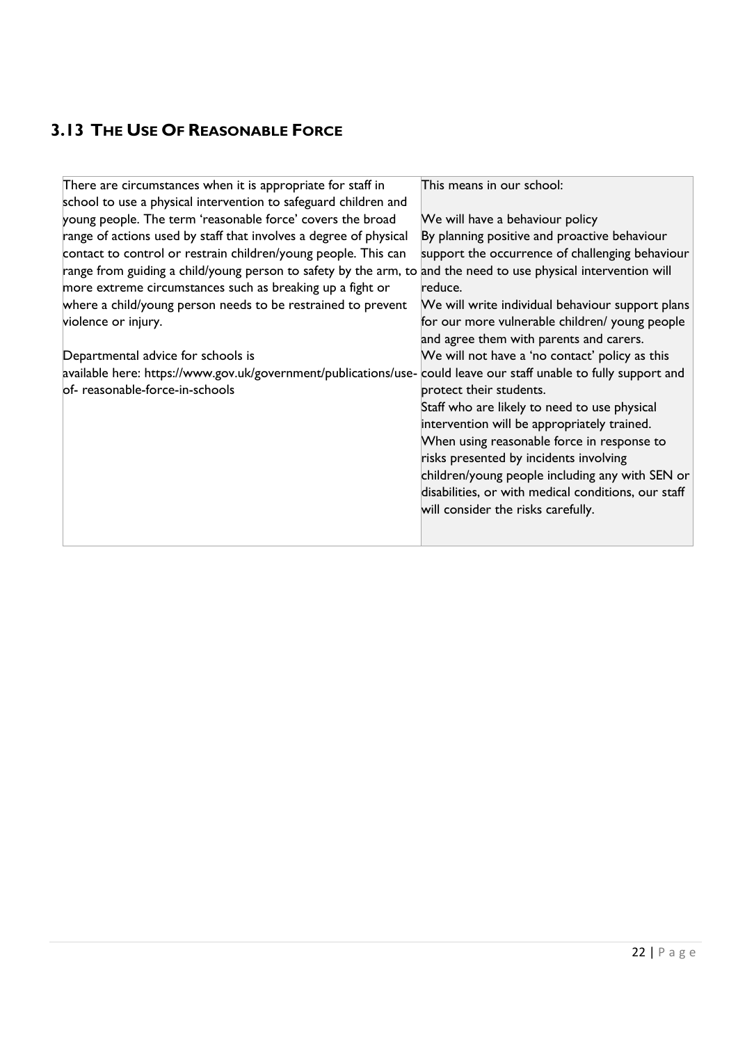## 3.13 The Use Of Reasonable Force

| There are circumstances when it is appropriate for staff in school to use a physical intervention to safeguard children and young people. The term 'reasonable force' covers the broad range of actions used by staff that involves a degree of physical contact to control or restrain children/young people. This can range from guiding a child/young person to safety by the arm, to more extreme circumstances such as breaking up a fight or where a child/young person needs to be restrained to prevent violence or injury.<br><br>Departmental advice for schools is available here: https://www.gov.uk/government/publications/use-of- reasonable-force-in-schools | This means in our school:<br><br>We will have a behaviour policy<br>By planning positive and proactive behaviour support the occurrence of challenging behaviour and the need to use physical intervention will reduce.<br>We will write individual behaviour support plans for our more vulnerable children/ young people and agree them with parents and carers.<br>We will not have a 'no contact' policy as this could leave our staff unable to fully support and protect their students.<br>Staff who are likely to need to use physical intervention will be appropriately trained.<br>When using reasonable force in response to risks presented by incidents involving children/young people including any with SEN or disabilities, or with medical conditions, our staff will consider the risks carefully. |
|---|---|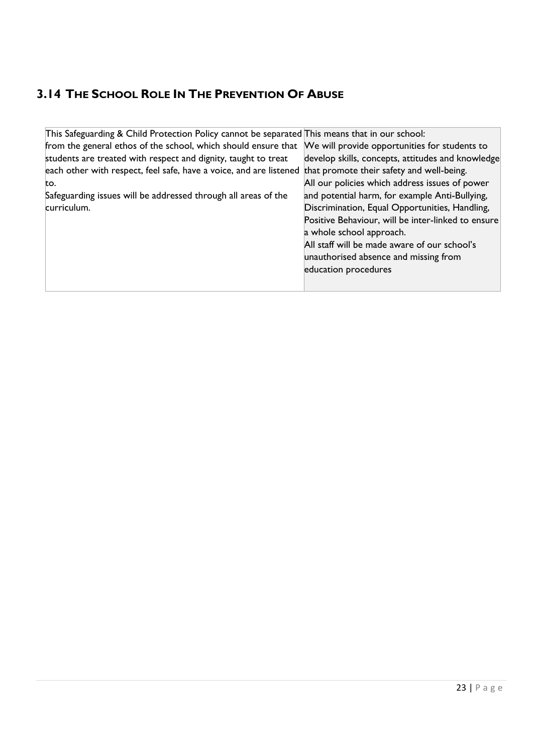## 3.14 The School Role In The Prevention Of Abuse

| This Safeguarding & Child Protection Policy cannot be separated from the general ethos of the school, which should ensure that students are treated with respect and dignity, taught to treat each other with respect, feel safe, have a voice, and are listened to.<br>Safeguarding issues will be addressed through all areas of the curriculum. | This means that in our school:<br>We will provide opportunities for students to develop skills, concepts, attitudes and knowledge that promote their safety and well-being.<br>All our policies which address issues of power and potential harm, for example Anti-Bullying, Discrimination, Equal Opportunities, Handling, Positive Behaviour, will be inter-linked to ensure a whole school approach.<br>All staff will be made aware of our school's unauthorised absence and missing from education procedures |
|---|---|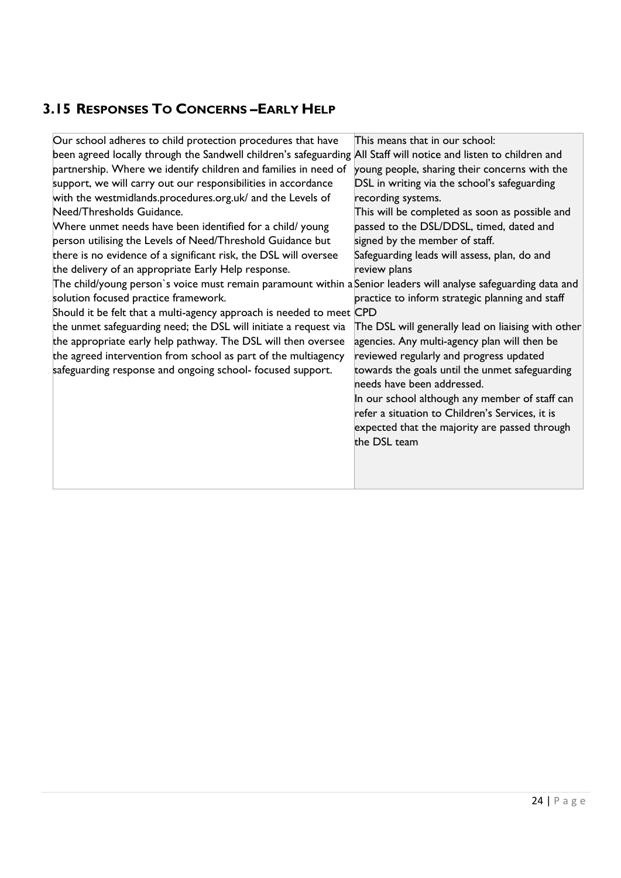## 3.15 Responses To Concerns – Early Help

| Our school adheres to child protection procedures that have been agreed locally through the Sandwell children's safeguarding partnership. Where we identify children and families in need of support, we will carry out our responsibilities in accordance with the westmidlands.procedures.org.uk/ and the Levels of Need/Thresholds Guidance.<br>Where unmet needs have been identified for a child/ young person utilising the Levels of Need/Threshold Guidance but there is no evidence of a significant risk, the DSL will oversee the delivery of an appropriate Early Help response.<br>The child/young person`s voice must remain paramount within a solution focused practice framework.<br>Should it be felt that a multi-agency approach is needed to meet the unmet safeguarding need; the DSL will initiate a request via the appropriate early help pathway. The DSL will then oversee the agreed intervention from school as part of the multiagency safeguarding response and ongoing school- focused support. | This means that in our school:<br>All Staff will notice and listen to children and young people, sharing their concerns with the DSL in writing via the school's safeguarding recording systems.<br>This will be completed as soon as possible and passed to the DSL/DDSL, timed, dated and signed by the member of staff.<br>Safeguarding leads will assess, plan, do and review plans<br>Senior leaders will analyse safeguarding data and practice to inform strategic planning and staff CPD<br>The DSL will generally lead on liaising with other agencies. Any multi-agency plan will then be reviewed regularly and progress updated towards the goals until the unmet safeguarding needs have been addressed.<br>In our school although any member of staff can refer a situation to Children's Services, it is expected that the majority are passed through the DSL team |
|---|---|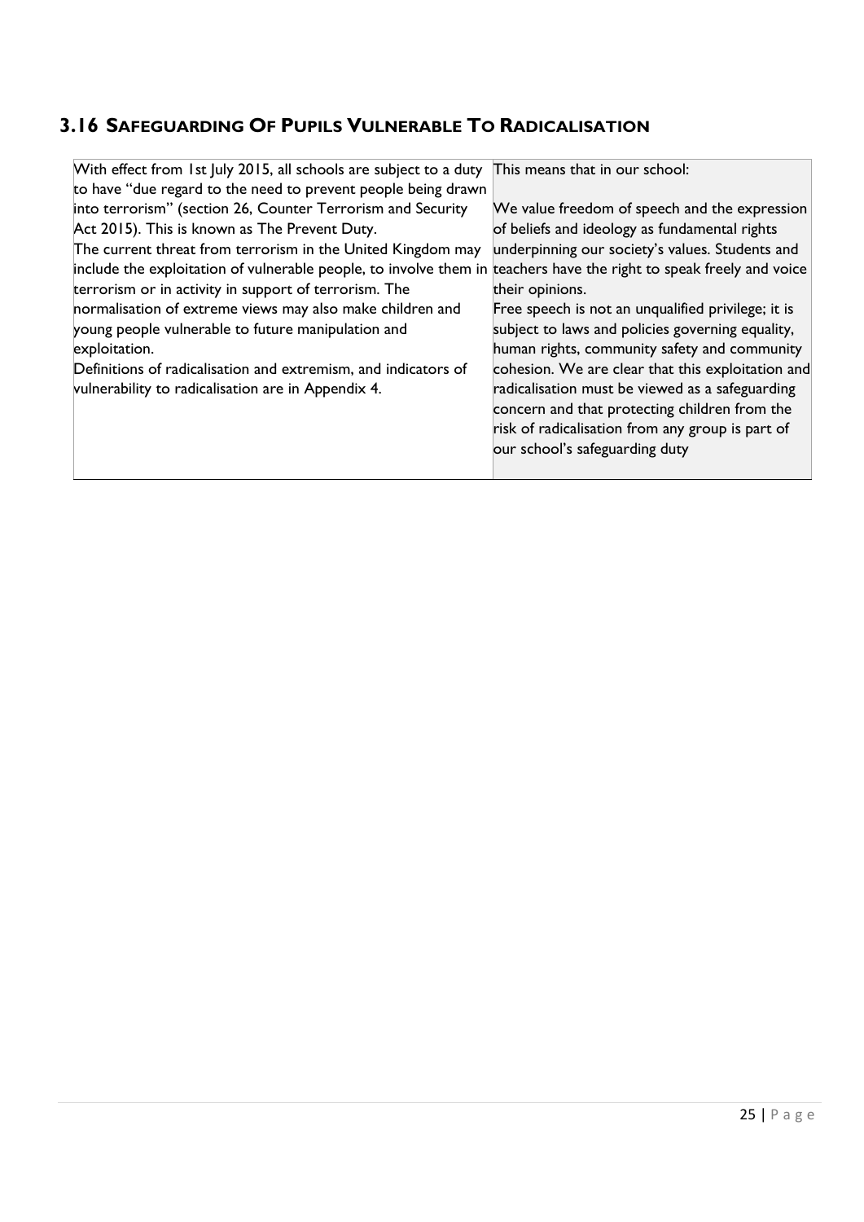## 3.16 Safeguarding Of Pupils Vulnerable To Radicalisation

| | |
|---|---|
| With effect from 1st July 2015, all schools are subject to a duty to have "due regard to the need to prevent people being drawn into terrorism" (section 26, Counter Terrorism and Security Act 2015). This is known as The Prevent Duty.<br>The current threat from terrorism in the United Kingdom may include the exploitation of vulnerable people, to involve them in terrorism or in activity in support of terrorism. The normalisation of extreme views may also make children and young people vulnerable to future manipulation and exploitation.<br>Definitions of radicalisation and extremism, and indicators of vulnerability to radicalisation are in Appendix 4. | This means that in our school:<br><br>We value freedom of speech and the expression of beliefs and ideology as fundamental rights underpinning our society's values. Students and teachers have the right to speak freely and voice their opinions.<br>Free speech is not an unqualified privilege; it is subject to laws and policies governing equality, human rights, community safety and community cohesion. We are clear that this exploitation and radicalisation must be viewed as a safeguarding concern and that protecting children from the risk of radicalisation from any group is part of our school's safeguarding duty |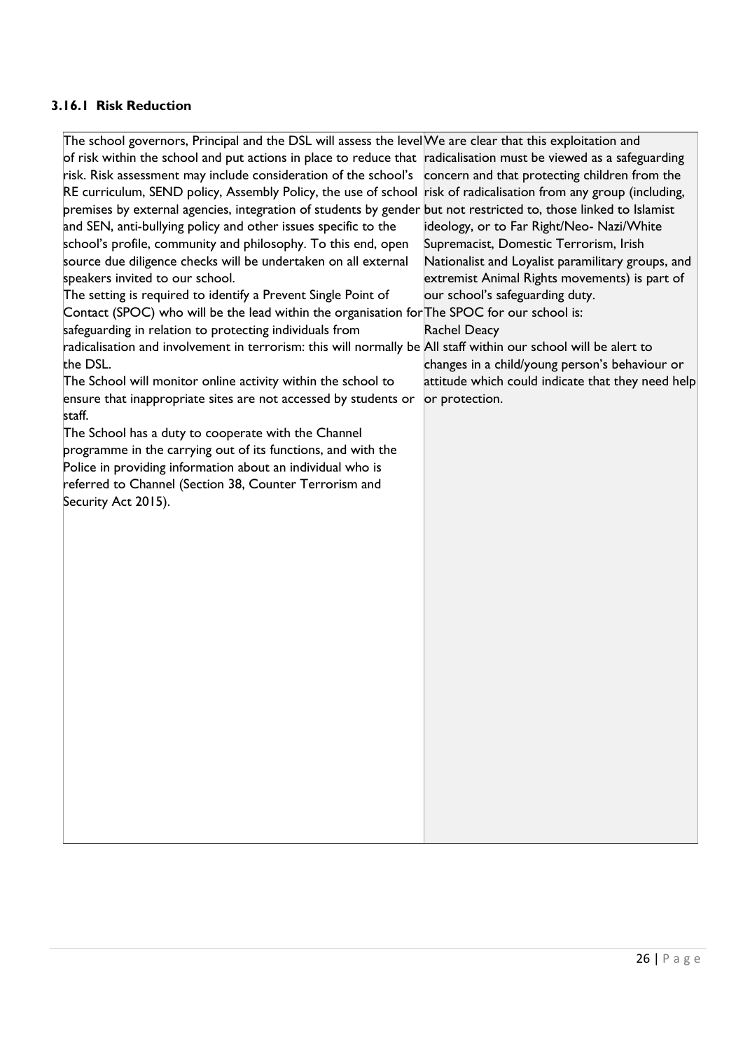### 3.16.1 Risk Reduction

The school governors, Principal and the DSL will assess the level of risk within the school and put actions in place to reduce that risk. Risk assessment may include consideration of the school's RE curriculum, SEND policy, Assembly Policy, the use of school premises by external agencies, integration of students by gender and SEN, anti-bullying policy and other issues specific to the school's profile, community and philosophy. To this end, open source due diligence checks will be undertaken on all external speakers invited to our school.

The setting is required to identify a Prevent Single Point of Contact (SPOC) who will be the lead within the organisation for safeguarding in relation to protecting individuals from radicalisation and involvement in terrorism: this will normally be the DSL.

The School will monitor online activity within the school to ensure that inappropriate sites are not accessed by students or staff.

The School has a duty to cooperate with the Channel programme in the carrying out of its functions, and with the Police in providing information about an individual who is referred to Channel (Section 38, Counter Terrorism and Security Act 2015).

We are clear that this exploitation and radicalisation must be viewed as a safeguarding concern and that protecting children from the risk of radicalisation from any group (including, but not restricted to, those linked to Islamist ideology, or to Far Right/Neo- Nazi/White Supremacist, Domestic Terrorism, Irish Nationalist and Loyalist paramilitary groups, and extremist Animal Rights movements) is part of our school's safeguarding duty.

The SPOC for our school is:
Rachel Deacy

All staff within our school will be alert to changes in a child/young person's behaviour or attitude which could indicate that they need help or protection.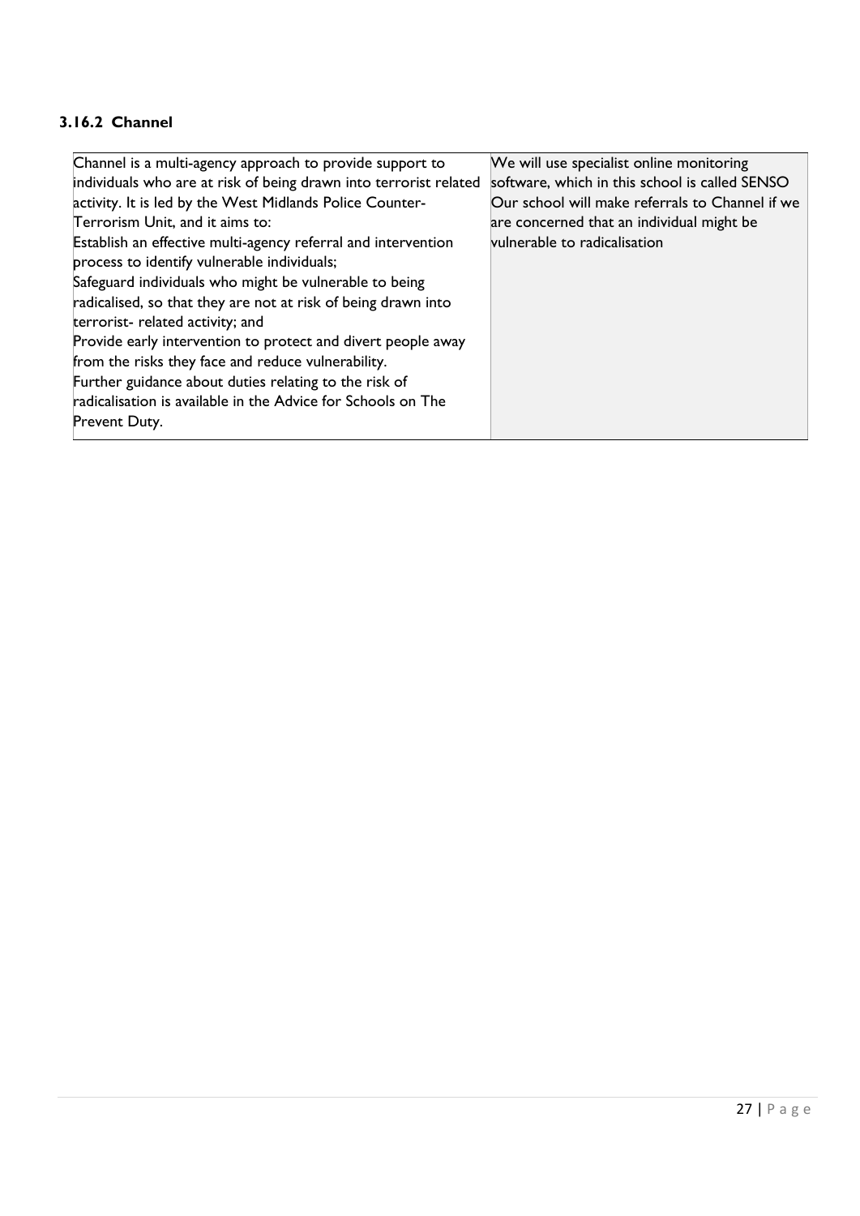### 3.16.2 Channel

| Channel is a multi-agency approach to provide support to individuals who are at risk of being drawn into terrorist related activity. It is led by the West Midlands Police Counter-Terrorism Unit, and it aims to:<br>Establish an effective multi-agency referral and intervention process to identify vulnerable individuals;<br>Safeguard individuals who might be vulnerable to being radicalised, so that they are not at risk of being drawn into terrorist- related activity; and<br>Provide early intervention to protect and divert people away from the risks they face and reduce vulnerability.<br>Further guidance about duties relating to the risk of radicalisation is available in the Advice for Schools on The Prevent Duty. | We will use specialist online monitoring software, which in this school is called SENSO<br>Our school will make referrals to Channel if we are concerned that an individual might be vulnerable to radicalisation |
|---|---|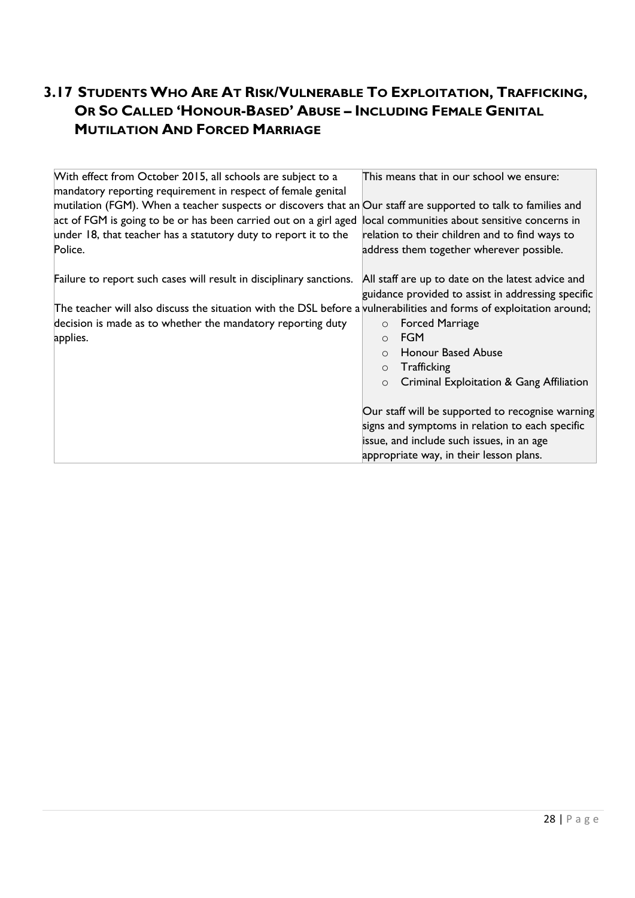## 3.17 Students Who Are At Risk/Vulnerable To Exploitation, Trafficking, Or So Called 'Honour-Based' Abuse – Including Female Genital Mutilation And Forced Marriage

| | |
|---|---|
| With effect from October 2015, all schools are subject to a mandatory reporting requirement in respect of female genital mutilation (FGM). When a teacher suspects or discovers that an act of FGM is going to be or has been carried out on a girl aged under 18, that teacher has a statutory duty to report it to the Police.<br><br>Failure to report such cases will result in disciplinary sanctions.<br><br>The teacher will also discuss the situation with the DSL before a decision is made as to whether the mandatory reporting duty applies. | This means that in our school we ensure:<br><br>Our staff are supported to talk to families and local communities about sensitive concerns in relation to their children and to find ways to address them together wherever possible.<br><br>All staff are up to date on the latest advice and guidance provided to assist in addressing specific vulnerabilities and forms of exploitation around;<br>○ Forced Marriage<br>○ FGM<br>○ Honour Based Abuse<br>○ Trafficking<br>○ Criminal Exploitation & Gang Affiliation<br><br>Our staff will be supported to recognise warning signs and symptoms in relation to each specific issue, and include such issues, in an age appropriate way, in their lesson plans. |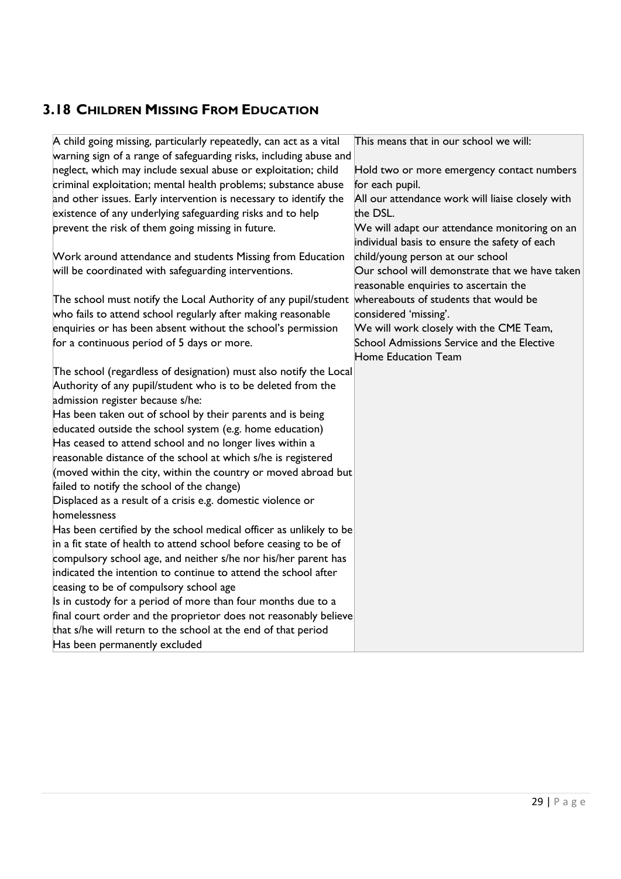## 3.18 Children Missing From Education

| | |
|---|---|
| A child going missing, particularly repeatedly, can act as a vital warning sign of a range of safeguarding risks, including abuse and neglect, which may include sexual abuse or exploitation; child criminal exploitation; mental health problems; substance abuse and other issues. Early intervention is necessary to identify the existence of any underlying safeguarding risks and to help prevent the risk of them going missing in future.<br><br>Work around attendance and students Missing from Education will be coordinated with safeguarding interventions.<br><br>The school must notify the Local Authority of any pupil/student who fails to attend school regularly after making reasonable enquiries or has been absent without the school's permission for a continuous period of 5 days or more.<br><br>The school (regardless of designation) must also notify the Local Authority of any pupil/student who is to be deleted from the admission register because s/he:<br>Has been taken out of school by their parents and is being educated outside the school system (e.g. home education)<br>Has ceased to attend school and no longer lives within a reasonable distance of the school at which s/he is registered (moved within the city, within the country or moved abroad but failed to notify the school of the change)<br>Displaced as a result of a crisis e.g. domestic violence or homelessness<br>Has been certified by the school medical officer as unlikely to be in a fit state of health to attend school before ceasing to be of compulsory school age, and neither s/he nor his/her parent has indicated the intention to continue to attend the school after ceasing to be of compulsory school age<br>Is in custody for a period of more than four months due to a final court order and the proprietor does not reasonably believe that s/he will return to the school at the end of that period<br>Has been permanently excluded | This means that in our school we will:<br><br>Hold two or more emergency contact numbers for each pupil.<br>All our attendance work will liaise closely with the DSL.<br>We will adapt our attendance monitoring on an individual basis to ensure the safety of each child/young person at our school<br>Our school will demonstrate that we have taken reasonable enquiries to ascertain the whereabouts of students that would be considered 'missing'.<br>We will work closely with the CME Team, School Admissions Service and the Elective Home Education Team |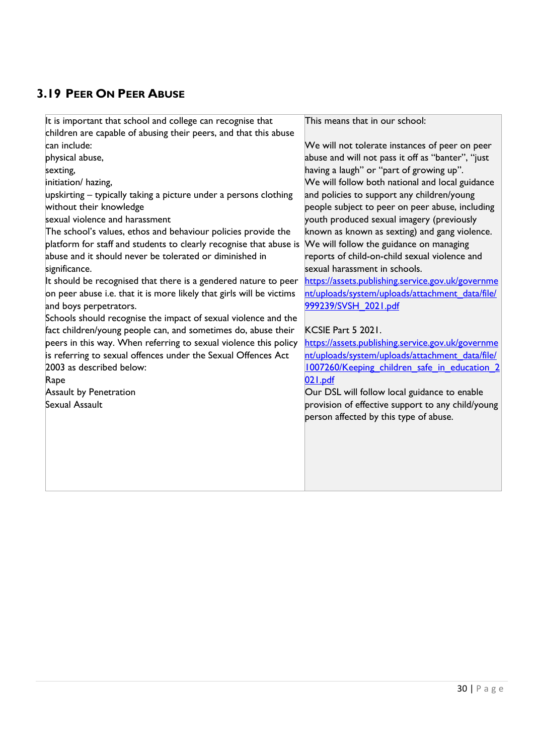## 3.19 Peer On Peer Abuse

| | |
|---|---|
| It is important that school and college can recognise that children are capable of abusing their peers, and that this abuse can include:<br>physical abuse,<br>sexting,<br>initiation/ hazing,<br>upskirting – typically taking a picture under a persons clothing without their knowledge<br>sexual violence and harassment<br>The school's values, ethos and behaviour policies provide the platform for staff and students to clearly recognise that abuse is abuse and it should never be tolerated or diminished in significance.<br>It should be recognised that there is a gendered nature to peer on peer abuse i.e. that it is more likely that girls will be victims and boys perpetrators.<br>Schools should recognise the impact of sexual violence and the fact children/young people can, and sometimes do, abuse their peers in this way. When referring to sexual violence this policy is referring to sexual offences under the Sexual Offences Act 2003 as described below:<br>Rape<br>Assault by Penetration<br>Sexual Assault | This means that in our school:<br><br>We will not tolerate instances of peer on peer abuse and will not pass it off as "banter", "just having a laugh" or "part of growing up".<br>We will follow both national and local guidance and policies to support any children/young people subject to peer on peer abuse, including youth produced sexual imagery (previously known as known as sexting) and gang violence.<br>We will follow the guidance on managing reports of child-on-child sexual violence and sexual harassment in schools.<br>https://assets.publishing.service.gov.uk/government/uploads/system/uploads/attachment_data/file/999239/SVSH_2021.pdf<br><br>KCSIE Part 5 2021.<br>https://assets.publishing.service.gov.uk/government/uploads/system/uploads/attachment_data/file/1007260/Keeping_children_safe_in_education_2021.pdf<br>Our DSL will follow local guidance to enable provision of effective support to any child/young person affected by this type of abuse. |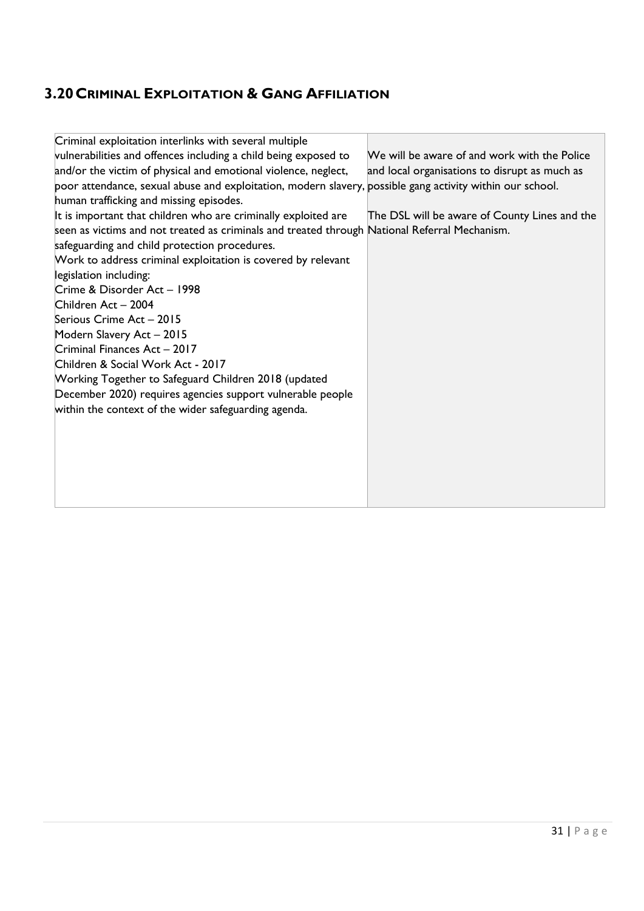## 3.20 Criminal Exploitation & Gang Affiliation

| | |
|---|---|
| Criminal exploitation interlinks with several multiple vulnerabilities and offences including a child being exposed to and/or the victim of physical and emotional violence, neglect, poor attendance, sexual abuse and exploitation, modern slavery, human trafficking and missing episodes.<br>It is important that children who are criminally exploited are seen as victims and not treated as criminals and treated through safeguarding and child protection procedures.<br>Work to address criminal exploitation is covered by relevant legislation including:<br>Crime & Disorder Act – 1998<br>Children Act – 2004<br>Serious Crime Act – 2015<br>Modern Slavery Act – 2015<br>Criminal Finances Act – 2017<br>Children & Social Work Act - 2017<br>Working Together to Safeguard Children 2018 (updated December 2020) requires agencies support vulnerable people within the context of the wider safeguarding agenda. | We will be aware of and work with the Police and local organisations to disrupt as much as possible gang activity within our school.<br><br>The DSL will be aware of County Lines and the National Referral Mechanism. |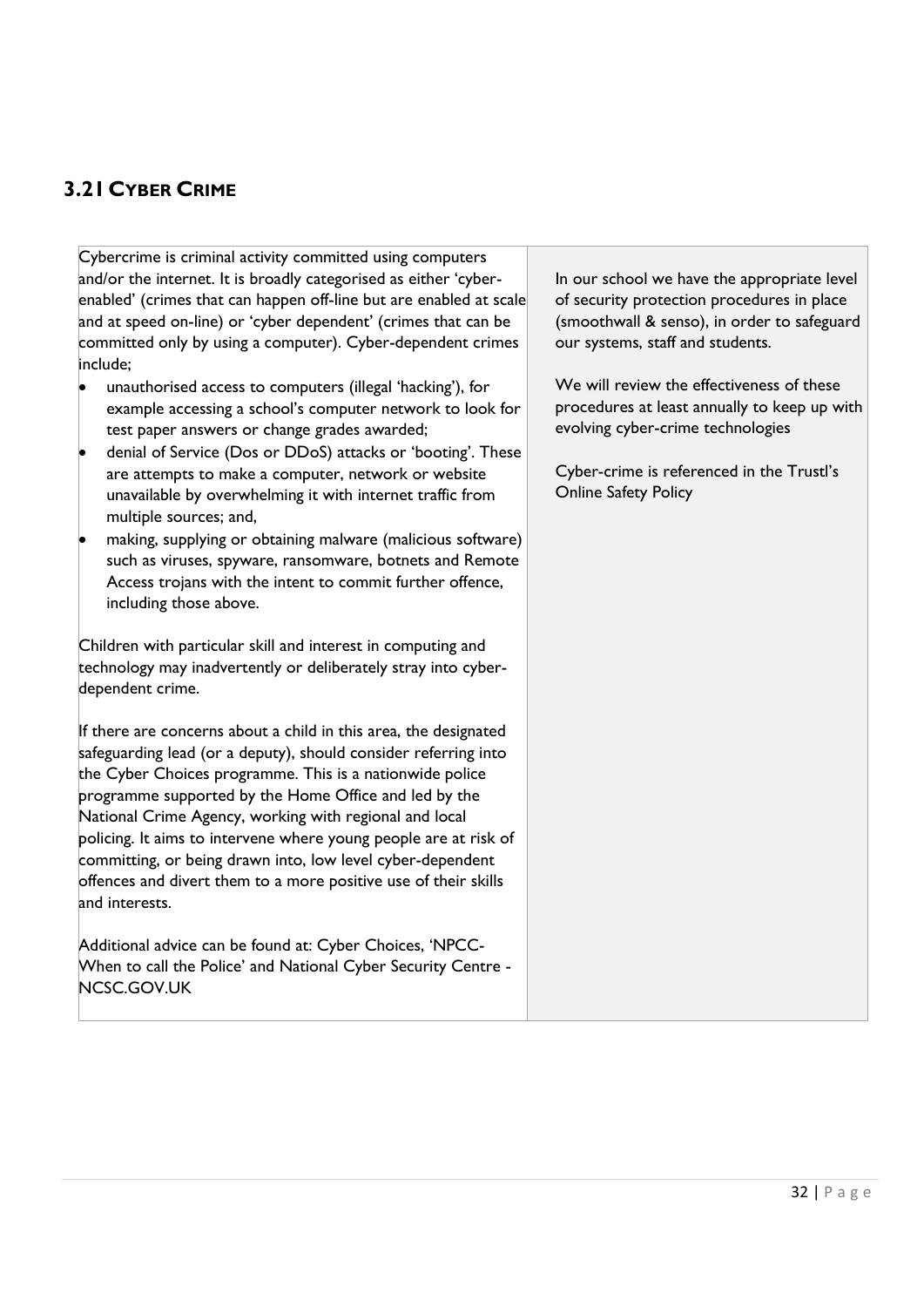### 3.21 Cyber Crime

| | |
|---|---|
| Cybercrime is criminal activity committed using computers and/or the internet. It is broadly categorised as either 'cyber-enabled' (crimes that can happen off-line but are enabled at scale and at speed on-line) or 'cyber dependent' (crimes that can be committed only by using a computer). Cyber-dependent crimes include;<br>• unauthorised access to computers (illegal 'hacking'), for example accessing a school's computer network to look for test paper answers or change grades awarded;<br>• denial of Service (Dos or DDoS) attacks or 'booting'. These are attempts to make a computer, network or website unavailable by overwhelming it with internet traffic from multiple sources; and,<br>• making, supplying or obtaining malware (malicious software) such as viruses, spyware, ransomware, botnets and Remote Access trojans with the intent to commit further offence, including those above.<br><br>Children with particular skill and interest in computing and technology may inadvertently or deliberately stray into cyber-dependent crime.<br><br>If there are concerns about a child in this area, the designated safeguarding lead (or a deputy), should consider referring into the Cyber Choices programme. This is a nationwide police programme supported by the Home Office and led by the National Crime Agency, working with regional and local policing. It aims to intervene where young people are at risk of committing, or being drawn into, low level cyber-dependent offences and divert them to a more positive use of their skills and interests.<br><br>Additional advice can be found at: Cyber Choices, 'NPCC- When to call the Police' and National Cyber Security Centre - NCSC.GOV.UK | In our school we have the appropriate level of security protection procedures in place (smoothwall & senso), in order to safeguard our systems, staff and students.<br><br>We will review the effectiveness of these procedures at least annually to keep up with evolving cyber-crime technologies<br><br>Cyber-crime is referenced in the Trustl's Online Safety Policy |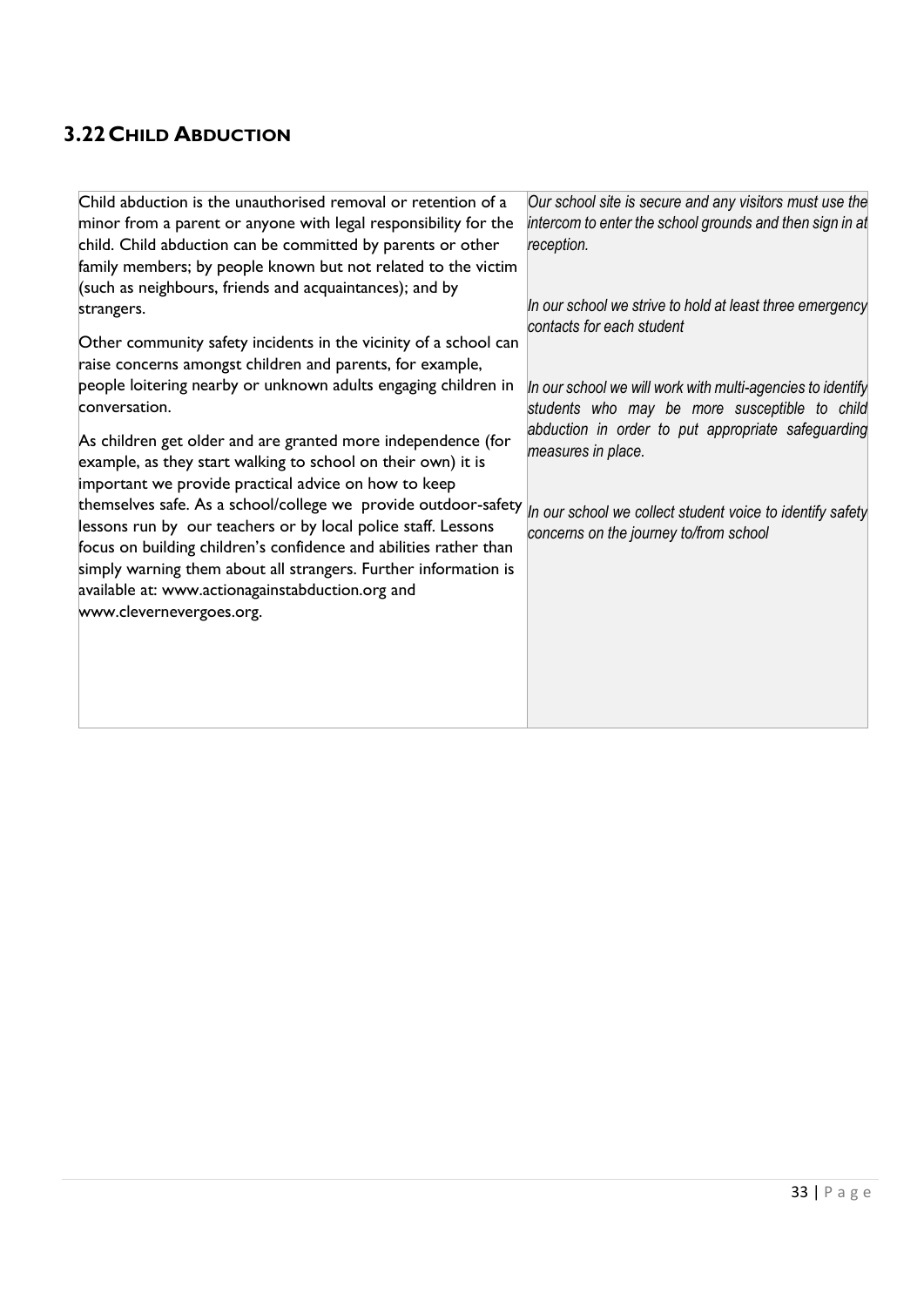## 3.22 Child Abduction

| | |
|---|---|
| Child abduction is the unauthorised removal or retention of a minor from a parent or anyone with legal responsibility for the child. Child abduction can be committed by parents or other family members; by people known but not related to the victim (such as neighbours, friends and acquaintances); and by strangers.<br><br>Other community safety incidents in the vicinity of a school can raise concerns amongst children and parents, for example, people loitering nearby or unknown adults engaging children in conversation.<br><br>As children get older and are granted more independence (for example, as they start walking to school on their own) it is important we provide practical advice on how to keep themselves safe. As a school/college we provide outdoor-safety lessons run by our teachers or by local police staff. Lessons focus on building children's confidence and abilities rather than simply warning them about all strangers. Further information is available at: www.actionagainstabduction.org and www.clevernevergoes.org. | *Our school site is secure and any visitors must use the intercom to enter the school grounds and then sign in at reception.*<br><br>*In our school we strive to hold at least three emergency contacts for each student*<br><br>*In our school we will work with multi-agencies to identify students who may be more susceptible to child abduction in order to put appropriate safeguarding measures in place.*<br><br>*In our school we collect student voice to identify safety concerns on the journey to/from school* |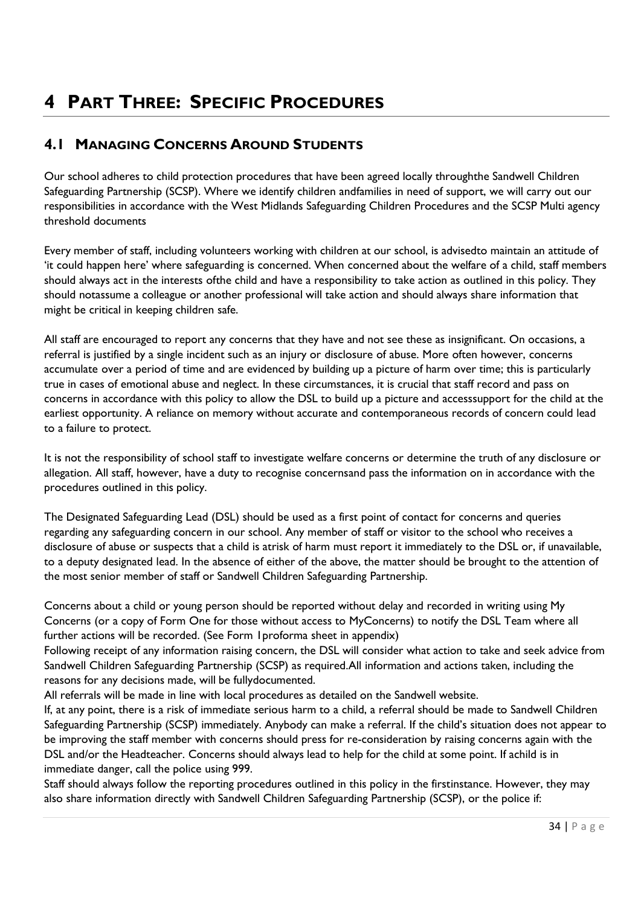# 4 PART THREE: SPECIFIC PROCEDURES

## 4.1 MANAGING CONCERNS AROUND STUDENTS

Our school adheres to child protection procedures that have been agreed locally throughthe Sandwell Children Safeguarding Partnership (SCSP). Where we identify children andfamilies in need of support, we will carry out our responsibilities in accordance with the West Midlands Safeguarding Children Procedures and the SCSP Multi agency threshold documents

Every member of staff, including volunteers working with children at our school, is advisedto maintain an attitude of 'it could happen here' where safeguarding is concerned. When concerned about the welfare of a child, staff members should always act in the interests ofthe child and have a responsibility to take action as outlined in this policy. They should notassume a colleague or another professional will take action and should always share information that might be critical in keeping children safe.

All staff are encouraged to report any concerns that they have and not see these as insignificant. On occasions, a referral is justified by a single incident such as an injury or disclosure of abuse. More often however, concerns accumulate over a period of time and are evidenced by building up a picture of harm over time; this is particularly true in cases of emotional abuse and neglect. In these circumstances, it is crucial that staff record and pass on concerns in accordance with this policy to allow the DSL to build up a picture and accesssupport for the child at the earliest opportunity. A reliance on memory without accurate and contemporaneous records of concern could lead to a failure to protect.

It is not the responsibility of school staff to investigate welfare concerns or determine the truth of any disclosure or allegation. All staff, however, have a duty to recognise concernsand pass the information on in accordance with the procedures outlined in this policy.

The Designated Safeguarding Lead (DSL) should be used as a first point of contact for concerns and queries regarding any safeguarding concern in our school. Any member of staff or visitor to the school who receives a disclosure of abuse or suspects that a child is atrisk of harm must report it immediately to the DSL or, if unavailable, to a deputy designated lead. In the absence of either of the above, the matter should be brought to the attention of the most senior member of staff or Sandwell Children Safeguarding Partnership.

Concerns about a child or young person should be reported without delay and recorded in writing using My Concerns (or a copy of Form One for those without access to MyConcerns) to notify the DSL Team where all further actions will be recorded. (See Form 1proforma sheet in appendix)

Following receipt of any information raising concern, the DSL will consider what action to take and seek advice from Sandwell Children Safeguarding Partnership (SCSP) as required.All information and actions taken, including the reasons for any decisions made, will be fullydocumented.

All referrals will be made in line with local procedures as detailed on the Sandwell website.

If, at any point, there is a risk of immediate serious harm to a child, a referral should be made to Sandwell Children Safeguarding Partnership (SCSP) immediately. Anybody can make a referral. If the child's situation does not appear to be improving the staff member with concerns should press for re-consideration by raising concerns again with the DSL and/or the Headteacher. Concerns should always lead to help for the child at some point. If achild is in immediate danger, call the police using 999.

Staff should always follow the reporting procedures outlined in this policy in the firstinstance. However, they may also share information directly with Sandwell Children Safeguarding Partnership (SCSP), or the police if: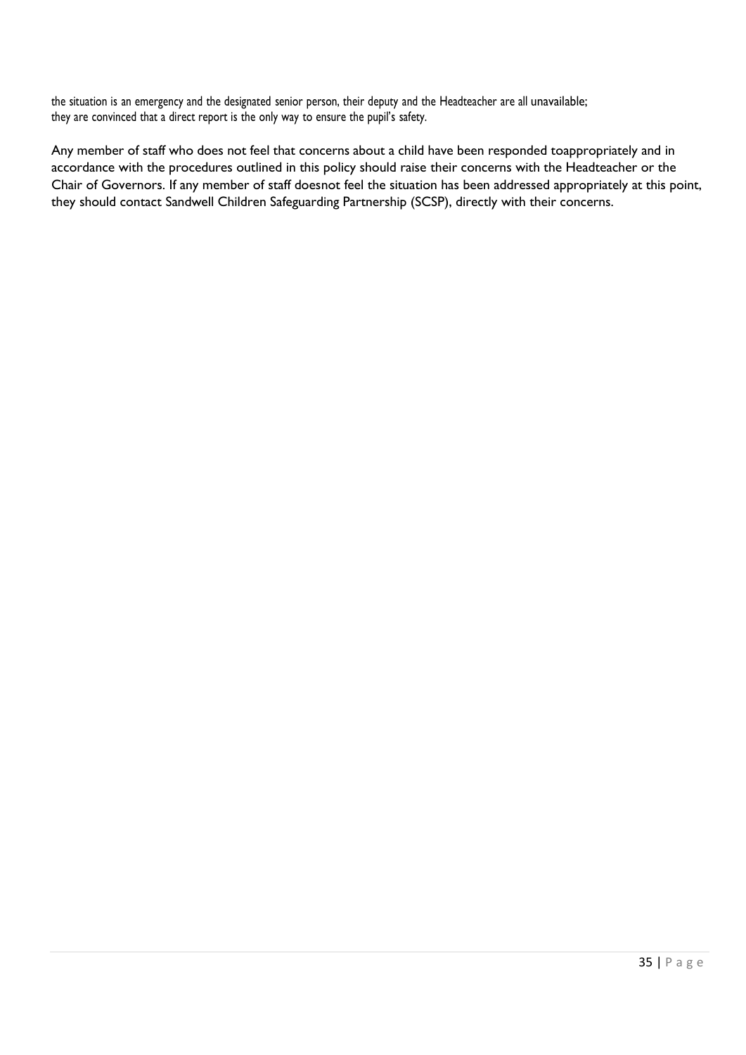the situation is an emergency and the designated senior person, their deputy and the Headteacher are all unavailable;
they are convinced that a direct report is the only way to ensure the pupil's safety.

Any member of staff who does not feel that concerns about a child have been responded toappropriately and in accordance with the procedures outlined in this policy should raise their concerns with the Headteacher or the Chair of Governors. If any member of staff doesnot feel the situation has been addressed appropriately at this point, they should contact Sandwell Children Safeguarding Partnership (SCSP), directly with their concerns.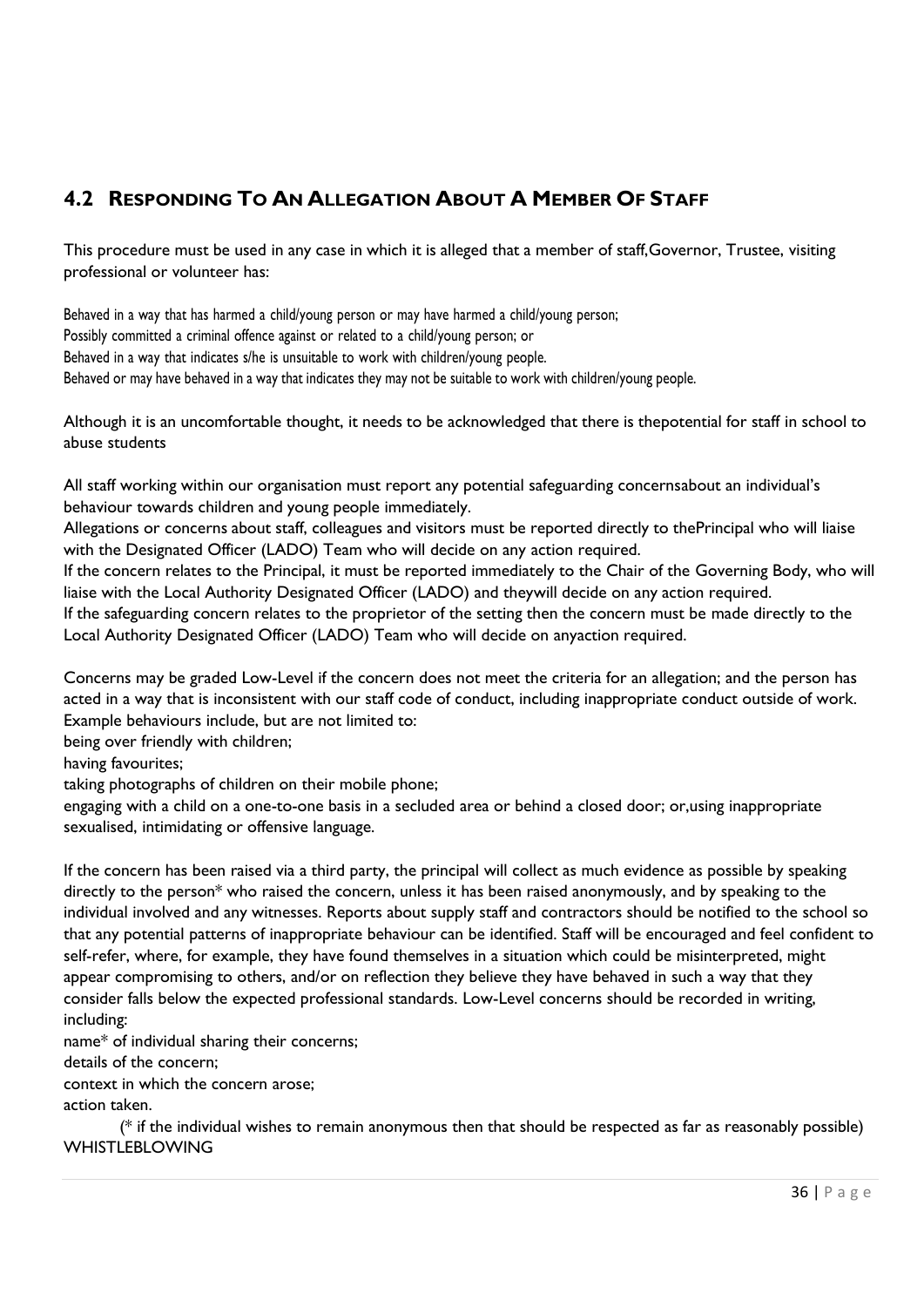## 4.2 Responding To An Allegation About A Member Of Staff

This procedure must be used in any case in which it is alleged that a member of staff,Governor, Trustee, visiting professional or volunteer has:

Behaved in a way that has harmed a child/young person or may have harmed a child/young person;
Possibly committed a criminal offence against or related to a child/young person; or
Behaved in a way that indicates s/he is unsuitable to work with children/young people.
Behaved or may have behaved in a way that indicates they may not be suitable to work with children/young people.

Although it is an uncomfortable thought, it needs to be acknowledged that there is thepotential for staff in school to abuse students

All staff working within our organisation must report any potential safeguarding concernsabout an individual's behaviour towards children and young people immediately.
Allegations or concerns about staff, colleagues and visitors must be reported directly to thePrincipal who will liaise with the Designated Officer (LADO) Team who will decide on any action required.
If the concern relates to the Principal, it must be reported immediately to the Chair of the Governing Body, who will liaise with the Local Authority Designated Officer (LADO) and theywill decide on any action required.
If the safeguarding concern relates to the proprietor of the setting then the concern must be made directly to the Local Authority Designated Officer (LADO) Team who will decide on anyaction required.

Concerns may be graded Low-Level if the concern does not meet the criteria for an allegation; and the person has acted in a way that is inconsistent with our staff code of conduct, including inappropriate conduct outside of work. Example behaviours include, but are not limited to:
being over friendly with children;
having favourites;
taking photographs of children on their mobile phone;
engaging with a child on a one-to-one basis in a secluded area or behind a closed door; or,using inappropriate sexualised, intimidating or offensive language.

If the concern has been raised via a third party, the principal will collect as much evidence as possible by speaking directly to the person* who raised the concern, unless it has been raised anonymously, and by speaking to the individual involved and any witnesses. Reports about supply staff and contractors should be notified to the school so that any potential patterns of inappropriate behaviour can be identified. Staff will be encouraged and feel confident to self-refer, where, for example, they have found themselves in a situation which could be misinterpreted, might appear compromising to others, and/or on reflection they believe they have behaved in such a way that they consider falls below the expected professional standards. Low-Level concerns should be recorded in writing, including:
name* of individual sharing their concerns;
details of the concern;
context in which the concern arose;
action taken.

(* if the individual wishes to remain anonymous then that should be respected as far as reasonably possible)
WHISTLEBLOWING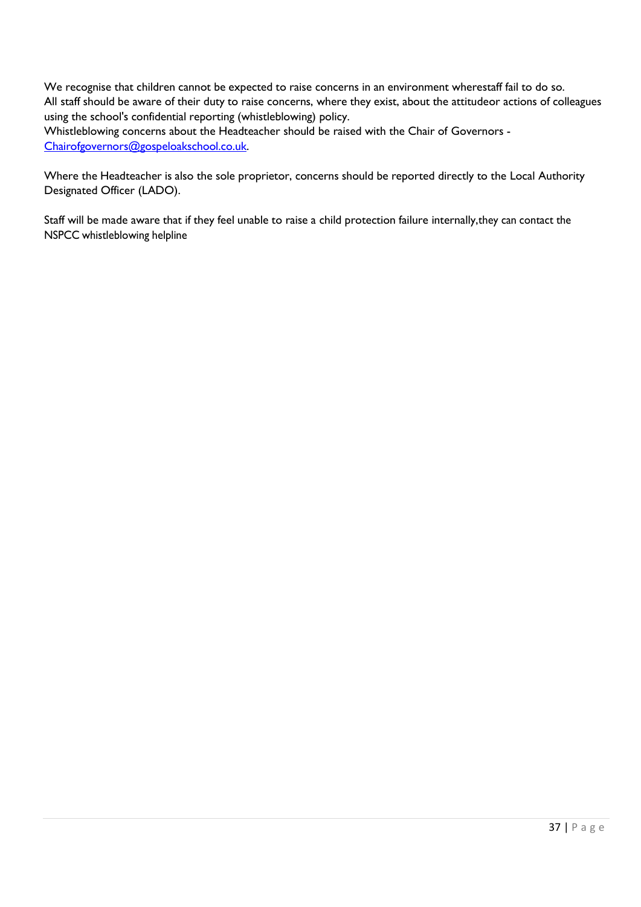We recognise that children cannot be expected to raise concerns in an environment wherestaff fail to do so.
All staff should be aware of their duty to raise concerns, where they exist, about the attitudeor actions of colleagues using the school's confidential reporting (whistleblowing) policy.
Whistleblowing concerns about the Headteacher should be raised with the Chair of Governors - Chairofgovernors@gospeloakschool.co.uk.

Where the Headteacher is also the sole proprietor, concerns should be reported directly to the Local Authority Designated Officer (LADO).

Staff will be made aware that if they feel unable to raise a child protection failure internally,they can contact the NSPCC whistleblowing helpline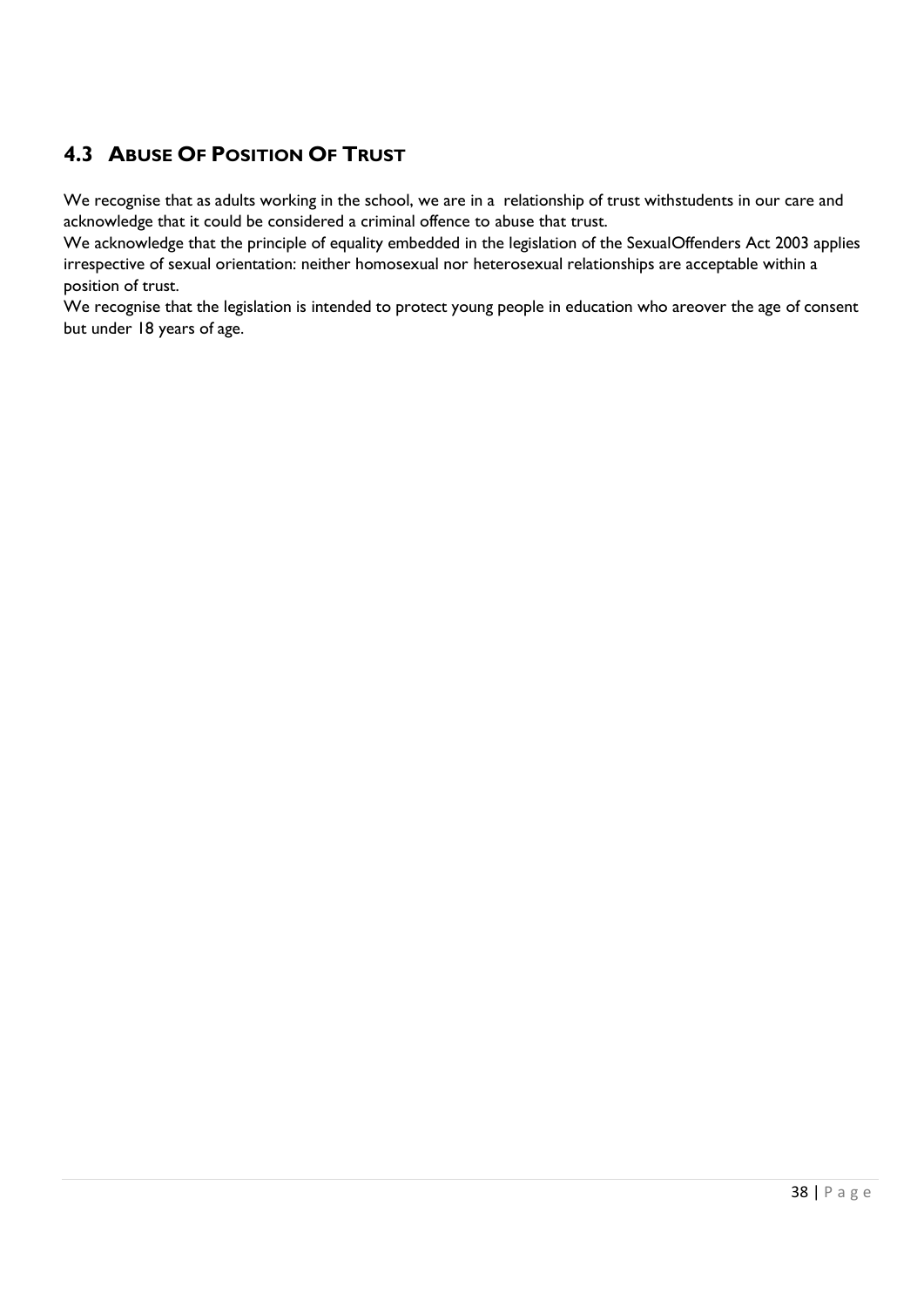## 4.3 ABUSE OF POSITION OF TRUST

We recognise that as adults working in the school, we are in a relationship of trust withstudents in our care and acknowledge that it could be considered a criminal offence to abuse that trust.
We acknowledge that the principle of equality embedded in the legislation of the SexualOffenders Act 2003 applies irrespective of sexual orientation: neither homosexual nor heterosexual relationships are acceptable within a position of trust.
We recognise that the legislation is intended to protect young people in education who areover the age of consent but under 18 years of age.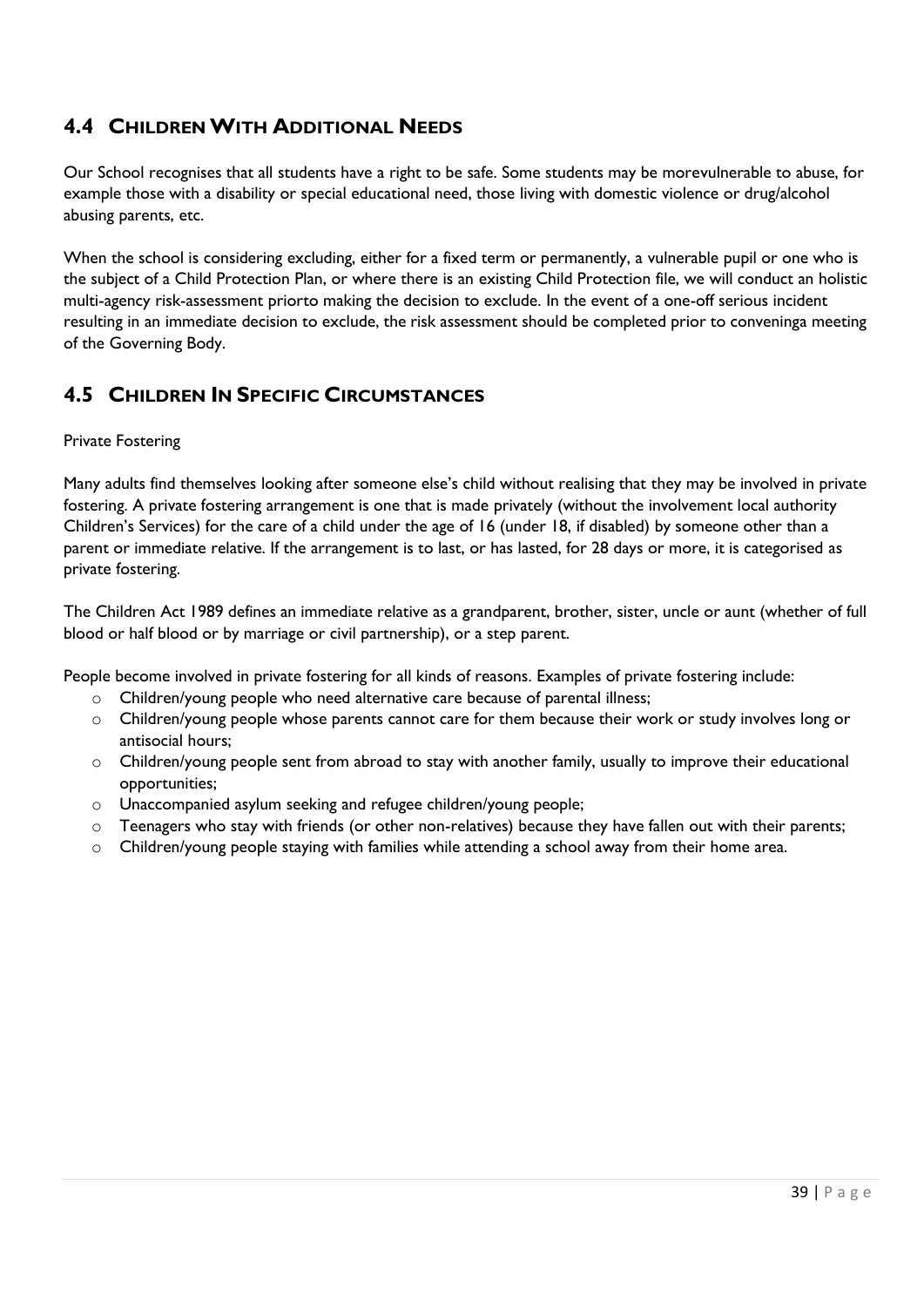## 4.4 Children With Additional Needs

Our School recognises that all students have a right to be safe. Some students may be morevulnerable to abuse, for example those with a disability or special educational need, those living with domestic violence or drug/alcohol abusing parents, etc.

When the school is considering excluding, either for a fixed term or permanently, a vulnerable pupil or one who is the subject of a Child Protection Plan, or where there is an existing Child Protection file, we will conduct an holistic multi-agency risk-assessment priorto making the decision to exclude. In the event of a one-off serious incident resulting in an immediate decision to exclude, the risk assessment should be completed prior to conveninga meeting of the Governing Body.

## 4.5 Children In Specific Circumstances

Private Fostering

Many adults find themselves looking after someone else's child without realising that they may be involved in private fostering. A private fostering arrangement is one that is made privately (without the involvement local authority Children's Services) for the care of a child under the age of 16 (under 18, if disabled) by someone other than a parent or immediate relative. If the arrangement is to last, or has lasted, for 28 days or more, it is categorised as private fostering.

The Children Act 1989 defines an immediate relative as a grandparent, brother, sister, uncle or aunt (whether of full blood or half blood or by marriage or civil partnership), or a step parent.

People become involved in private fostering for all kinds of reasons. Examples of private fostering include:

- Children/young people who need alternative care because of parental illness;
- Children/young people whose parents cannot care for them because their work or study involves long or antisocial hours;
- Children/young people sent from abroad to stay with another family, usually to improve their educational opportunities;
- Unaccompanied asylum seeking and refugee children/young people;
- Teenagers who stay with friends (or other non-relatives) because they have fallen out with their parents;
- Children/young people staying with families while attending a school away from their home area.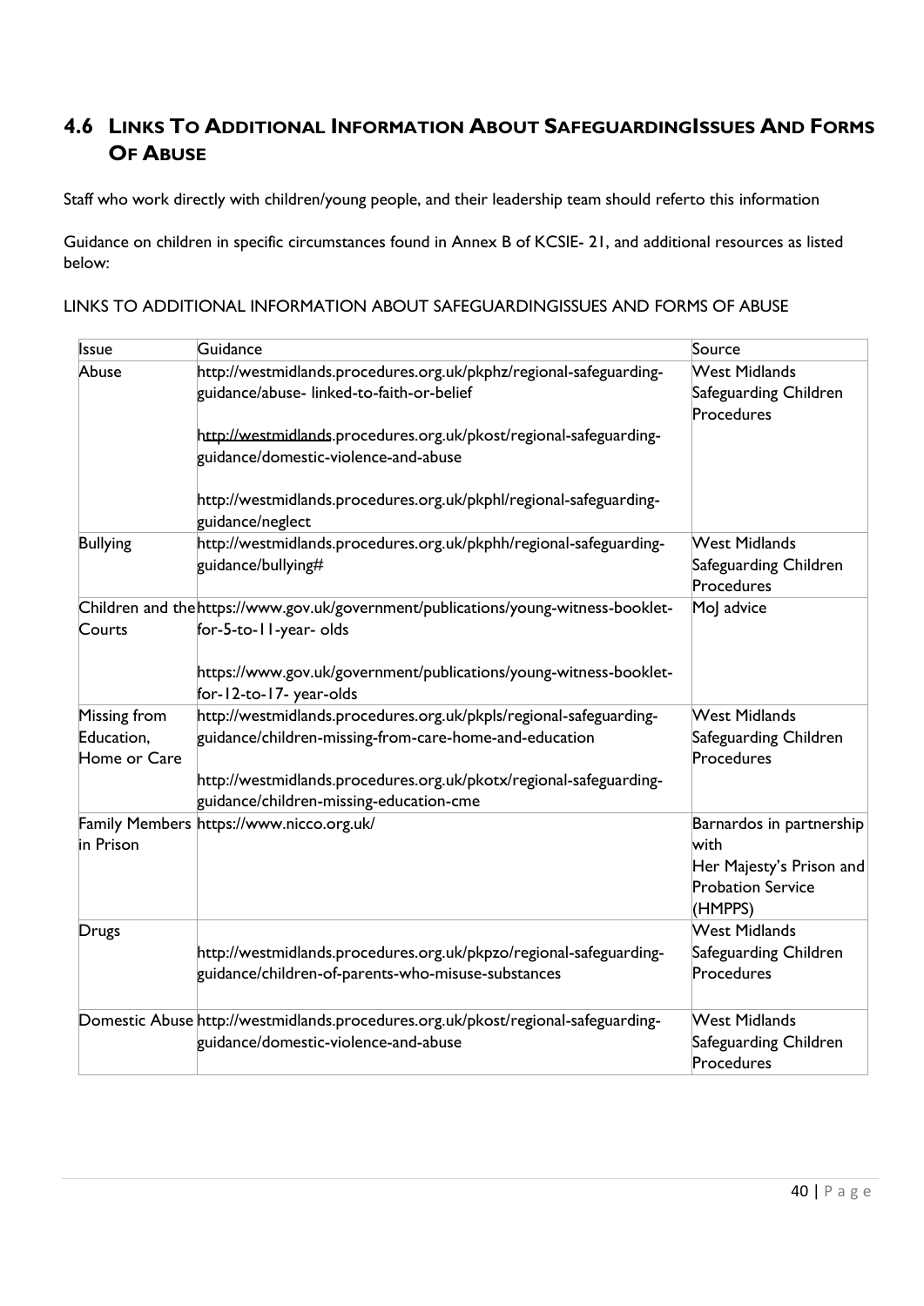## 4.6 Links To Additional Information About SafeguardingIssues And Forms Of Abuse

Staff who work directly with children/young people, and their leadership team should referto this information

Guidance on children in specific circumstances found in Annex B of KCSIE- 21, and additional resources as listed below:

LINKS TO ADDITIONAL INFORMATION ABOUT SAFEGUARDINGISSUES AND FORMS OF ABUSE

| Issue | Guidance | Source |
|---|---|---|
| Abuse | http://westmidlands.procedures.org.uk/pkphz/regional-safeguarding-guidance/abuse- linked-to-faith-or-belief<br><br>http://westmidlands.procedures.org.uk/pkost/regional-safeguarding-guidance/domestic-violence-and-abuse<br><br>http://westmidlands.procedures.org.uk/pkphl/regional-safeguarding-guidance/neglect | West Midlands Safeguarding Children Procedures |
| Bullying | http://westmidlands.procedures.org.uk/pkphh/regional-safeguarding-guidance/bullying# | West Midlands Safeguarding Children Procedures |
| Children and the Courts | https://www.gov.uk/government/publications/young-witness-booklet-for-5-to-11-year- olds<br><br>https://www.gov.uk/government/publications/young-witness-booklet-for-12-to-17- year-olds | MoJ advice |
| Missing from Education, Home or Care | http://westmidlands.procedures.org.uk/pkpls/regional-safeguarding-guidance/children-missing-from-care-home-and-education<br><br>http://westmidlands.procedures.org.uk/pkotx/regional-safeguarding-guidance/children-missing-education-cme | West Midlands Safeguarding Children Procedures |
| Family Members in Prison | https://www.nicco.org.uk/ | Barnardos in partnership with Her Majesty's Prison and Probation Service (HMPPS) |
| Drugs | http://westmidlands.procedures.org.uk/pkpzo/regional-safeguarding-guidance/children-of-parents-who-misuse-substances | West Midlands Safeguarding Children Procedures |
| Domestic Abuse | http://westmidlands.procedures.org.uk/pkost/regional-safeguarding-guidance/domestic-violence-and-abuse | West Midlands Safeguarding Children Procedures |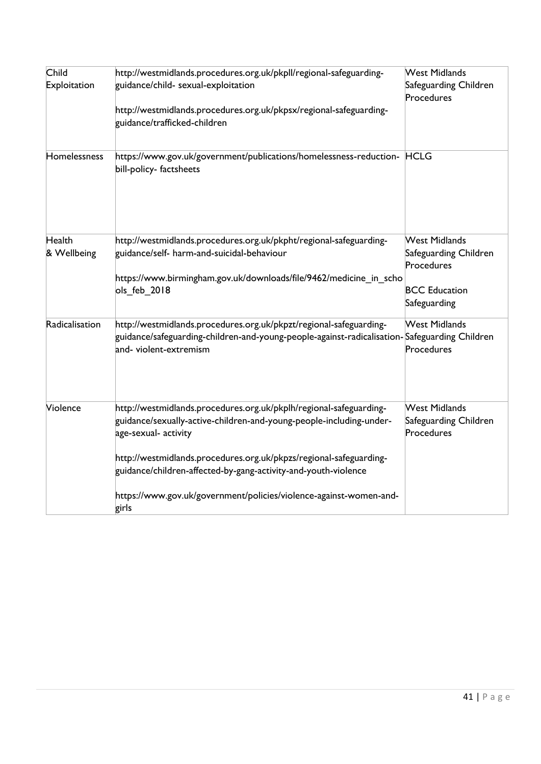| | | |
|---|---|---|
| Child Exploitation | http://westmidlands.procedures.org.uk/pkpll/regional-safeguarding-guidance/child- sexual-exploitation<br><br>http://westmidlands.procedures.org.uk/pkpsx/regional-safeguarding-guidance/trafficked-children | West Midlands Safeguarding Children Procedures |
| Homelessness | https://www.gov.uk/government/publications/homelessness-reduction-bill-policy- factsheets | HCLG |
| Health & Wellbeing | http://westmidlands.procedures.org.uk/pkpht/regional-safeguarding-guidance/self- harm-and-suicidal-behaviour<br><br>https://www.birmingham.gov.uk/downloads/file/9462/medicine_in_schools_feb_2018 | West Midlands Safeguarding Children Procedures<br><br>BCC Education Safeguarding |
| Radicalisation | http://westmidlands.procedures.org.uk/pkpzt/regional-safeguarding-guidance/safeguarding-children-and-young-people-against-radicalisation-and- violent-extremism | West Midlands Safeguarding Children Procedures |
| Violence | http://westmidlands.procedures.org.uk/pkplh/regional-safeguarding-guidance/sexually-active-children-and-young-people-including-under-age-sexual- activity<br><br>http://westmidlands.procedures.org.uk/pkpzs/regional-safeguarding-guidance/children-affected-by-gang-activity-and-youth-violence<br><br>https://www.gov.uk/government/policies/violence-against-women-and-girls | West Midlands Safeguarding Children Procedures |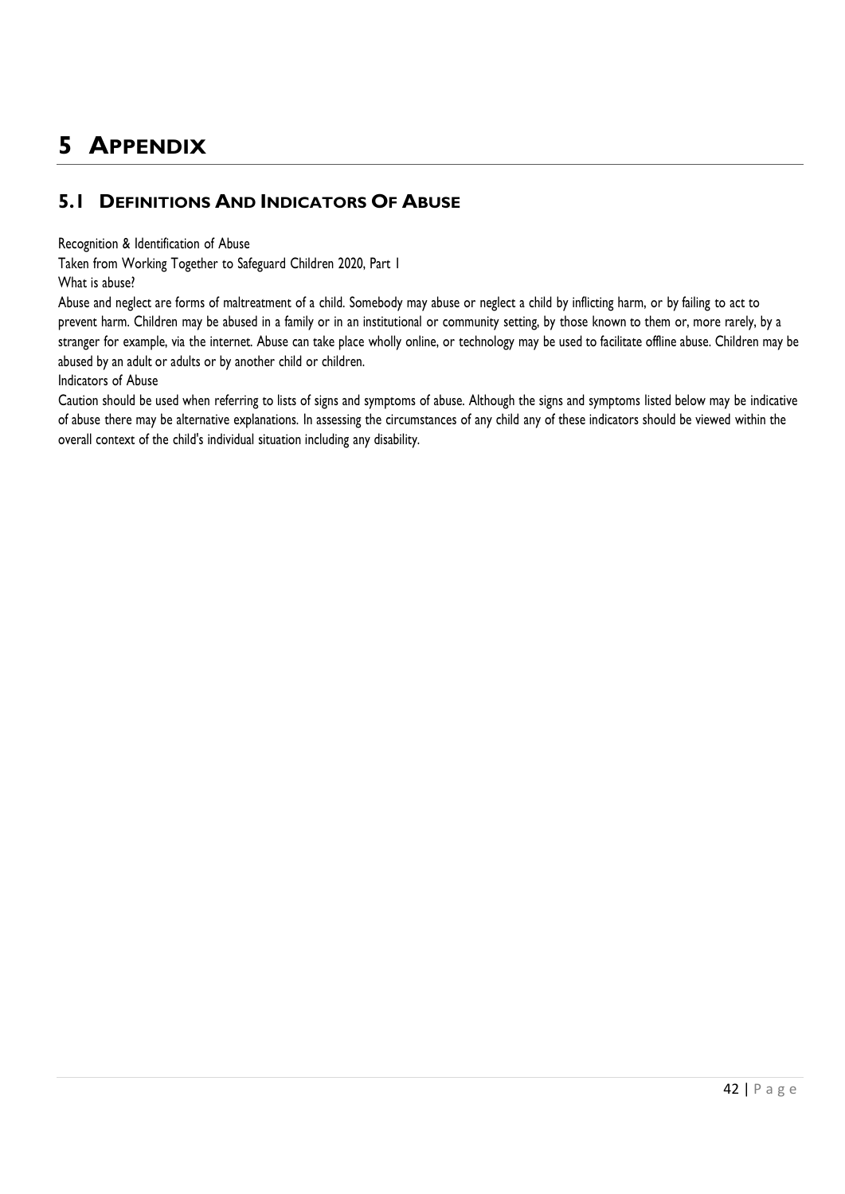# 5 Appendix

## 5.1 Definitions And Indicators Of Abuse

Recognition & Identification of Abuse

Taken from Working Together to Safeguard Children 2020, Part 1

What is abuse?

Abuse and neglect are forms of maltreatment of a child. Somebody may abuse or neglect a child by inflicting harm, or by failing to act to prevent harm. Children may be abused in a family or in an institutional or community setting, by those known to them or, more rarely, by a stranger for example, via the internet. Abuse can take place wholly online, or technology may be used to facilitate offline abuse. Children may be abused by an adult or adults or by another child or children.

Indicators of Abuse

Caution should be used when referring to lists of signs and symptoms of abuse. Although the signs and symptoms listed below may be indicative of abuse there may be alternative explanations. In assessing the circumstances of any child any of these indicators should be viewed within the overall context of the child's individual situation including any disability.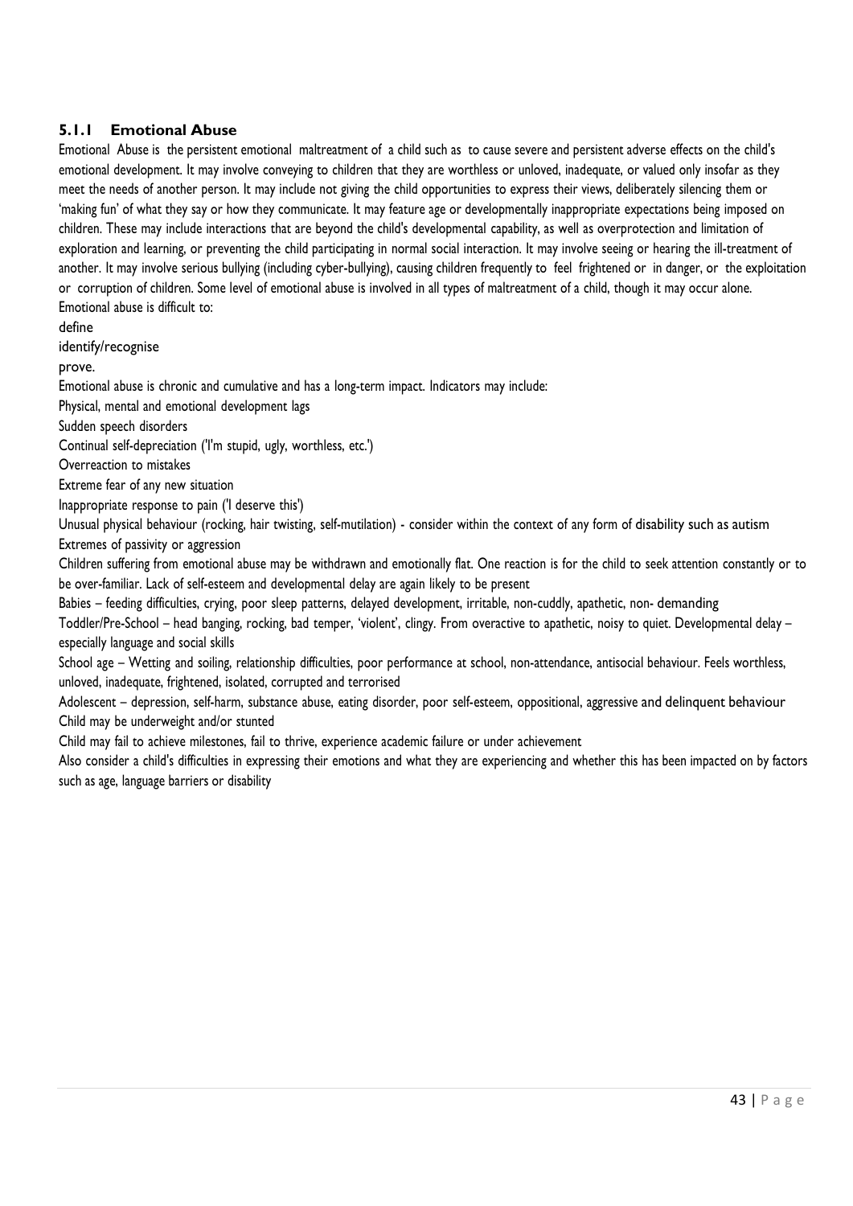### 5.1.1 Emotional Abuse

Emotional Abuse is the persistent emotional maltreatment of a child such as to cause severe and persistent adverse effects on the child's emotional development. It may involve conveying to children that they are worthless or unloved, inadequate, or valued only insofar as they meet the needs of another person. It may include not giving the child opportunities to express their views, deliberately silencing them or 'making fun' of what they say or how they communicate. It may feature age or developmentally inappropriate expectations being imposed on children. These may include interactions that are beyond the child's developmental capability, as well as overprotection and limitation of exploration and learning, or preventing the child participating in normal social interaction. It may involve seeing or hearing the ill-treatment of another. It may involve serious bullying (including cyber-bullying), causing children frequently to feel frightened or in danger, or the exploitation or corruption of children. Some level of emotional abuse is involved in all types of maltreatment of a child, though it may occur alone.

Emotional abuse is difficult to:

define

identify/recognise

prove.

Emotional abuse is chronic and cumulative and has a long-term impact. Indicators may include:

Physical, mental and emotional development lags

Sudden speech disorders

Continual self-depreciation ('I'm stupid, ugly, worthless, etc.')

Overreaction to mistakes

Extreme fear of any new situation

Inappropriate response to pain ('I deserve this')

Unusual physical behaviour (rocking, hair twisting, self-mutilation) - consider within the context of any form of disability such as autism

Extremes of passivity or aggression

Children suffering from emotional abuse may be withdrawn and emotionally flat. One reaction is for the child to seek attention constantly or to be over-familiar. Lack of self-esteem and developmental delay are again likely to be present

Babies – feeding difficulties, crying, poor sleep patterns, delayed development, irritable, non-cuddly, apathetic, non- demanding

Toddler/Pre-School – head banging, rocking, bad temper, 'violent', clingy. From overactive to apathetic, noisy to quiet. Developmental delay – especially language and social skills

School age – Wetting and soiling, relationship difficulties, poor performance at school, non-attendance, antisocial behaviour. Feels worthless, unloved, inadequate, frightened, isolated, corrupted and terrorised

Adolescent – depression, self-harm, substance abuse, eating disorder, poor self-esteem, oppositional, aggressive and delinquent behaviour

Child may be underweight and/or stunted

Child may fail to achieve milestones, fail to thrive, experience academic failure or under achievement

Also consider a child's difficulties in expressing their emotions and what they are experiencing and whether this has been impacted on by factors such as age, language barriers or disability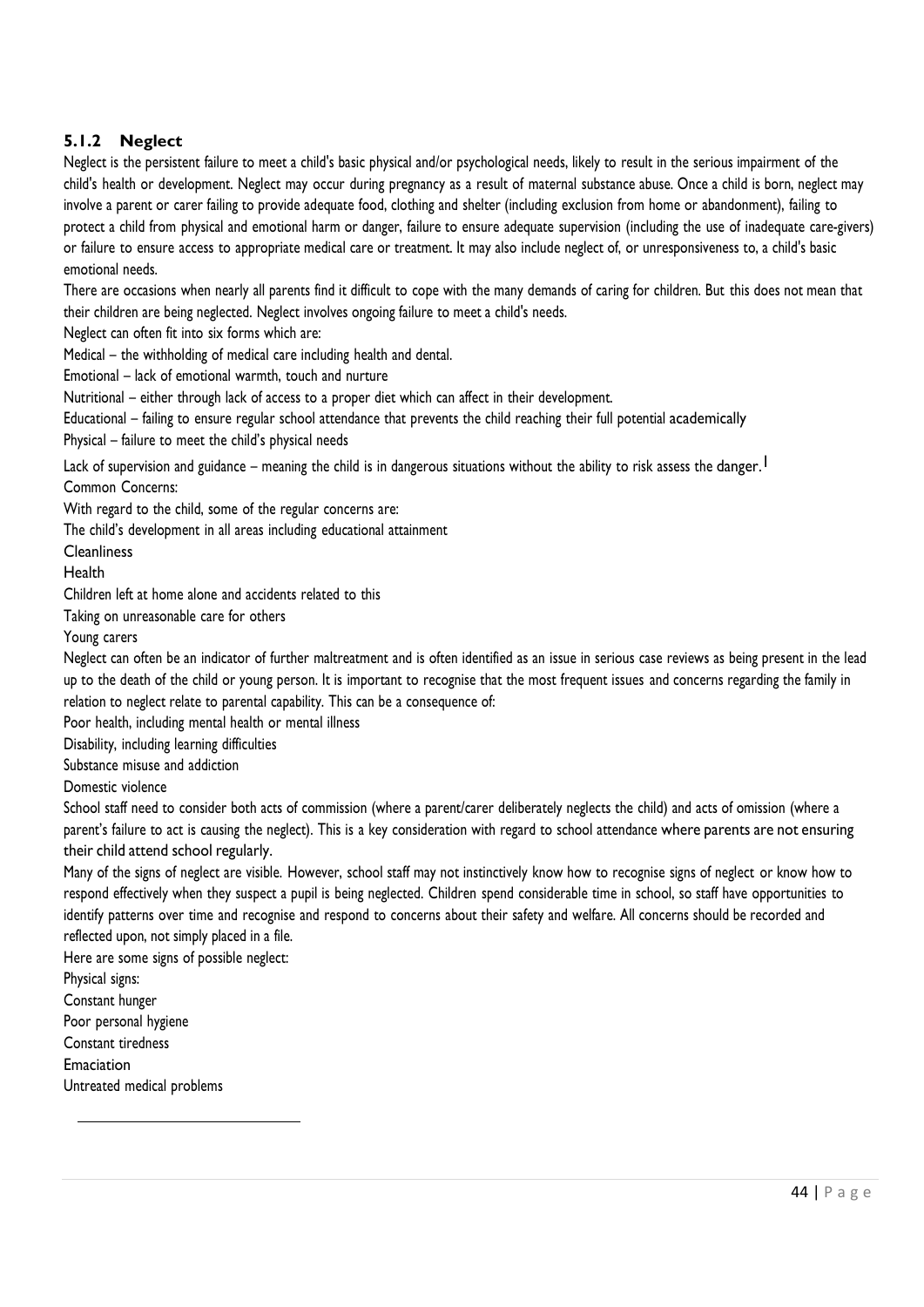### 5.1.2 Neglect

Neglect is the persistent failure to meet a child's basic physical and/or psychological needs, likely to result in the serious impairment of the child's health or development. Neglect may occur during pregnancy as a result of maternal substance abuse. Once a child is born, neglect may involve a parent or carer failing to provide adequate food, clothing and shelter (including exclusion from home or abandonment), failing to protect a child from physical and emotional harm or danger, failure to ensure adequate supervision (including the use of inadequate care-givers) or failure to ensure access to appropriate medical care or treatment. It may also include neglect of, or unresponsiveness to, a child's basic emotional needs.

There are occasions when nearly all parents find it difficult to cope with the many demands of caring for children. But this does not mean that their children are being neglected. Neglect involves ongoing failure to meet a child's needs.

Neglect can often fit into six forms which are:

Medical – the withholding of medical care including health and dental.

Emotional – lack of emotional warmth, touch and nurture

Nutritional – either through lack of access to a proper diet which can affect in their development.

Educational – failing to ensure regular school attendance that prevents the child reaching their full potential academically

Physical – failure to meet the child's physical needs

Lack of supervision and guidance – meaning the child is in dangerous situations without the ability to risk assess the danger.[1]

Common Concerns:

With regard to the child, some of the regular concerns are:

The child's development in all areas including educational attainment

Cleanliness

Health

Children left at home alone and accidents related to this

Taking on unreasonable care for others

Young carers

Neglect can often be an indicator of further maltreatment and is often identified as an issue in serious case reviews as being present in the lead up to the death of the child or young person. It is important to recognise that the most frequent issues and concerns regarding the family in relation to neglect relate to parental capability. This can be a consequence of:

Poor health, including mental health or mental illness

Disability, including learning difficulties

Substance misuse and addiction

Domestic violence

School staff need to consider both acts of commission (where a parent/carer deliberately neglects the child) and acts of omission (where a parent's failure to act is causing the neglect). This is a key consideration with regard to school attendance where parents are not ensuring their child attend school regularly.

Many of the signs of neglect are visible. However, school staff may not instinctively know how to recognise signs of neglect or know how to respond effectively when they suspect a pupil is being neglected. Children spend considerable time in school, so staff have opportunities to identify patterns over time and recognise and respond to concerns about their safety and welfare. All concerns should be recorded and reflected upon, not simply placed in a file.

Here are some signs of possible neglect:

Physical signs:

Constant hunger

Poor personal hygiene

Constant tiredness

Emaciation

Untreated medical problems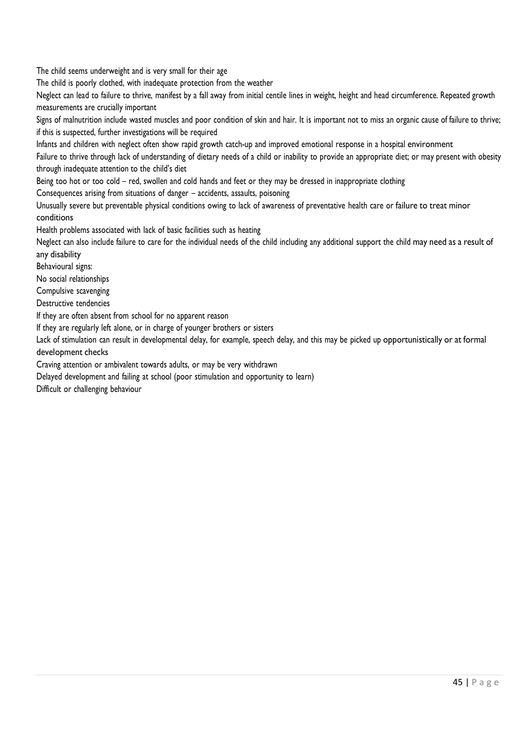The child seems underweight and is very small for their age

The child is poorly clothed, with inadequate protection from the weather

Neglect can lead to failure to thrive, manifest by a fall away from initial centile lines in weight, height and head circumference. Repeated growth measurements are crucially important

Signs of malnutrition include wasted muscles and poor condition of skin and hair. It is important not to miss an organic cause of failure to thrive; if this is suspected, further investigations will be required

Infants and children with neglect often show rapid growth catch-up and improved emotional response in a hospital environment

Failure to thrive through lack of understanding of dietary needs of a child or inability to provide an appropriate diet; or may present with obesity through inadequate attention to the child's diet

Being too hot or too cold – red, swollen and cold hands and feet or they may be dressed in inappropriate clothing

Consequences arising from situations of danger – accidents, assaults, poisoning

Unusually severe but preventable physical conditions owing to lack of awareness of preventative health care or failure to treat minor conditions

Health problems associated with lack of basic facilities such as heating

Neglect can also include failure to care for the individual needs of the child including any additional support the child may need as a result of any disability

Behavioural signs:

No social relationships

Compulsive scavenging

Destructive tendencies

If they are often absent from school for no apparent reason

If they are regularly left alone, or in charge of younger brothers or sisters

Lack of stimulation can result in developmental delay, for example, speech delay, and this may be picked up opportunistically or at formal development checks

Craving attention or ambivalent towards adults, or may be very withdrawn

Delayed development and failing at school (poor stimulation and opportunity to learn)

Difficult or challenging behaviour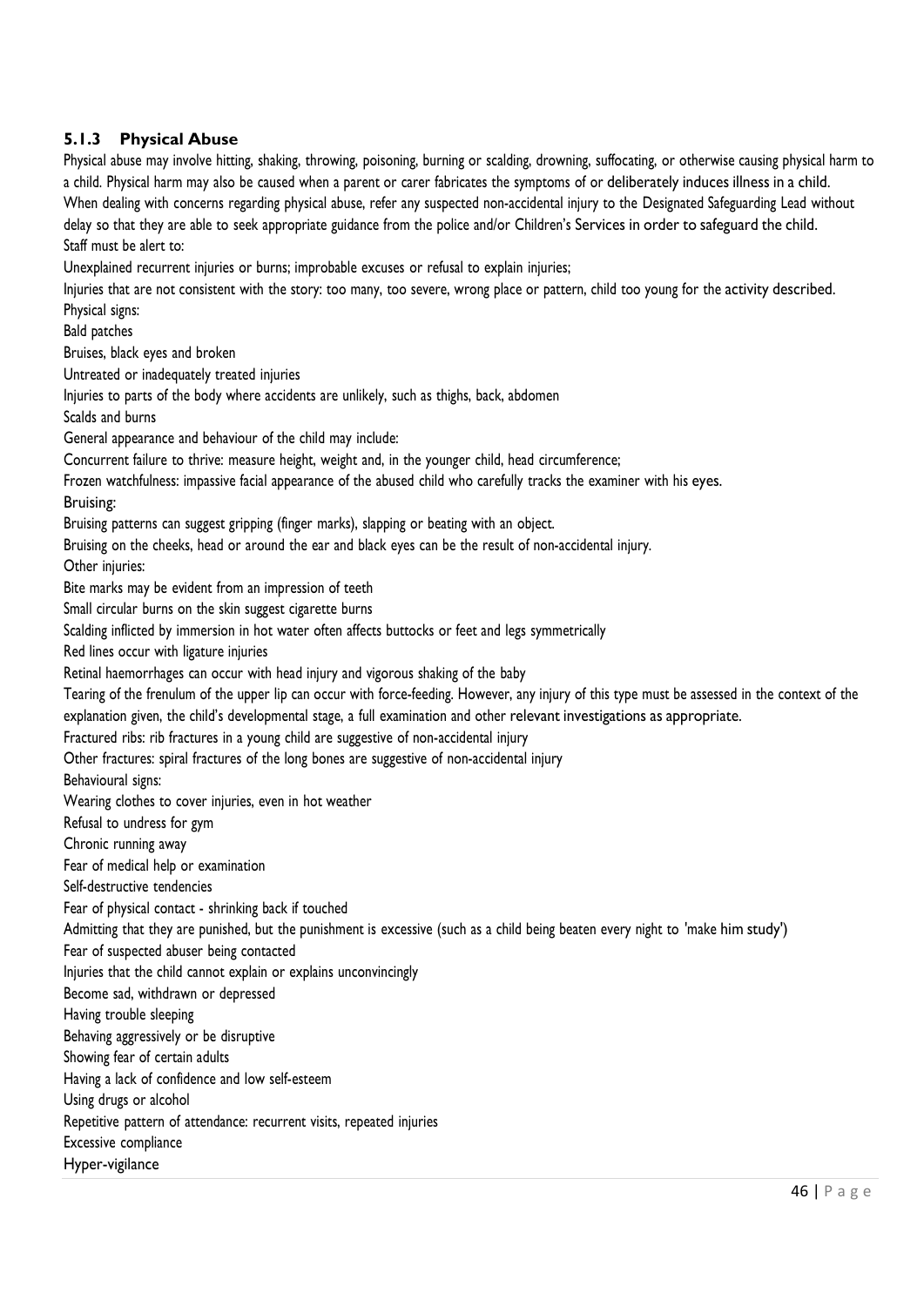### 5.1.3 Physical Abuse

Physical abuse may involve hitting, shaking, throwing, poisoning, burning or scalding, drowning, suffocating, or otherwise causing physical harm to a child. Physical harm may also be caused when a parent or carer fabricates the symptoms of or deliberately induces illness in a child.

When dealing with concerns regarding physical abuse, refer any suspected non-accidental injury to the Designated Safeguarding Lead without delay so that they are able to seek appropriate guidance from the police and/or Children's Services in order to safeguard the child.

Staff must be alert to:

Unexplained recurrent injuries or burns; improbable excuses or refusal to explain injuries;

Injuries that are not consistent with the story: too many, too severe, wrong place or pattern, child too young for the activity described.

Physical signs:

Bald patches

Bruises, black eyes and broken

Untreated or inadequately treated injuries

Injuries to parts of the body where accidents are unlikely, such as thighs, back, abdomen

Scalds and burns

General appearance and behaviour of the child may include:

Concurrent failure to thrive: measure height, weight and, in the younger child, head circumference;

Frozen watchfulness: impassive facial appearance of the abused child who carefully tracks the examiner with his eyes.

Bruising:

Bruising patterns can suggest gripping (finger marks), slapping or beating with an object.

Bruising on the cheeks, head or around the ear and black eyes can be the result of non-accidental injury.

Other injuries:

Bite marks may be evident from an impression of teeth

Small circular burns on the skin suggest cigarette burns

Scalding inflicted by immersion in hot water often affects buttocks or feet and legs symmetrically

Red lines occur with ligature injuries

Retinal haemorrhages can occur with head injury and vigorous shaking of the baby

Tearing of the frenulum of the upper lip can occur with force-feeding. However, any injury of this type must be assessed in the context of the explanation given, the child's developmental stage, a full examination and other relevant investigations as appropriate.

Fractured ribs: rib fractures in a young child are suggestive of non-accidental injury

Other fractures: spiral fractures of the long bones are suggestive of non-accidental injury

Behavioural signs:

Wearing clothes to cover injuries, even in hot weather

Refusal to undress for gym

Chronic running away

Fear of medical help or examination

Self-destructive tendencies

Fear of physical contact - shrinking back if touched

Admitting that they are punished, but the punishment is excessive (such as a child being beaten every night to 'make him study')

Fear of suspected abuser being contacted

Injuries that the child cannot explain or explains unconvincingly

Become sad, withdrawn or depressed

Having trouble sleeping

Behaving aggressively or be disruptive

Showing fear of certain adults

Having a lack of confidence and low self-esteem

Using drugs or alcohol

Repetitive pattern of attendance: recurrent visits, repeated injuries

Excessive compliance

Hyper-vigilance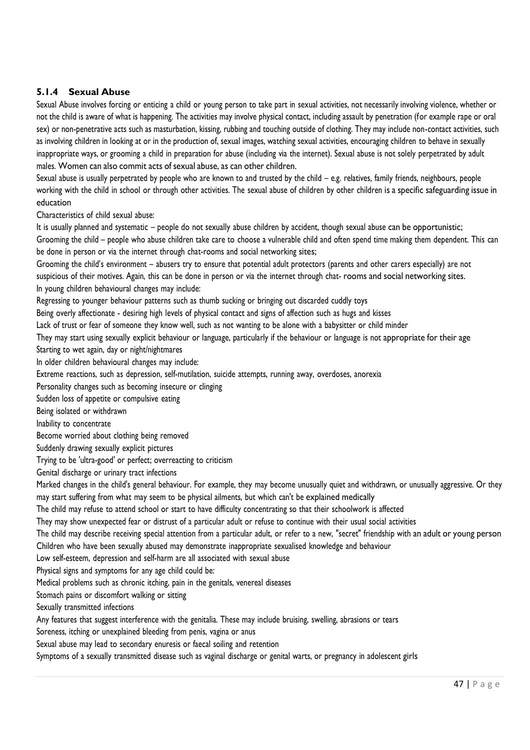### 5.1.4 Sexual Abuse

Sexual Abuse involves forcing or enticing a child or young person to take part in sexual activities, not necessarily involving violence, whether or not the child is aware of what is happening. The activities may involve physical contact, including assault by penetration (for example rape or oral sex) or non-penetrative acts such as masturbation, kissing, rubbing and touching outside of clothing. They may include non-contact activities, such as involving children in looking at or in the production of, sexual images, watching sexual activities, encouraging children to behave in sexually inappropriate ways, or grooming a child in preparation for abuse (including via the internet). Sexual abuse is not solely perpetrated by adult males. Women can also commit acts of sexual abuse, as can other children.

Sexual abuse is usually perpetrated by people who are known to and trusted by the child – e.g. relatives, family friends, neighbours, people working with the child in school or through other activities. The sexual abuse of children by other children is a specific safeguarding issue in education

Characteristics of child sexual abuse:

It is usually planned and systematic – people do not sexually abuse children by accident, though sexual abuse can be opportunistic;

Grooming the child – people who abuse children take care to choose a vulnerable child and often spend time making them dependent. This can be done in person or via the internet through chat-rooms and social networking sites;

Grooming the child's environment – abusers try to ensure that potential adult protectors (parents and other carers especially) are not suspicious of their motives. Again, this can be done in person or via the internet through chat- rooms and social networking sites.

In young children behavioural changes may include:

Regressing to younger behaviour patterns such as thumb sucking or bringing out discarded cuddly toys

Being overly affectionate - desiring high levels of physical contact and signs of affection such as hugs and kisses

Lack of trust or fear of someone they know well, such as not wanting to be alone with a babysitter or child minder

They may start using sexually explicit behaviour or language, particularly if the behaviour or language is not appropriate for their age

Starting to wet again, day or night/nightmares

In older children behavioural changes may include:

Extreme reactions, such as depression, self-mutilation, suicide attempts, running away, overdoses, anorexia

Personality changes such as becoming insecure or clinging

Sudden loss of appetite or compulsive eating

Being isolated or withdrawn

Inability to concentrate

Become worried about clothing being removed

Suddenly drawing sexually explicit pictures

Trying to be 'ultra-good' or perfect; overreacting to criticism

Genital discharge or urinary tract infections

Marked changes in the child's general behaviour. For example, they may become unusually quiet and withdrawn, or unusually aggressive. Or they may start suffering from what may seem to be physical ailments, but which can't be explained medically

The child may refuse to attend school or start to have difficulty concentrating so that their schoolwork is affected

They may show unexpected fear or distrust of a particular adult or refuse to continue with their usual social activities

The child may describe receiving special attention from a particular adult, or refer to a new, "secret" friendship with an adult or young person

Children who have been sexually abused may demonstrate inappropriate sexualised knowledge and behaviour

Low self-esteem, depression and self-harm are all associated with sexual abuse

Physical signs and symptoms for any age child could be:

Medical problems such as chronic itching, pain in the genitals, venereal diseases

Stomach pains or discomfort walking or sitting

Sexually transmitted infections

Any features that suggest interference with the genitalia. These may include bruising, swelling, abrasions or tears

Soreness, itching or unexplained bleeding from penis, vagina or anus

Sexual abuse may lead to secondary enuresis or faecal soiling and retention

Symptoms of a sexually transmitted disease such as vaginal discharge or genital warts, or pregnancy in adolescent girls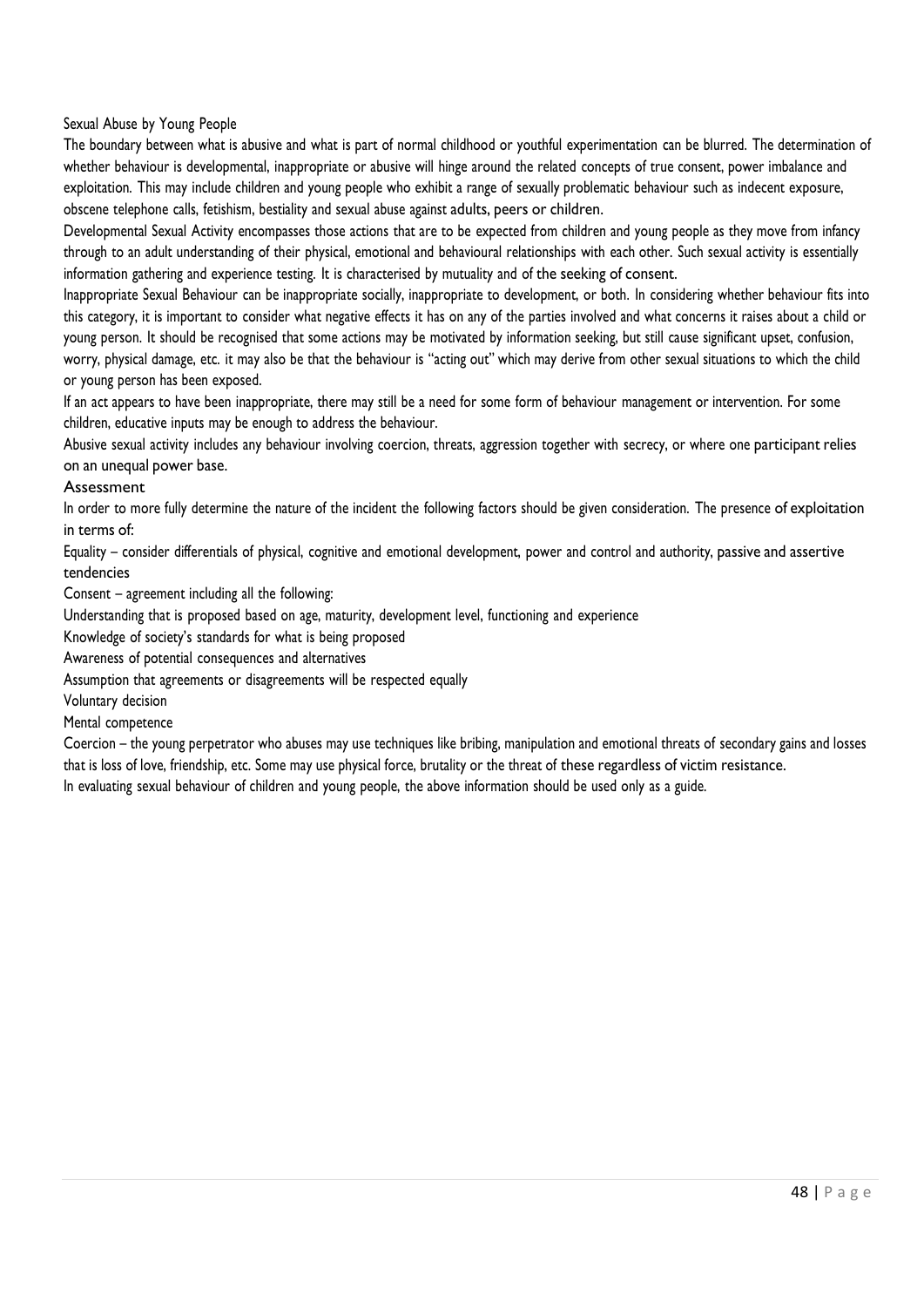## Sexual Abuse by Young People

The boundary between what is abusive and what is part of normal childhood or youthful experimentation can be blurred. The determination of whether behaviour is developmental, inappropriate or abusive will hinge around the related concepts of true consent, power imbalance and exploitation. This may include children and young people who exhibit a range of sexually problematic behaviour such as indecent exposure, obscene telephone calls, fetishism, bestiality and sexual abuse against adults, peers or children.

Developmental Sexual Activity encompasses those actions that are to be expected from children and young people as they move from infancy through to an adult understanding of their physical, emotional and behavioural relationships with each other. Such sexual activity is essentially information gathering and experience testing. It is characterised by mutuality and of the seeking of consent.

Inappropriate Sexual Behaviour can be inappropriate socially, inappropriate to development, or both. In considering whether behaviour fits into this category, it is important to consider what negative effects it has on any of the parties involved and what concerns it raises about a child or young person. It should be recognised that some actions may be motivated by information seeking, but still cause significant upset, confusion, worry, physical damage, etc. it may also be that the behaviour is "acting out" which may derive from other sexual situations to which the child or young person has been exposed.

If an act appears to have been inappropriate, there may still be a need for some form of behaviour management or intervention. For some children, educative inputs may be enough to address the behaviour.

Abusive sexual activity includes any behaviour involving coercion, threats, aggression together with secrecy, or where one participant relies on an unequal power base.

### Assessment

In order to more fully determine the nature of the incident the following factors should be given consideration. The presence of exploitation in terms of:

Equality – consider differentials of physical, cognitive and emotional development, power and control and authority, passive and assertive tendencies

Consent – agreement including all the following:

- Understanding that is proposed based on age, maturity, development level, functioning and experience
- Knowledge of society's standards for what is being proposed
- Awareness of potential consequences and alternatives
- Assumption that agreements or disagreements will be respected equally
- Voluntary decision
- Mental competence

Coercion – the young perpetrator who abuses may use techniques like bribing, manipulation and emotional threats of secondary gains and losses that is loss of love, friendship, etc. Some may use physical force, brutality or the threat of these regardless of victim resistance.

In evaluating sexual behaviour of children and young people, the above information should be used only as a guide.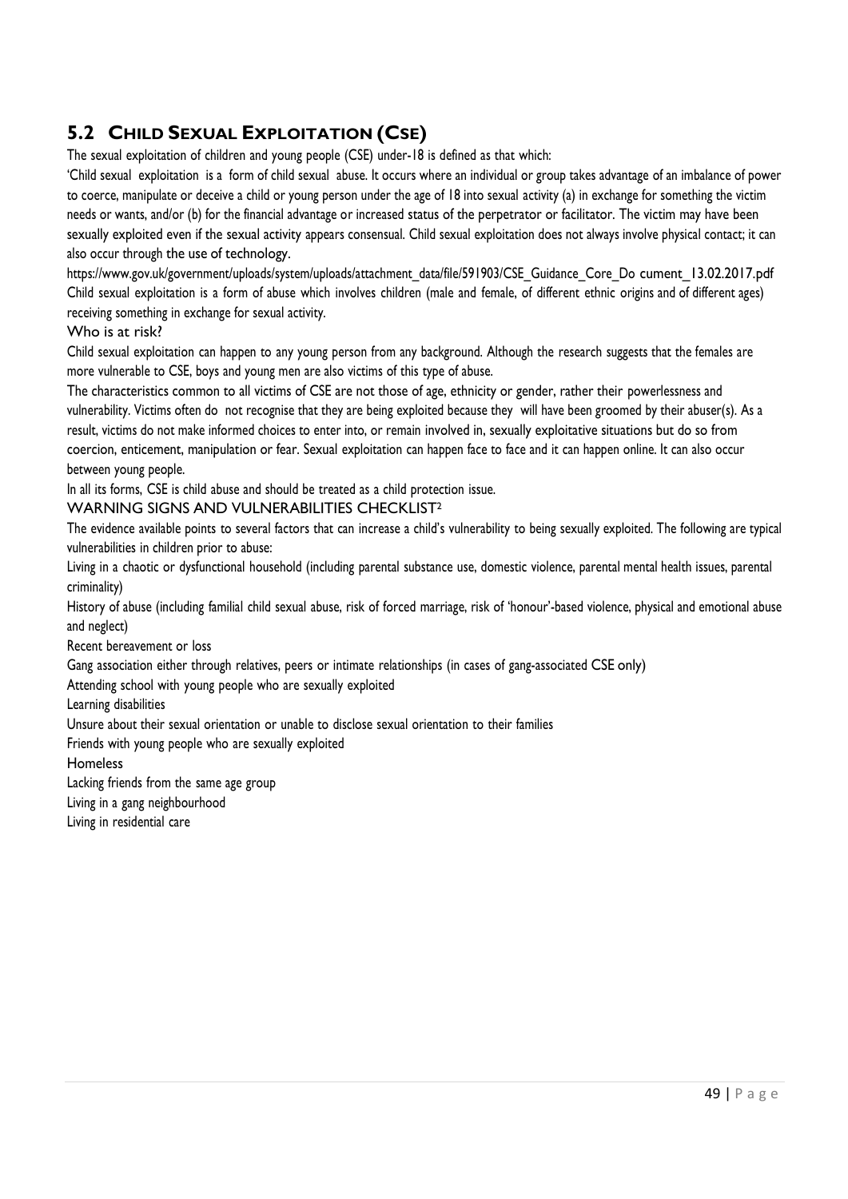## 5.2 Child Sexual Exploitation (CSE)

The sexual exploitation of children and young people (CSE) under-18 is defined as that which:

'Child sexual exploitation is a form of child sexual abuse. It occurs where an individual or group takes advantage of an imbalance of power to coerce, manipulate or deceive a child or young person under the age of 18 into sexual activity (a) in exchange for something the victim needs or wants, and/or (b) for the financial advantage or increased status of the perpetrator or facilitator. The victim may have been sexually exploited even if the sexual activity appears consensual. Child sexual exploitation does not always involve physical contact; it can also occur through the use of technology.

https://www.gov.uk/government/uploads/system/uploads/attachment_data/file/591903/CSE_Guidance_Core_Do cument_13.02.2017.pdf

Child sexual exploitation is a form of abuse which involves children (male and female, of different ethnic origins and of different ages) receiving something in exchange for sexual activity.

### Who is at risk?

Child sexual exploitation can happen to any young person from any background. Although the research suggests that the females are more vulnerable to CSE, boys and young men are also victims of this type of abuse.

The characteristics common to all victims of CSE are not those of age, ethnicity or gender, rather their powerlessness and vulnerability. Victims often do not recognise that they are being exploited because they will have been groomed by their abuser(s). As a result, victims do not make informed choices to enter into, or remain involved in, sexually exploitative situations but do so from coercion, enticement, manipulation or fear. Sexual exploitation can happen face to face and it can happen online. It can also occur between young people.

In all its forms, CSE is child abuse and should be treated as a child protection issue.

### WARNING SIGNS AND VULNERABILITIES CHECKLIST[2]

The evidence available points to several factors that can increase a child's vulnerability to being sexually exploited. The following are typical vulnerabilities in children prior to abuse:

- Living in a chaotic or dysfunctional household (including parental substance use, domestic violence, parental mental health issues, parental criminality)
- History of abuse (including familial child sexual abuse, risk of forced marriage, risk of 'honour'-based violence, physical and emotional abuse and neglect)
- Recent bereavement or loss
- Gang association either through relatives, peers or intimate relationships (in cases of gang-associated CSE only)
- Attending school with young people who are sexually exploited
- Learning disabilities
- Unsure about their sexual orientation or unable to disclose sexual orientation to their families
- Friends with young people who are sexually exploited
- Homeless
- Lacking friends from the same age group
- Living in a gang neighbourhood
- Living in residential care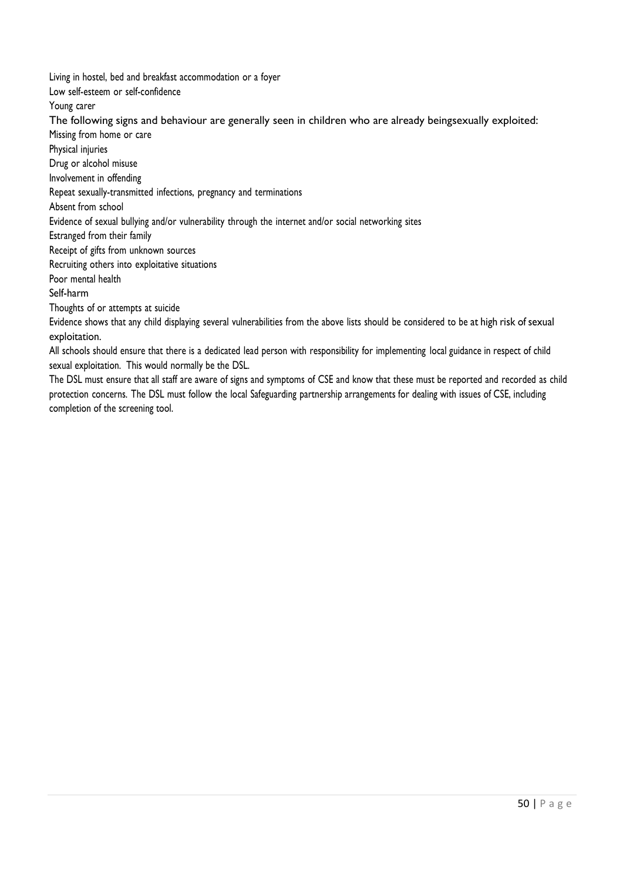Living in hostel, bed and breakfast accommodation or a foyer

Low self-esteem or self-confidence

Young carer

The following signs and behaviour are generally seen in children who are already beingsexually exploited:

Missing from home or care

Physical injuries

Drug or alcohol misuse

Involvement in offending

Repeat sexually-transmitted infections, pregnancy and terminations

Absent from school

Evidence of sexual bullying and/or vulnerability through the internet and/or social networking sites

Estranged from their family

Receipt of gifts from unknown sources

Recruiting others into exploitative situations

Poor mental health

Self-harm

Thoughts of or attempts at suicide

Evidence shows that any child displaying several vulnerabilities from the above lists should be considered to be at high risk of sexual exploitation.

All schools should ensure that there is a dedicated lead person with responsibility for implementing local guidance in respect of child sexual exploitation. This would normally be the DSL.

The DSL must ensure that all staff are aware of signs and symptoms of CSE and know that these must be reported and recorded as child protection concerns. The DSL must follow the local Safeguarding partnership arrangements for dealing with issues of CSE, including completion of the screening tool.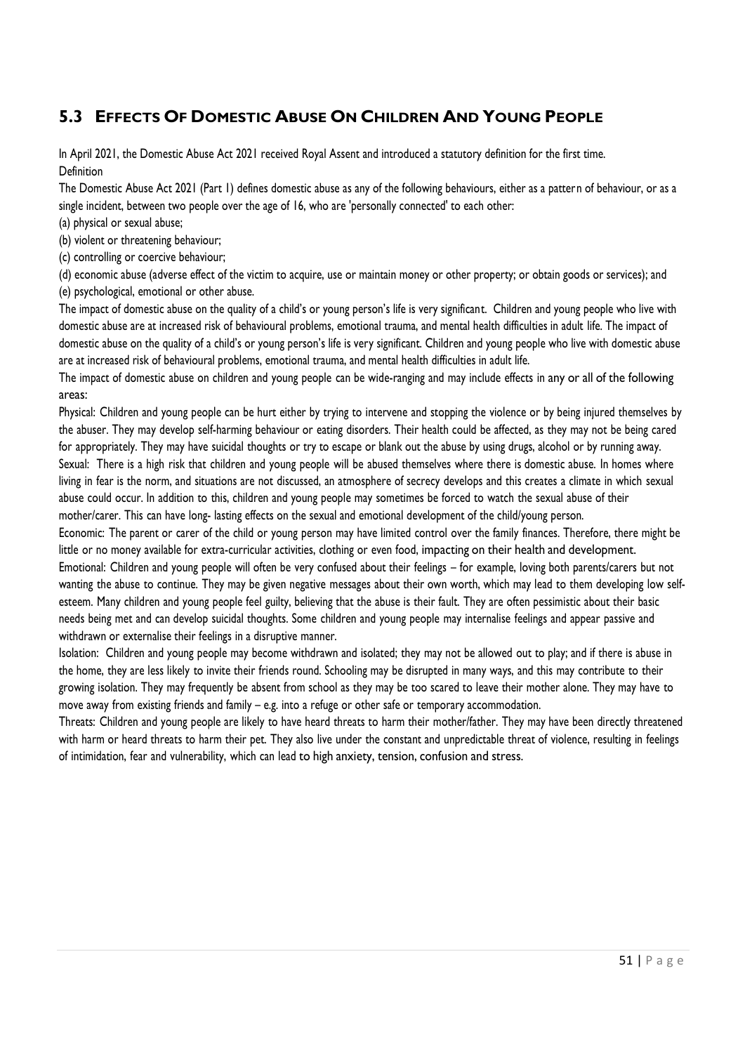## 5.3 Effects Of Domestic Abuse On Children And Young People

In April 2021, the Domestic Abuse Act 2021 received Royal Assent and introduced a statutory definition for the first time.

Definition

The Domestic Abuse Act 2021 (Part 1) defines domestic abuse as any of the following behaviours, either as a pattern of behaviour, or as a single incident, between two people over the age of 16, who are 'personally connected' to each other:

(a) physical or sexual abuse;

(b) violent or threatening behaviour;

(c) controlling or coercive behaviour;

(d) economic abuse (adverse effect of the victim to acquire, use or maintain money or other property; or obtain goods or services); and

(e) psychological, emotional or other abuse.

The impact of domestic abuse on the quality of a child's or young person's life is very significant. Children and young people who live with domestic abuse are at increased risk of behavioural problems, emotional trauma, and mental health difficulties in adult life. The impact of domestic abuse on the quality of a child's or young person's life is very significant. Children and young people who live with domestic abuse are at increased risk of behavioural problems, emotional trauma, and mental health difficulties in adult life.

The impact of domestic abuse on children and young people can be wide-ranging and may include effects in any or all of the following areas:

Physical: Children and young people can be hurt either by trying to intervene and stopping the violence or by being injured themselves by the abuser. They may develop self-harming behaviour or eating disorders. Their health could be affected, as they may not be being cared for appropriately. They may have suicidal thoughts or try to escape or blank out the abuse by using drugs, alcohol or by running away.

Sexual: There is a high risk that children and young people will be abused themselves where there is domestic abuse. In homes where living in fear is the norm, and situations are not discussed, an atmosphere of secrecy develops and this creates a climate in which sexual abuse could occur. In addition to this, children and young people may sometimes be forced to watch the sexual abuse of their mother/carer. This can have long- lasting effects on the sexual and emotional development of the child/young person.

Economic: The parent or carer of the child or young person may have limited control over the family finances. Therefore, there might be little or no money available for extra-curricular activities, clothing or even food, impacting on their health and development.

Emotional: Children and young people will often be very confused about their feelings – for example, loving both parents/carers but not wanting the abuse to continue. They may be given negative messages about their own worth, which may lead to them developing low self-esteem. Many children and young people feel guilty, believing that the abuse is their fault. They are often pessimistic about their basic needs being met and can develop suicidal thoughts. Some children and young people may internalise feelings and appear passive and withdrawn or externalise their feelings in a disruptive manner.

Isolation: Children and young people may become withdrawn and isolated; they may not be allowed out to play; and if there is abuse in the home, they are less likely to invite their friends round. Schooling may be disrupted in many ways, and this may contribute to their growing isolation. They may frequently be absent from school as they may be too scared to leave their mother alone. They may have to move away from existing friends and family – e.g. into a refuge or other safe or temporary accommodation.

Threats: Children and young people are likely to have heard threats to harm their mother/father. They may have been directly threatened with harm or heard threats to harm their pet. They also live under the constant and unpredictable threat of violence, resulting in feelings of intimidation, fear and vulnerability, which can lead to high anxiety, tension, confusion and stress.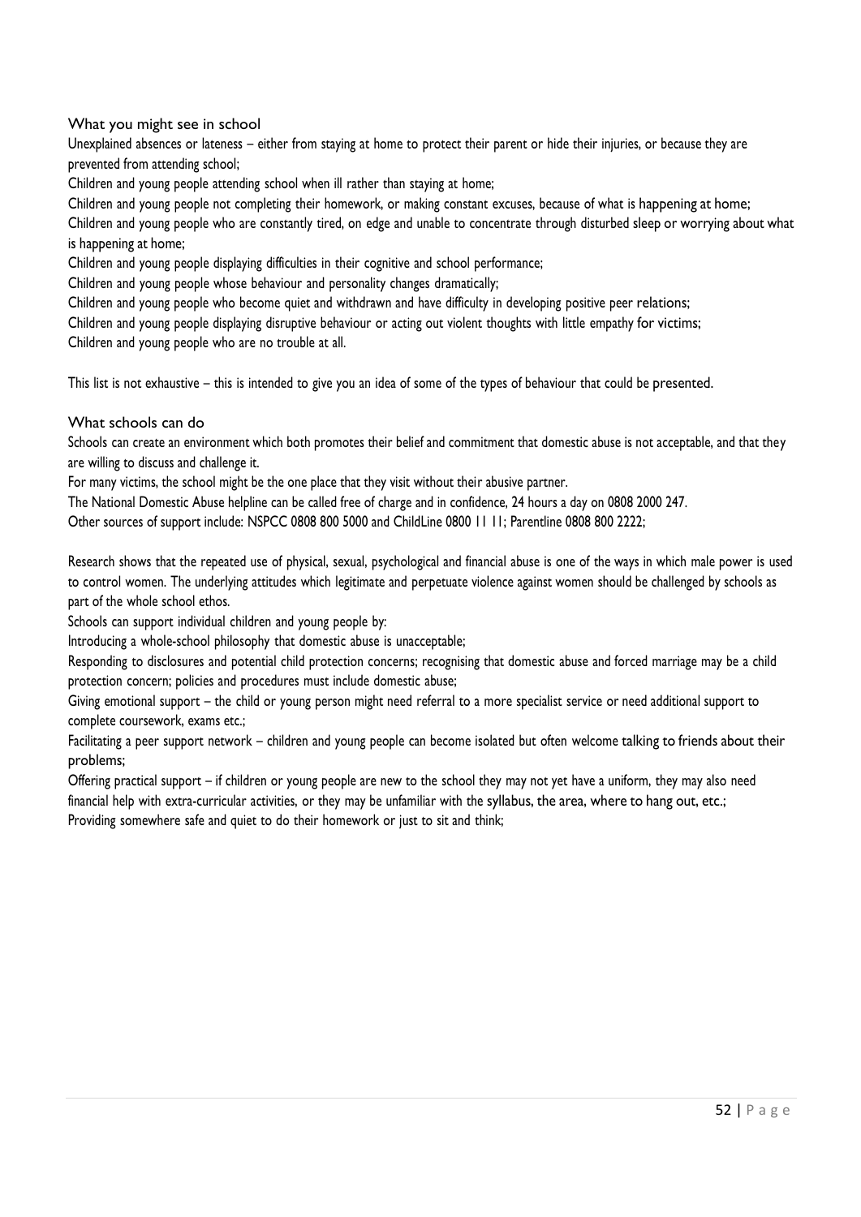### What you might see in school

Unexplained absences or lateness – either from staying at home to protect their parent or hide their injuries, or because they are prevented from attending school;

Children and young people attending school when ill rather than staying at home;

Children and young people not completing their homework, or making constant excuses, because of what is happening at home;

Children and young people who are constantly tired, on edge and unable to concentrate through disturbed sleep or worrying about what is happening at home;

Children and young people displaying difficulties in their cognitive and school performance;

Children and young people whose behaviour and personality changes dramatically;

Children and young people who become quiet and withdrawn and have difficulty in developing positive peer relations;

Children and young people displaying disruptive behaviour or acting out violent thoughts with little empathy for victims;

Children and young people who are no trouble at all.

This list is not exhaustive – this is intended to give you an idea of some of the types of behaviour that could be presented.

### What schools can do

Schools can create an environment which both promotes their belief and commitment that domestic abuse is not acceptable, and that they are willing to discuss and challenge it.

For many victims, the school might be the one place that they visit without their abusive partner.

The National Domestic Abuse helpline can be called free of charge and in confidence, 24 hours a day on 0808 2000 247.

Other sources of support include: NSPCC 0808 800 5000 and ChildLine 0800 11 11; Parentline 0808 800 2222;

Research shows that the repeated use of physical, sexual, psychological and financial abuse is one of the ways in which male power is used to control women. The underlying attitudes which legitimate and perpetuate violence against women should be challenged by schools as part of the whole school ethos.

Schools can support individual children and young people by:

Introducing a whole-school philosophy that domestic abuse is unacceptable;

Responding to disclosures and potential child protection concerns; recognising that domestic abuse and forced marriage may be a child protection concern; policies and procedures must include domestic abuse;

Giving emotional support – the child or young person might need referral to a more specialist service or need additional support to complete coursework, exams etc.;

Facilitating a peer support network – children and young people can become isolated but often welcome talking to friends about their problems;

Offering practical support – if children or young people are new to the school they may not yet have a uniform, they may also need financial help with extra-curricular activities, or they may be unfamiliar with the syllabus, the area, where to hang out, etc.;

Providing somewhere safe and quiet to do their homework or just to sit and think;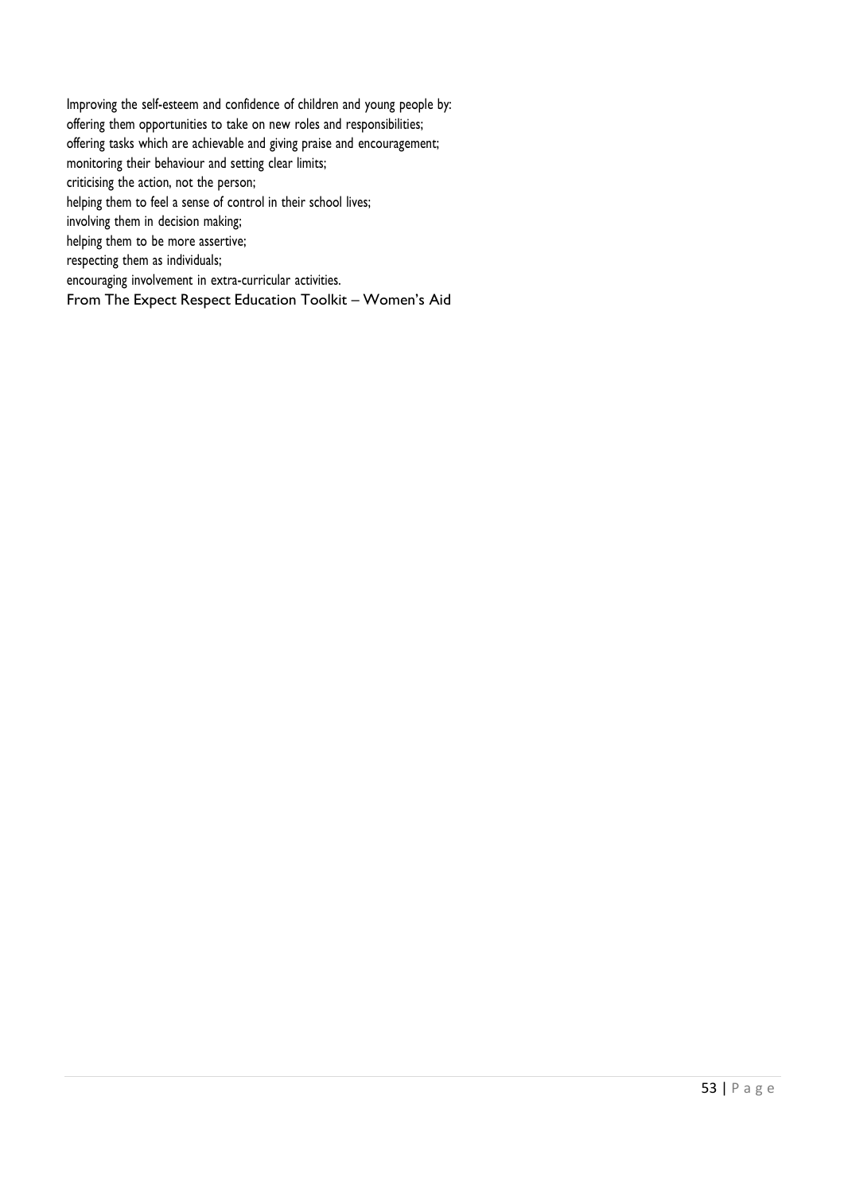Improving the self-esteem and confidence of children and young people by:

- offering them opportunities to take on new roles and responsibilities;
- offering tasks which are achievable and giving praise and encouragement;
- monitoring their behaviour and setting clear limits;
- criticising the action, not the person;
- helping them to feel a sense of control in their school lives;
- involving them in decision making;
- helping them to be more assertive;
- respecting them as individuals;
- encouraging involvement in extra-curricular activities.

From The Expect Respect Education Toolkit – Women's Aid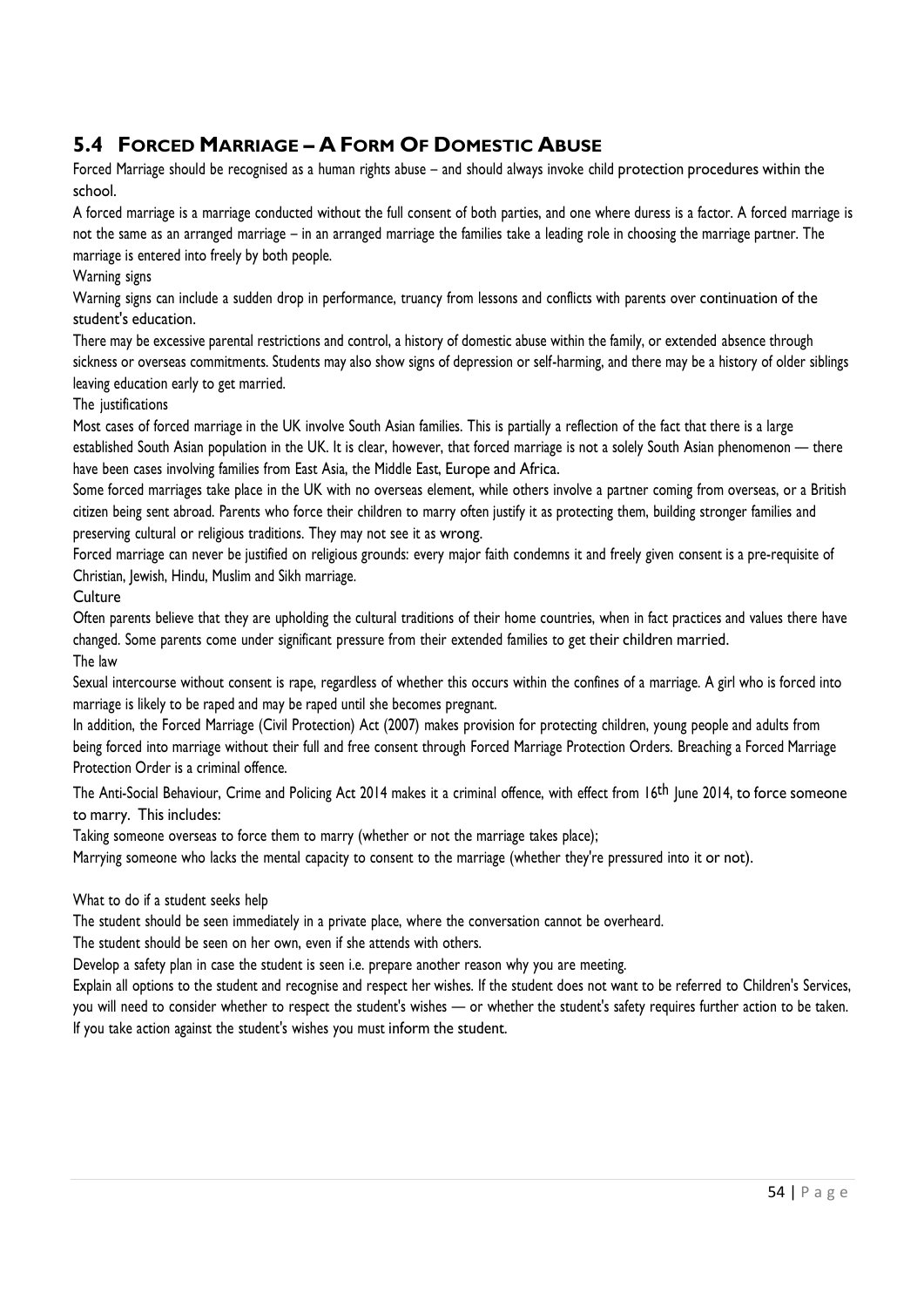## 5.4 Forced Marriage – A Form Of Domestic Abuse

Forced Marriage should be recognised as a human rights abuse – and should always invoke child protection procedures within the school.

A forced marriage is a marriage conducted without the full consent of both parties, and one where duress is a factor. A forced marriage is not the same as an arranged marriage – in an arranged marriage the families take a leading role in choosing the marriage partner. The marriage is entered into freely by both people.

Warning signs

Warning signs can include a sudden drop in performance, truancy from lessons and conflicts with parents over continuation of the student's education.

There may be excessive parental restrictions and control, a history of domestic abuse within the family, or extended absence through sickness or overseas commitments. Students may also show signs of depression or self-harming, and there may be a history of older siblings leaving education early to get married.

The justifications

Most cases of forced marriage in the UK involve South Asian families. This is partially a reflection of the fact that there is a large established South Asian population in the UK. It is clear, however, that forced marriage is not a solely South Asian phenomenon — there have been cases involving families from East Asia, the Middle East, Europe and Africa.

Some forced marriages take place in the UK with no overseas element, while others involve a partner coming from overseas, or a British citizen being sent abroad. Parents who force their children to marry often justify it as protecting them, building stronger families and preserving cultural or religious traditions. They may not see it as wrong.

Forced marriage can never be justified on religious grounds: every major faith condemns it and freely given consent is a pre-requisite of Christian, Jewish, Hindu, Muslim and Sikh marriage.

Culture

Often parents believe that they are upholding the cultural traditions of their home countries, when in fact practices and values there have changed. Some parents come under significant pressure from their extended families to get their children married.

The law

Sexual intercourse without consent is rape, regardless of whether this occurs within the confines of a marriage. A girl who is forced into marriage is likely to be raped and may be raped until she becomes pregnant.

In addition, the Forced Marriage (Civil Protection) Act (2007) makes provision for protecting children, young people and adults from being forced into marriage without their full and free consent through Forced Marriage Protection Orders. Breaching a Forced Marriage Protection Order is a criminal offence.

The Anti-Social Behaviour, Crime and Policing Act 2014 makes it a criminal offence, with effect from 16th June 2014, to force someone to marry. This includes:

Taking someone overseas to force them to marry (whether or not the marriage takes place);

Marrying someone who lacks the mental capacity to consent to the marriage (whether they're pressured into it or not).

What to do if a student seeks help

The student should be seen immediately in a private place, where the conversation cannot be overheard.

The student should be seen on her own, even if she attends with others.

Develop a safety plan in case the student is seen i.e. prepare another reason why you are meeting.

Explain all options to the student and recognise and respect her wishes. If the student does not want to be referred to Children's Services, you will need to consider whether to respect the student's wishes — or whether the student's safety requires further action to be taken. If you take action against the student's wishes you must inform the student.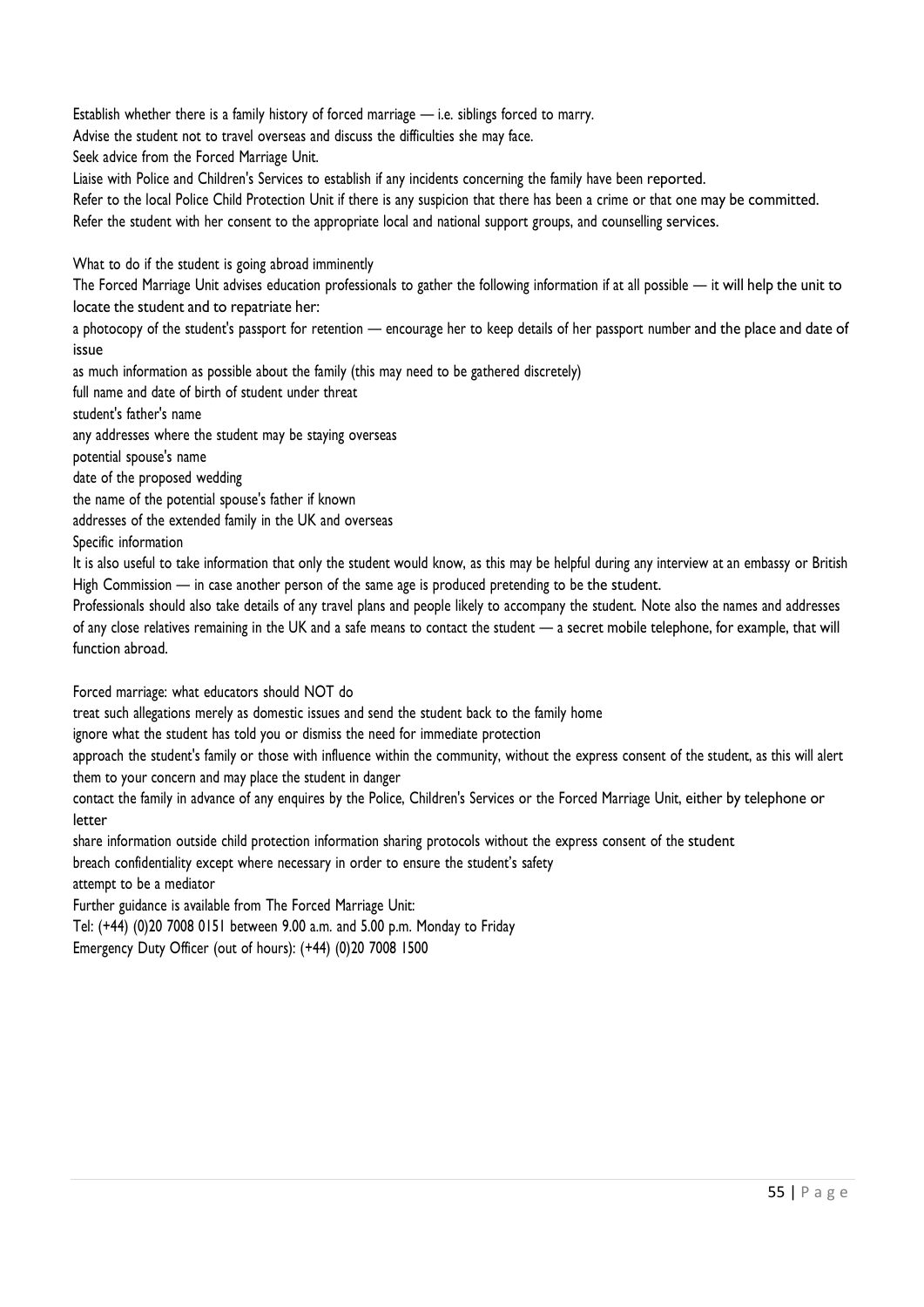Establish whether there is a family history of forced marriage — i.e. siblings forced to marry.

Advise the student not to travel overseas and discuss the difficulties she may face.

Seek advice from the Forced Marriage Unit.

Liaise with Police and Children's Services to establish if any incidents concerning the family have been reported.

Refer to the local Police Child Protection Unit if there is any suspicion that there has been a crime or that one may be committed.

Refer the student with her consent to the appropriate local and national support groups, and counselling services.

What to do if the student is going abroad imminently

The Forced Marriage Unit advises education professionals to gather the following information if at all possible — it will help the unit to locate the student and to repatriate her:

a photocopy of the student's passport for retention — encourage her to keep details of her passport number and the place and date of issue

as much information as possible about the family (this may need to be gathered discretely)

full name and date of birth of student under threat

student's father's name

any addresses where the student may be staying overseas

potential spouse's name

date of the proposed wedding

the name of the potential spouse's father if known

addresses of the extended family in the UK and overseas

Specific information

It is also useful to take information that only the student would know, as this may be helpful during any interview at an embassy or British High Commission — in case another person of the same age is produced pretending to be the student.

Professionals should also take details of any travel plans and people likely to accompany the student. Note also the names and addresses of any close relatives remaining in the UK and a safe means to contact the student — a secret mobile telephone, for example, that will function abroad.

Forced marriage: what educators should NOT do

treat such allegations merely as domestic issues and send the student back to the family home

ignore what the student has told you or dismiss the need for immediate protection

approach the student's family or those with influence within the community, without the express consent of the student, as this will alert them to your concern and may place the student in danger

contact the family in advance of any enquires by the Police, Children's Services or the Forced Marriage Unit, either by telephone or letter

share information outside child protection information sharing protocols without the express consent of the student

breach confidentiality except where necessary in order to ensure the student's safety

attempt to be a mediator

Further guidance is available from The Forced Marriage Unit:

Tel: (+44) (0)20 7008 0151 between 9.00 a.m. and 5.00 p.m. Monday to Friday

Emergency Duty Officer (out of hours): (+44) (0)20 7008 1500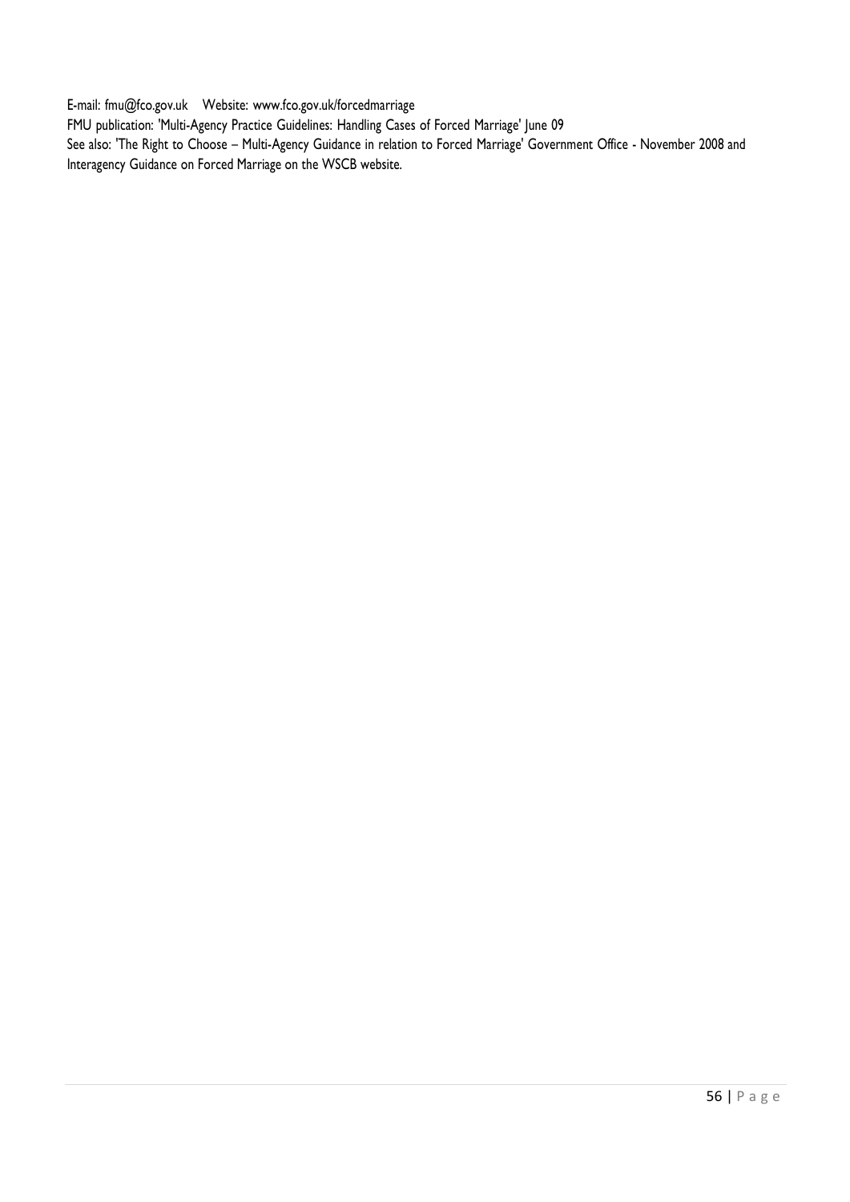E-mail: fmu@fco.gov.uk    Website: www.fco.gov.uk/forcedmarriage

FMU publication: 'Multi-Agency Practice Guidelines: Handling Cases of Forced Marriage' June 09

See also: 'The Right to Choose – Multi-Agency Guidance in relation to Forced Marriage' Government Office - November 2008 and Interagency Guidance on Forced Marriage on the WSCB website.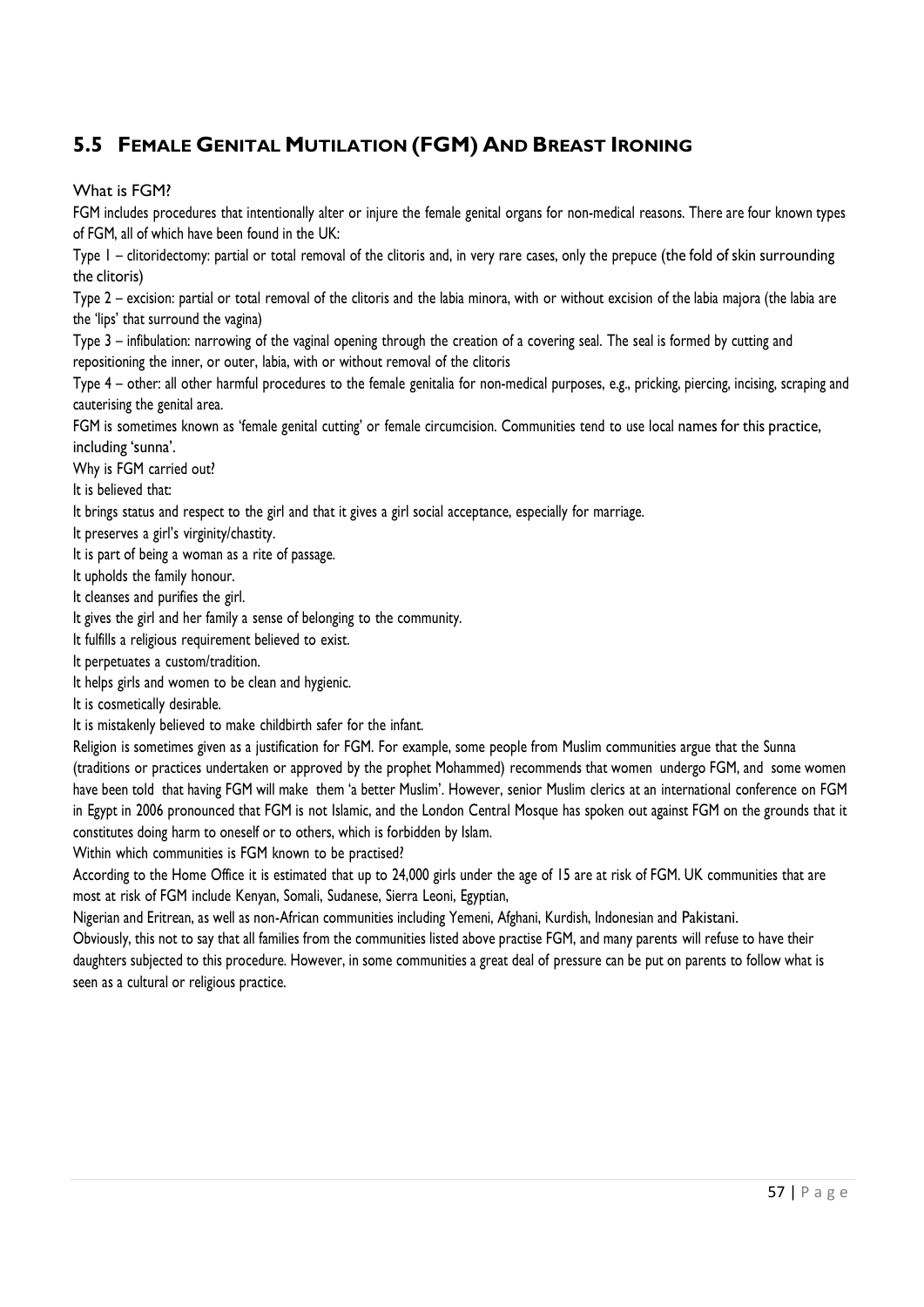## 5.5 Female Genital Mutilation (FGM) And Breast Ironing

### What is FGM?

FGM includes procedures that intentionally alter or injure the female genital organs for non-medical reasons. There are four known types of FGM, all of which have been found in the UK:

Type 1 – clitoridectomy: partial or total removal of the clitoris and, in very rare cases, only the prepuce (the fold of skin surrounding the clitoris)

Type 2 – excision: partial or total removal of the clitoris and the labia minora, with or without excision of the labia majora (the labia are the 'lips' that surround the vagina)

Type 3 – infibulation: narrowing of the vaginal opening through the creation of a covering seal. The seal is formed by cutting and repositioning the inner, or outer, labia, with or without removal of the clitoris

Type 4 – other: all other harmful procedures to the female genitalia for non-medical purposes, e.g., pricking, piercing, incising, scraping and cauterising the genital area.

FGM is sometimes known as 'female genital cutting' or female circumcision. Communities tend to use local names for this practice, including 'sunna'.

### Why is FGM carried out?

It is believed that:

It brings status and respect to the girl and that it gives a girl social acceptance, especially for marriage.

It preserves a girl's virginity/chastity.

It is part of being a woman as a rite of passage.

It upholds the family honour.

It cleanses and purifies the girl.

It gives the girl and her family a sense of belonging to the community.

It fulfills a religious requirement believed to exist.

It perpetuates a custom/tradition.

It helps girls and women to be clean and hygienic.

It is cosmetically desirable.

It is mistakenly believed to make childbirth safer for the infant.

Religion is sometimes given as a justification for FGM. For example, some people from Muslim communities argue that the Sunna (traditions or practices undertaken or approved by the prophet Mohammed) recommends that women undergo FGM, and some women have been told that having FGM will make them 'a better Muslim'. However, senior Muslim clerics at an international conference on FGM in Egypt in 2006 pronounced that FGM is not Islamic, and the London Central Mosque has spoken out against FGM on the grounds that it constitutes doing harm to oneself or to others, which is forbidden by Islam.

### Within which communities is FGM known to be practised?

According to the Home Office it is estimated that up to 24,000 girls under the age of 15 are at risk of FGM. UK communities that are most at risk of FGM include Kenyan, Somali, Sudanese, Sierra Leoni, Egyptian, Nigerian and Eritrean, as well as non-African communities including Yemeni, Afghani, Kurdish, Indonesian and Pakistani.

Obviously, this not to say that all families from the communities listed above practise FGM, and many parents will refuse to have their daughters subjected to this procedure. However, in some communities a great deal of pressure can be put on parents to follow what is seen as a cultural or religious practice.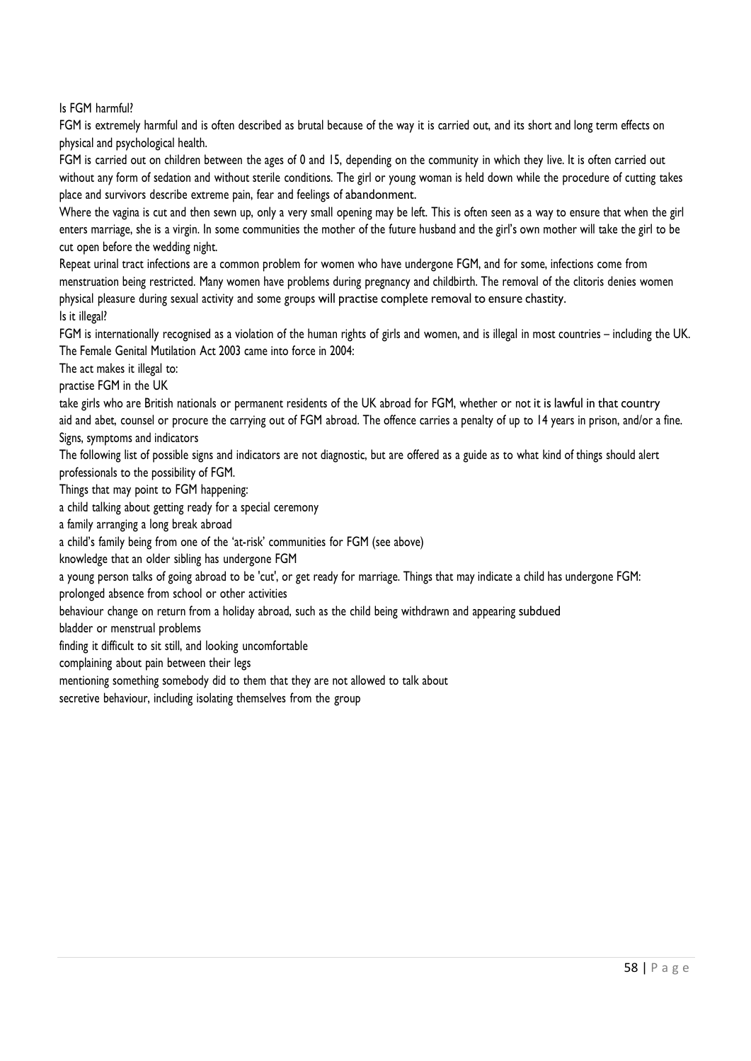## Is FGM harmful?

FGM is extremely harmful and is often described as brutal because of the way it is carried out, and its short and long term effects on physical and psychological health.

FGM is carried out on children between the ages of 0 and 15, depending on the community in which they live. It is often carried out without any form of sedation and without sterile conditions. The girl or young woman is held down while the procedure of cutting takes place and survivors describe extreme pain, fear and feelings of abandonment.

Where the vagina is cut and then sewn up, only a very small opening may be left. This is often seen as a way to ensure that when the girl enters marriage, she is a virgin. In some communities the mother of the future husband and the girl's own mother will take the girl to be cut open before the wedding night.

Repeat urinal tract infections are a common problem for women who have undergone FGM, and for some, infections come from menstruation being restricted. Many women have problems during pregnancy and childbirth. The removal of the clitoris denies women physical pleasure during sexual activity and some groups will practise complete removal to ensure chastity.

## Is it illegal?

FGM is internationally recognised as a violation of the human rights of girls and women, and is illegal in most countries – including the UK. The Female Genital Mutilation Act 2003 came into force in 2004:

The act makes it illegal to:

- practise FGM in the UK
- take girls who are British nationals or permanent residents of the UK abroad for FGM, whether or not it is lawful in that country
- aid and abet, counsel or procure the carrying out of FGM abroad. The offence carries a penalty of up to 14 years in prison, and/or a fine.

## Signs, symptoms and indicators

The following list of possible signs and indicators are not diagnostic, but are offered as a guide as to what kind of things should alert professionals to the possibility of FGM.

Things that may point to FGM happening:

- a child talking about getting ready for a special ceremony
- a family arranging a long break abroad
- a child's family being from one of the 'at-risk' communities for FGM (see above)
- knowledge that an older sibling has undergone FGM
- a young person talks of going abroad to be 'cut', or get ready for marriage.

Things that may indicate a child has undergone FGM:

- prolonged absence from school or other activities
- behaviour change on return from a holiday abroad, such as the child being withdrawn and appearing subdued
- bladder or menstrual problems
- finding it difficult to sit still, and looking uncomfortable
- complaining about pain between their legs
- mentioning something somebody did to them that they are not allowed to talk about
- secretive behaviour, including isolating themselves from the group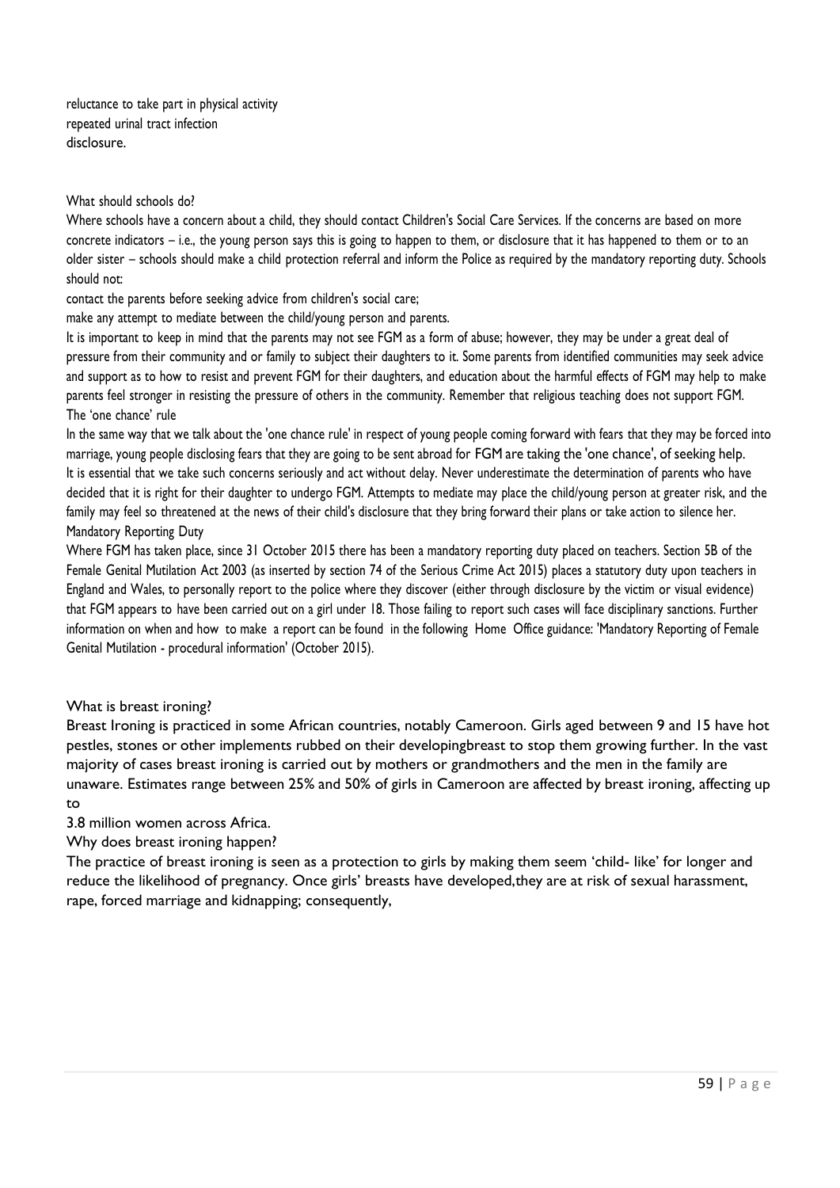- reluctance to take part in physical activity
- repeated urinal tract infection
- disclosure.

### What should schools do?

Where schools have a concern about a child, they should contact Children's Social Care Services. If the concerns are based on more concrete indicators – i.e., the young person says this is going to happen to them, or disclosure that it has happened to them or to an older sister – schools should make a child protection referral and inform the Police as required by the mandatory reporting duty. Schools should not:

- contact the parents before seeking advice from children's social care;
- make any attempt to mediate between the child/young person and parents.

It is important to keep in mind that the parents may not see FGM as a form of abuse; however, they may be under a great deal of pressure from their community and or family to subject their daughters to it. Some parents from identified communities may seek advice and support as to how to resist and prevent FGM for their daughters, and education about the harmful effects of FGM may help to make parents feel stronger in resisting the pressure of others in the community. Remember that religious teaching does not support FGM.

### The 'one chance' rule

In the same way that we talk about the 'one chance rule' in respect of young people coming forward with fears that they may be forced into marriage, young people disclosing fears that they are going to be sent abroad for FGM are taking the 'one chance', of seeking help. It is essential that we take such concerns seriously and act without delay. Never underestimate the determination of parents who have decided that it is right for their daughter to undergo FGM. Attempts to mediate may place the child/young person at greater risk, and the family may feel so threatened at the news of their child's disclosure that they bring forward their plans or take action to silence her.

### Mandatory Reporting Duty

Where FGM has taken place, since 31 October 2015 there has been a mandatory reporting duty placed on teachers. Section 5B of the Female Genital Mutilation Act 2003 (as inserted by section 74 of the Serious Crime Act 2015) places a statutory duty upon teachers in England and Wales, to personally report to the police where they discover (either through disclosure by the victim or visual evidence) that FGM appears to have been carried out on a girl under 18. Those failing to report such cases will face disciplinary sanctions. Further information on when and how to make a report can be found in the following Home Office guidance: 'Mandatory Reporting of Female Genital Mutilation - procedural information' (October 2015).

### What is breast ironing?

Breast Ironing is practiced in some African countries, notably Cameroon. Girls aged between 9 and 15 have hot pestles, stones or other implements rubbed on their developingbreast to stop them growing further. In the vast majority of cases breast ironing is carried out by mothers or grandmothers and the men in the family are unaware. Estimates range between 25% and 50% of girls in Cameroon are affected by breast ironing, affecting up to 3.8 million women across Africa.

### Why does breast ironing happen?

The practice of breast ironing is seen as a protection to girls by making them seem 'child- like' for longer and reduce the likelihood of pregnancy. Once girls' breasts have developed,they are at risk of sexual harassment, rape, forced marriage and kidnapping; consequently,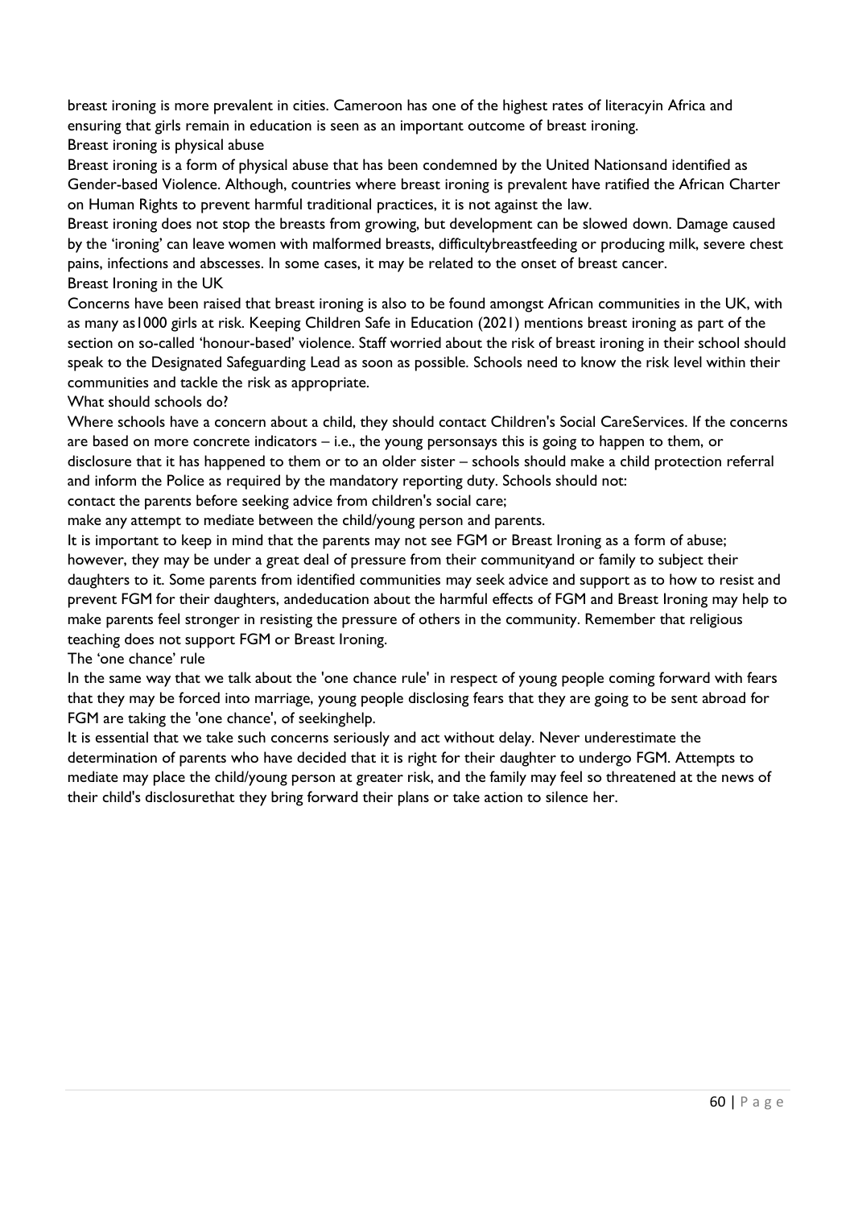breast ironing is more prevalent in cities. Cameroon has one of the highest rates of literacyin Africa and ensuring that girls remain in education is seen as an important outcome of breast ironing.

## Breast ironing is physical abuse

Breast ironing is a form of physical abuse that has been condemned by the United Nationsand identified as Gender-based Violence. Although, countries where breast ironing is prevalent have ratified the African Charter on Human Rights to prevent harmful traditional practices, it is not against the law.

Breast ironing does not stop the breasts from growing, but development can be slowed down. Damage caused by the 'ironing' can leave women with malformed breasts, difficultybreastfeeding or producing milk, severe chest pains, infections and abscesses. In some cases, it may be related to the onset of breast cancer.

## Breast Ironing in the UK

Concerns have been raised that breast ironing is also to be found amongst African communities in the UK, with as many as1000 girls at risk. Keeping Children Safe in Education (2021) mentions breast ironing as part of the section on so-called 'honour-based' violence. Staff worried about the risk of breast ironing in their school should speak to the Designated Safeguarding Lead as soon as possible. Schools need to know the risk level within their communities and tackle the risk as appropriate.

## What should schools do?

Where schools have a concern about a child, they should contact Children's Social CareServices. If the concerns are based on more concrete indicators – i.e., the young personsays this is going to happen to them, or disclosure that it has happened to them or to an older sister – schools should make a child protection referral and inform the Police as required by the mandatory reporting duty. Schools should not:

- contact the parents before seeking advice from children's social care;
- make any attempt to mediate between the child/young person and parents.

It is important to keep in mind that the parents may not see FGM or Breast Ironing as a form of abuse; however, they may be under a great deal of pressure from their communityand or family to subject their daughters to it. Some parents from identified communities may seek advice and support as to how to resist and prevent FGM for their daughters, andeducation about the harmful effects of FGM and Breast Ironing may help to make parents feel stronger in resisting the pressure of others in the community. Remember that religious teaching does not support FGM or Breast Ironing.

## The 'one chance' rule

In the same way that we talk about the 'one chance rule' in respect of young people coming forward with fears that they may be forced into marriage, young people disclosing fears that they are going to be sent abroad for FGM are taking the 'one chance', of seekinghelp.

It is essential that we take such concerns seriously and act without delay. Never underestimate the determination of parents who have decided that it is right for their daughter to undergo FGM. Attempts to mediate may place the child/young person at greater risk, and the family may feel so threatened at the news of their child's disclosurethat they bring forward their plans or take action to silence her.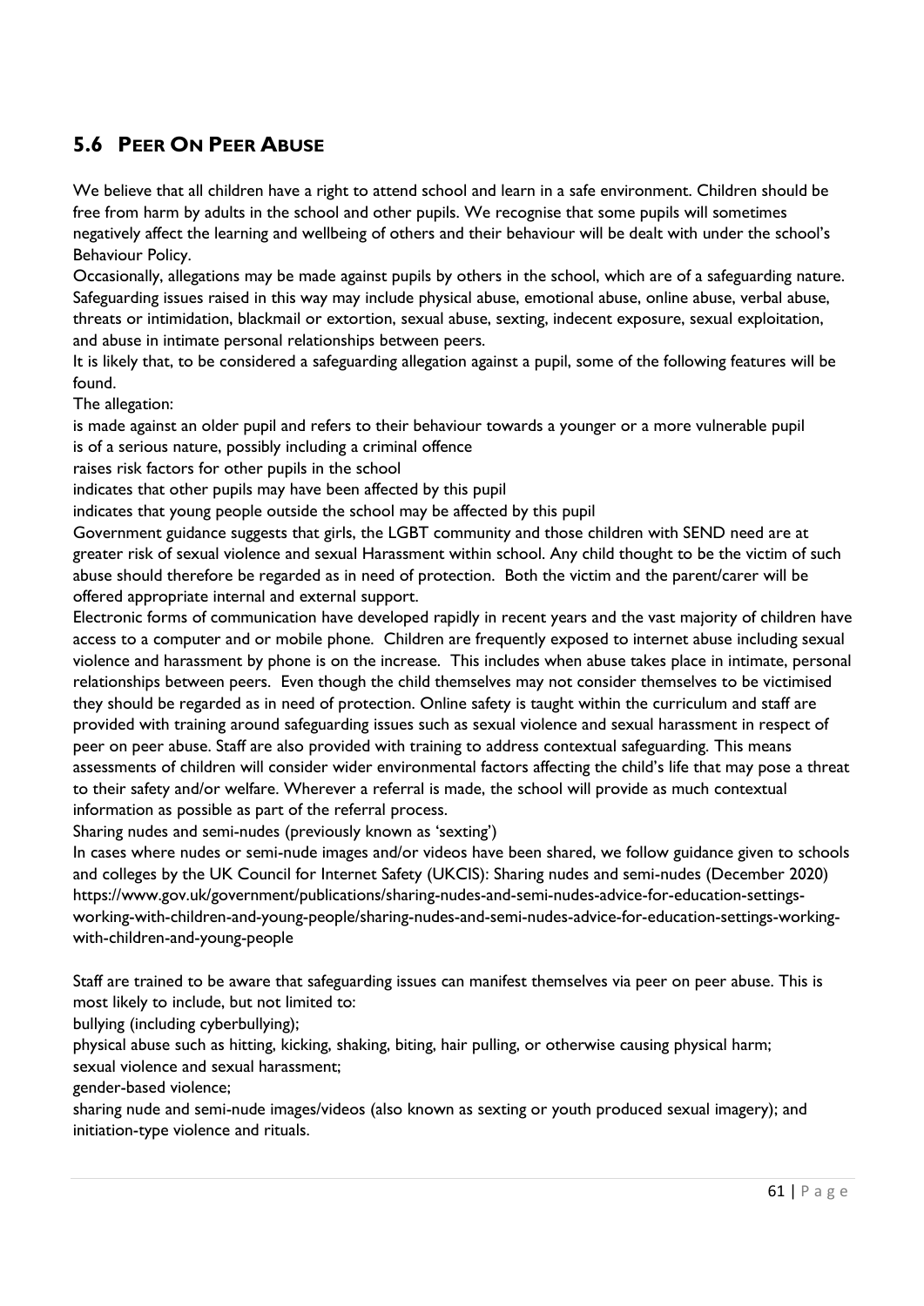## 5.6 Peer On Peer Abuse

We believe that all children have a right to attend school and learn in a safe environment. Children should be free from harm by adults in the school and other pupils. We recognise that some pupils will sometimes negatively affect the learning and wellbeing of others and their behaviour will be dealt with under the school's Behaviour Policy.

Occasionally, allegations may be made against pupils by others in the school, which are of a safeguarding nature. Safeguarding issues raised in this way may include physical abuse, emotional abuse, online abuse, verbal abuse, threats or intimidation, blackmail or extortion, sexual abuse, sexting, indecent exposure, sexual exploitation, and abuse in intimate personal relationships between peers.

It is likely that, to be considered a safeguarding allegation against a pupil, some of the following features will be found.

The allegation:

is made against an older pupil and refers to their behaviour towards a younger or a more vulnerable pupil

is of a serious nature, possibly including a criminal offence

raises risk factors for other pupils in the school

indicates that other pupils may have been affected by this pupil

indicates that young people outside the school may be affected by this pupil

Government guidance suggests that girls, the LGBT community and those children with SEND need are at greater risk of sexual violence and sexual Harassment within school. Any child thought to be the victim of such abuse should therefore be regarded as in need of protection. Both the victim and the parent/carer will be offered appropriate internal and external support.

Electronic forms of communication have developed rapidly in recent years and the vast majority of children have access to a computer and or mobile phone. Children are frequently exposed to internet abuse including sexual violence and harassment by phone is on the increase. This includes when abuse takes place in intimate, personal relationships between peers. Even though the child themselves may not consider themselves to be victimised they should be regarded as in need of protection. Online safety is taught within the curriculum and staff are provided with training around safeguarding issues such as sexual violence and sexual harassment in respect of peer on peer abuse. Staff are also provided with training to address contextual safeguarding. This means assessments of children will consider wider environmental factors affecting the child's life that may pose a threat to their safety and/or welfare. Wherever a referral is made, the school will provide as much contextual information as possible as part of the referral process.

Sharing nudes and semi-nudes (previously known as 'sexting')

In cases where nudes or semi-nude images and/or videos have been shared, we follow guidance given to schools and colleges by the UK Council for Internet Safety (UKCIS): Sharing nudes and semi-nudes (December 2020) https://www.gov.uk/government/publications/sharing-nudes-and-semi-nudes-advice-for-education-settings-working-with-children-and-young-people/sharing-nudes-and-semi-nudes-advice-for-education-settings-working-with-children-and-young-people

Staff are trained to be aware that safeguarding issues can manifest themselves via peer on peer abuse. This is most likely to include, but not limited to:

bullying (including cyberbullying);

physical abuse such as hitting, kicking, shaking, biting, hair pulling, or otherwise causing physical harm;

sexual violence and sexual harassment;

gender-based violence;

sharing nude and semi-nude images/videos (also known as sexting or youth produced sexual imagery); and

initiation-type violence and rituals.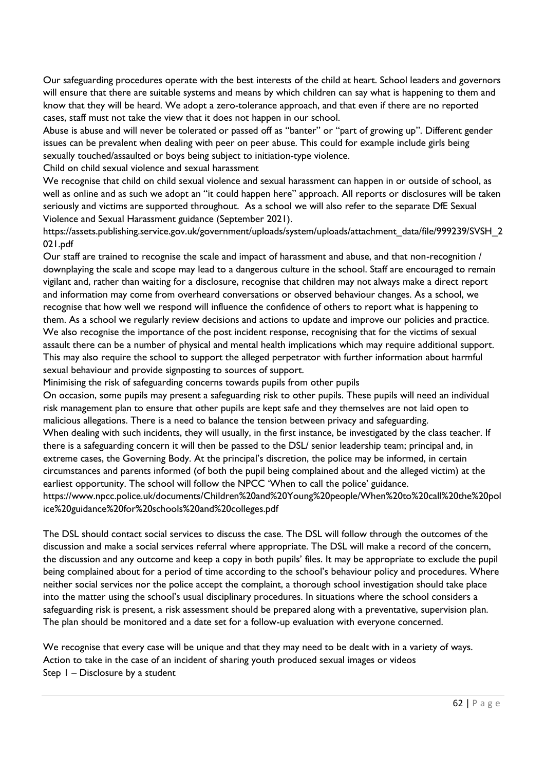Our safeguarding procedures operate with the best interests of the child at heart. School leaders and governors will ensure that there are suitable systems and means by which children can say what is happening to them and know that they will be heard. We adopt a zero-tolerance approach, and that even if there are no reported cases, staff must not take the view that it does not happen in our school.

Abuse is abuse and will never be tolerated or passed off as "banter" or "part of growing up". Different gender issues can be prevalent when dealing with peer on peer abuse. This could for example include girls being sexually touched/assaulted or boys being subject to initiation-type violence.

## Child on child sexual violence and sexual harassment

We recognise that child on child sexual violence and sexual harassment can happen in or outside of school, as well as online and as such we adopt an "it could happen here" approach. All reports or disclosures will be taken seriously and victims are supported throughout. As a school we will also refer to the separate DfE Sexual Violence and Sexual Harassment guidance (September 2021).

https://assets.publishing.service.gov.uk/government/uploads/system/uploads/attachment_data/file/999239/SVSH_2021.pdf

Our staff are trained to recognise the scale and impact of harassment and abuse, and that non-recognition / downplaying the scale and scope may lead to a dangerous culture in the school. Staff are encouraged to remain vigilant and, rather than waiting for a disclosure, recognise that children may not always make a direct report and information may come from overheard conversations or observed behaviour changes. As a school, we recognise that how well we respond will influence the confidence of others to report what is happening to them. As a school we regularly review decisions and actions to update and improve our policies and practice. We also recognise the importance of the post incident response, recognising that for the victims of sexual assault there can be a number of physical and mental health implications which may require additional support. This may also require the school to support the alleged perpetrator with further information about harmful sexual behaviour and provide signposting to sources of support.

## Minimising the risk of safeguarding concerns towards pupils from other pupils

On occasion, some pupils may present a safeguarding risk to other pupils. These pupils will need an individual risk management plan to ensure that other pupils are kept safe and they themselves are not laid open to malicious allegations. There is a need to balance the tension between privacy and safeguarding.

When dealing with such incidents, they will usually, in the first instance, be investigated by the class teacher. If there is a safeguarding concern it will then be passed to the DSL/ senior leadership team; principal and, in extreme cases, the Governing Body. At the principal's discretion, the police may be informed, in certain circumstances and parents informed (of both the pupil being complained about and the alleged victim) at the earliest opportunity. The school will follow the NPCC 'When to call the police' guidance.

https://www.npcc.police.uk/documents/Children%20and%20Young%20people/When%20to%20call%20the%20police%20guidance%20for%20schools%20and%20colleges.pdf

The DSL should contact social services to discuss the case. The DSL will follow through the outcomes of the discussion and make a social services referral where appropriate. The DSL will make a record of the concern, the discussion and any outcome and keep a copy in both pupils' files. It may be appropriate to exclude the pupil being complained about for a period of time according to the school's behaviour policy and procedures. Where neither social services nor the police accept the complaint, a thorough school investigation should take place into the matter using the school's usual disciplinary procedures. In situations where the school considers a safeguarding risk is present, a risk assessment should be prepared along with a preventative, supervision plan. The plan should be monitored and a date set for a follow-up evaluation with everyone concerned.

We recognise that every case will be unique and that they may need to be dealt with in a variety of ways.

## Action to take in the case of an incident of sharing youth produced sexual images or videos

### Step 1 – Disclosure by a student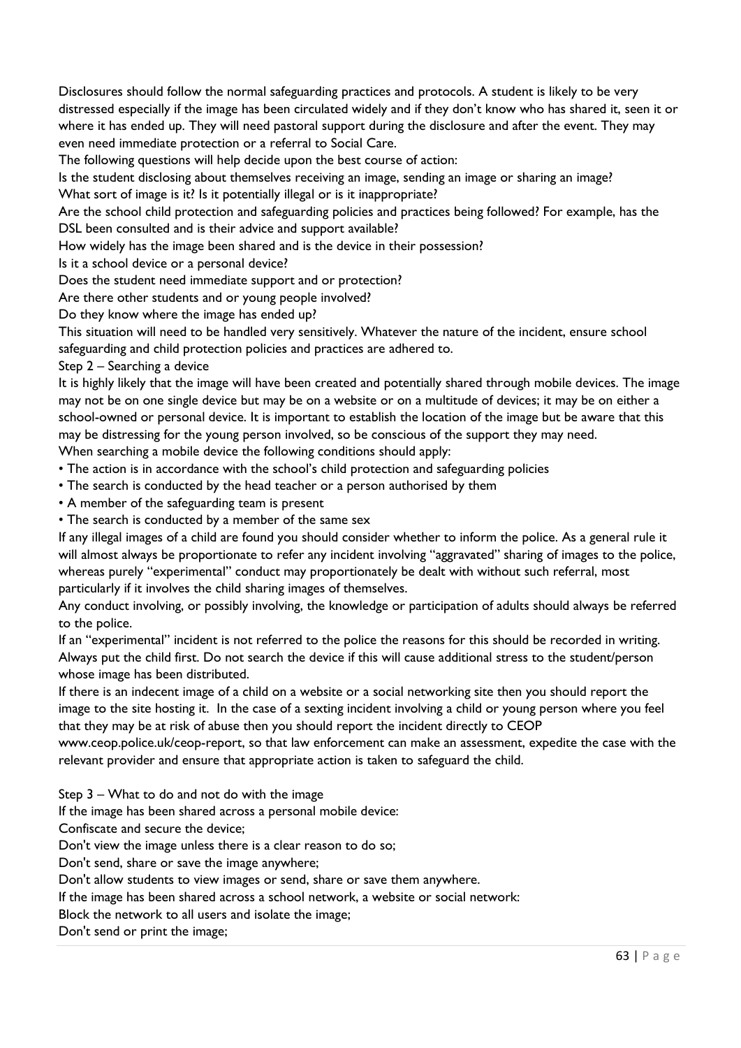Disclosures should follow the normal safeguarding practices and protocols. A student is likely to be very distressed especially if the image has been circulated widely and if they don't know who has shared it, seen it or where it has ended up. They will need pastoral support during the disclosure and after the event. They may even need immediate protection or a referral to Social Care.

The following questions will help decide upon the best course of action:

Is the student disclosing about themselves receiving an image, sending an image or sharing an image?

What sort of image is it? Is it potentially illegal or is it inappropriate?

Are the school child protection and safeguarding policies and practices being followed? For example, has the DSL been consulted and is their advice and support available?

How widely has the image been shared and is the device in their possession?

Is it a school device or a personal device?

Does the student need immediate support and or protection?

Are there other students and or young people involved?

Do they know where the image has ended up?

This situation will need to be handled very sensitively. Whatever the nature of the incident, ensure school safeguarding and child protection policies and practices are adhered to.

Step 2 – Searching a device

It is highly likely that the image will have been created and potentially shared through mobile devices. The image may not be on one single device but may be on a website or on a multitude of devices; it may be on either a school-owned or personal device. It is important to establish the location of the image but be aware that this may be distressing for the young person involved, so be conscious of the support they may need.

When searching a mobile device the following conditions should apply:

- The action is in accordance with the school's child protection and safeguarding policies
- The search is conducted by the head teacher or a person authorised by them
- A member of the safeguarding team is present
- The search is conducted by a member of the same sex

If any illegal images of a child are found you should consider whether to inform the police. As a general rule it will almost always be proportionate to refer any incident involving "aggravated" sharing of images to the police, whereas purely "experimental" conduct may proportionately be dealt with without such referral, most particularly if it involves the child sharing images of themselves.

Any conduct involving, or possibly involving, the knowledge or participation of adults should always be referred to the police.

If an "experimental" incident is not referred to the police the reasons for this should be recorded in writing. Always put the child first. Do not search the device if this will cause additional stress to the student/person whose image has been distributed.

If there is an indecent image of a child on a website or a social networking site then you should report the image to the site hosting it. In the case of a sexting incident involving a child or young person where you feel that they may be at risk of abuse then you should report the incident directly to CEOP www.ceop.police.uk/ceop-report, so that law enforcement can make an assessment, expedite the case with the relevant provider and ensure that appropriate action is taken to safeguard the child.

Step 3 – What to do and not do with the image

If the image has been shared across a personal mobile device:

Confiscate and secure the device;

Don't view the image unless there is a clear reason to do so;

Don't send, share or save the image anywhere;

Don't allow students to view images or send, share or save them anywhere.

If the image has been shared across a school network, a website or social network:

Block the network to all users and isolate the image;

Don't send or print the image;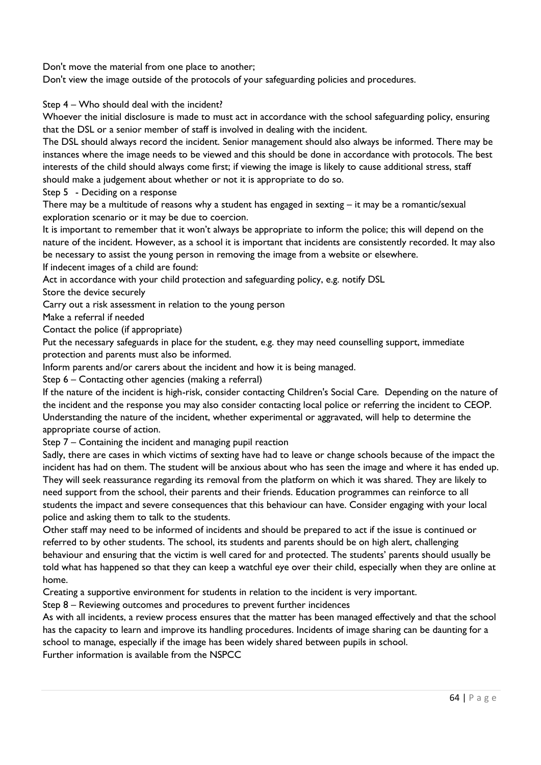Don't move the material from one place to another;

Don't view the image outside of the protocols of your safeguarding policies and procedures.

Step 4 – Who should deal with the incident?

Whoever the initial disclosure is made to must act in accordance with the school safeguarding policy, ensuring that the DSL or a senior member of staff is involved in dealing with the incident.

The DSL should always record the incident. Senior management should also always be informed. There may be instances where the image needs to be viewed and this should be done in accordance with protocols. The best interests of the child should always come first; if viewing the image is likely to cause additional stress, staff should make a judgement about whether or not it is appropriate to do so.

Step 5 - Deciding on a response

There may be a multitude of reasons why a student has engaged in sexting – it may be a romantic/sexual exploration scenario or it may be due to coercion.

It is important to remember that it won't always be appropriate to inform the police; this will depend on the nature of the incident. However, as a school it is important that incidents are consistently recorded. It may also be necessary to assist the young person in removing the image from a website or elsewhere.

If indecent images of a child are found:

Act in accordance with your child protection and safeguarding policy, e.g. notify DSL

Store the device securely

Carry out a risk assessment in relation to the young person

Make a referral if needed

Contact the police (if appropriate)

Put the necessary safeguards in place for the student, e.g. they may need counselling support, immediate protection and parents must also be informed.

Inform parents and/or carers about the incident and how it is being managed.

Step 6 – Contacting other agencies (making a referral)

If the nature of the incident is high-risk, consider contacting Children's Social Care. Depending on the nature of the incident and the response you may also consider contacting local police or referring the incident to CEOP. Understanding the nature of the incident, whether experimental or aggravated, will help to determine the appropriate course of action.

Step 7 – Containing the incident and managing pupil reaction

Sadly, there are cases in which victims of sexting have had to leave or change schools because of the impact the incident has had on them. The student will be anxious about who has seen the image and where it has ended up. They will seek reassurance regarding its removal from the platform on which it was shared. They are likely to need support from the school, their parents and their friends. Education programmes can reinforce to all students the impact and severe consequences that this behaviour can have. Consider engaging with your local police and asking them to talk to the students.

Other staff may need to be informed of incidents and should be prepared to act if the issue is continued or referred to by other students. The school, its students and parents should be on high alert, challenging behaviour and ensuring that the victim is well cared for and protected. The students' parents should usually be told what has happened so that they can keep a watchful eye over their child, especially when they are online at home.

Creating a supportive environment for students in relation to the incident is very important.

Step 8 – Reviewing outcomes and procedures to prevent further incidences

As with all incidents, a review process ensures that the matter has been managed effectively and that the school has the capacity to learn and improve its handling procedures. Incidents of image sharing can be daunting for a school to manage, especially if the image has been widely shared between pupils in school.

Further information is available from the NSPCC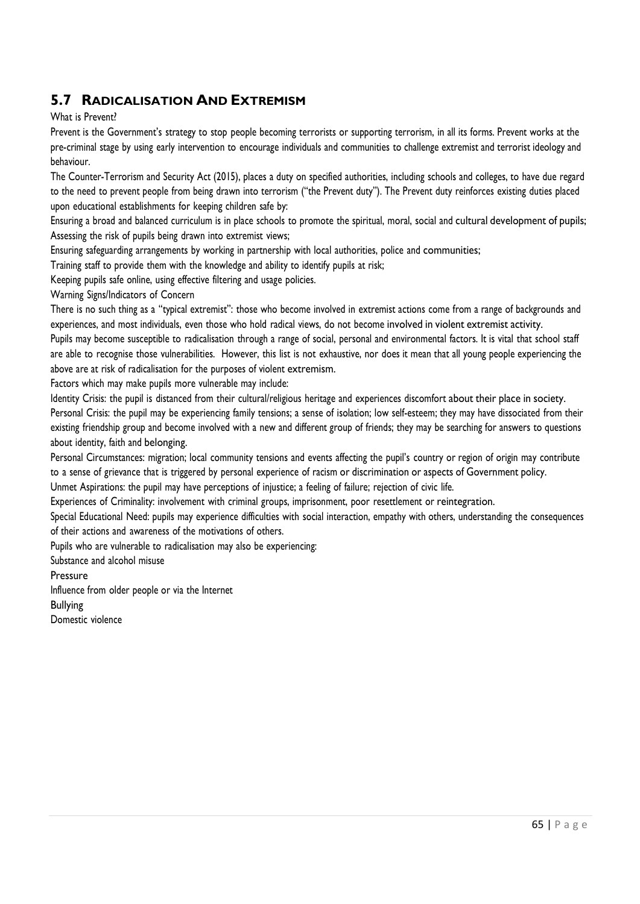## 5.7 Radicalisation And Extremism

What is Prevent?

Prevent is the Government's strategy to stop people becoming terrorists or supporting terrorism, in all its forms. Prevent works at the pre-criminal stage by using early intervention to encourage individuals and communities to challenge extremist and terrorist ideology and behaviour.

The Counter-Terrorism and Security Act (2015), places a duty on specified authorities, including schools and colleges, to have due regard to the need to prevent people from being drawn into terrorism ("the Prevent duty"). The Prevent duty reinforces existing duties placed upon educational establishments for keeping children safe by:

Ensuring a broad and balanced curriculum is in place schools to promote the spiritual, moral, social and cultural development of pupils;

Assessing the risk of pupils being drawn into extremist views;

Ensuring safeguarding arrangements by working in partnership with local authorities, police and communities;

Training staff to provide them with the knowledge and ability to identify pupils at risk;

Keeping pupils safe online, using effective filtering and usage policies.

Warning Signs/Indicators of Concern

There is no such thing as a "typical extremist": those who become involved in extremist actions come from a range of backgrounds and experiences, and most individuals, even those who hold radical views, do not become involved in violent extremist activity.

Pupils may become susceptible to radicalisation through a range of social, personal and environmental factors. It is vital that school staff are able to recognise those vulnerabilities. However, this list is not exhaustive, nor does it mean that all young people experiencing the above are at risk of radicalisation for the purposes of violent extremism.

Factors which may make pupils more vulnerable may include:

Identity Crisis: the pupil is distanced from their cultural/religious heritage and experiences discomfort about their place in society.

Personal Crisis: the pupil may be experiencing family tensions; a sense of isolation; low self-esteem; they may have dissociated from their existing friendship group and become involved with a new and different group of friends; they may be searching for answers to questions about identity, faith and belonging.

Personal Circumstances: migration; local community tensions and events affecting the pupil's country or region of origin may contribute to a sense of grievance that is triggered by personal experience of racism or discrimination or aspects of Government policy.

Unmet Aspirations: the pupil may have perceptions of injustice; a feeling of failure; rejection of civic life.

Experiences of Criminality: involvement with criminal groups, imprisonment, poor resettlement or reintegration.

Special Educational Need: pupils may experience difficulties with social interaction, empathy with others, understanding the consequences of their actions and awareness of the motivations of others.

Pupils who are vulnerable to radicalisation may also be experiencing:

Substance and alcohol misuse

Pressure

Influence from older people or via the Internet

Bullying

Domestic violence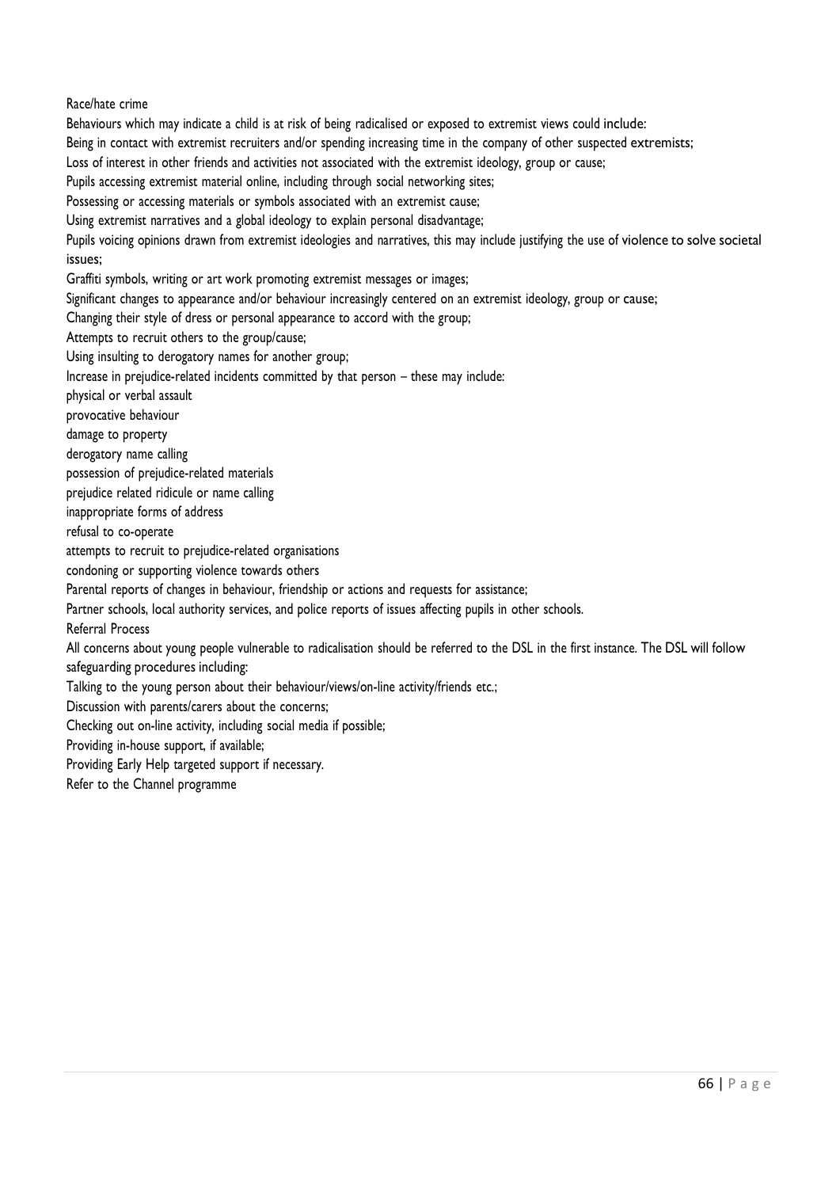Race/hate crime

Behaviours which may indicate a child is at risk of being radicalised or exposed to extremist views could include:

- Being in contact with extremist recruiters and/or spending increasing time in the company of other suspected extremists;
- Loss of interest in other friends and activities not associated with the extremist ideology, group or cause;
- Pupils accessing extremist material online, including through social networking sites;
- Possessing or accessing materials or symbols associated with an extremist cause;
- Using extremist narratives and a global ideology to explain personal disadvantage;
- Pupils voicing opinions drawn from extremist ideologies and narratives, this may include justifying the use of violence to solve societal issues;
- Graffiti symbols, writing or art work promoting extremist messages or images;
- Significant changes to appearance and/or behaviour increasingly centered on an extremist ideology, group or cause;
- Changing their style of dress or personal appearance to accord with the group;
- Attempts to recruit others to the group/cause;
- Using insulting to derogatory names for another group;
- Increase in prejudice-related incidents committed by that person – these may include:
  - physical or verbal assault
  - provocative behaviour
  - damage to property
  - derogatory name calling
  - possession of prejudice-related materials
  - prejudice related ridicule or name calling
  - inappropriate forms of address
  - refusal to co-operate
  - attempts to recruit to prejudice-related organisations
  - condoning or supporting violence towards others
- Parental reports of changes in behaviour, friendship or actions and requests for assistance;
- Partner schools, local authority services, and police reports of issues affecting pupils in other schools.

Referral Process

All concerns about young people vulnerable to radicalisation should be referred to the DSL in the first instance. The DSL will follow safeguarding procedures including:

- Talking to the young person about their behaviour/views/on-line activity/friends etc.;
- Discussion with parents/carers about the concerns;
- Checking out on-line activity, including social media if possible;
- Providing in-house support, if available;
- Providing Early Help targeted support if necessary.
- Refer to the Channel programme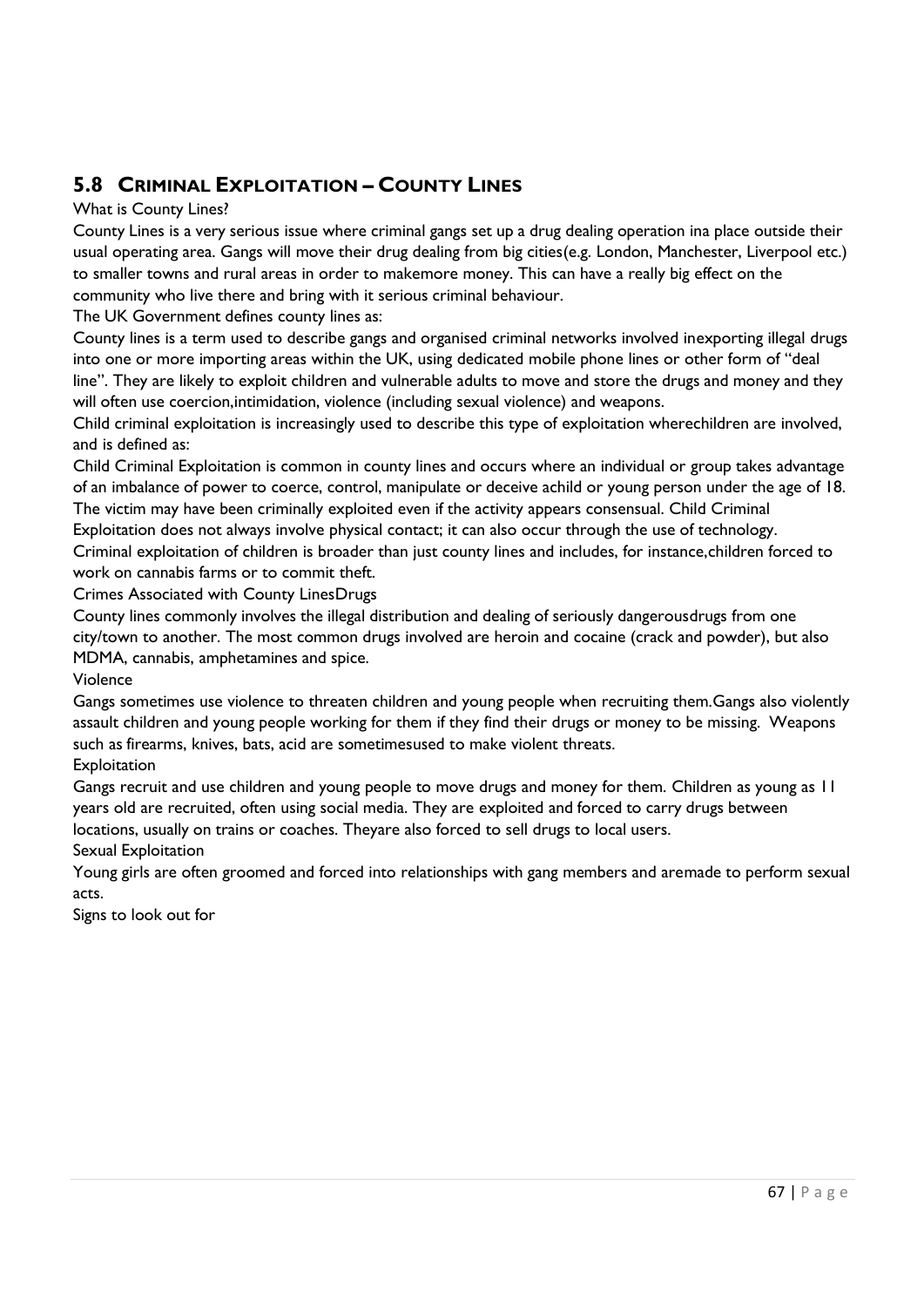## 5.8 Criminal Exploitation – County Lines

What is County Lines?

County Lines is a very serious issue where criminal gangs set up a drug dealing operation ina place outside their usual operating area. Gangs will move their drug dealing from big cities(e.g. London, Manchester, Liverpool etc.) to smaller towns and rural areas in order to makemore money. This can have a really big effect on the community who live there and bring with it serious criminal behaviour.

The UK Government defines county lines as:

County lines is a term used to describe gangs and organised criminal networks involved inexporting illegal drugs into one or more importing areas within the UK, using dedicated mobile phone lines or other form of "deal line". They are likely to exploit children and vulnerable adults to move and store the drugs and money and they will often use coercion,intimidation, violence (including sexual violence) and weapons.

Child criminal exploitation is increasingly used to describe this type of exploitation wherechildren are involved, and is defined as:

Child Criminal Exploitation is common in county lines and occurs where an individual or group takes advantage of an imbalance of power to coerce, control, manipulate or deceive achild or young person under the age of 18. The victim may have been criminally exploited even if the activity appears consensual. Child Criminal Exploitation does not always involve physical contact; it can also occur through the use of technology.

Criminal exploitation of children is broader than just county lines and includes, for instance,children forced to work on cannabis farms or to commit theft.

Crimes Associated with County LinesDrugs

County lines commonly involves the illegal distribution and dealing of seriously dangerousdrugs from one city/town to another. The most common drugs involved are heroin and cocaine (crack and powder), but also MDMA, cannabis, amphetamines and spice.

Violence

Gangs sometimes use violence to threaten children and young people when recruiting them.Gangs also violently assault children and young people working for them if they find their drugs or money to be missing. Weapons such as firearms, knives, bats, acid are sometimesused to make violent threats.

Exploitation

Gangs recruit and use children and young people to move drugs and money for them. Children as young as 11 years old are recruited, often using social media. They are exploited and forced to carry drugs between locations, usually on trains or coaches. Theyare also forced to sell drugs to local users.

Sexual Exploitation

Young girls are often groomed and forced into relationships with gang members and aremade to perform sexual acts.

Signs to look out for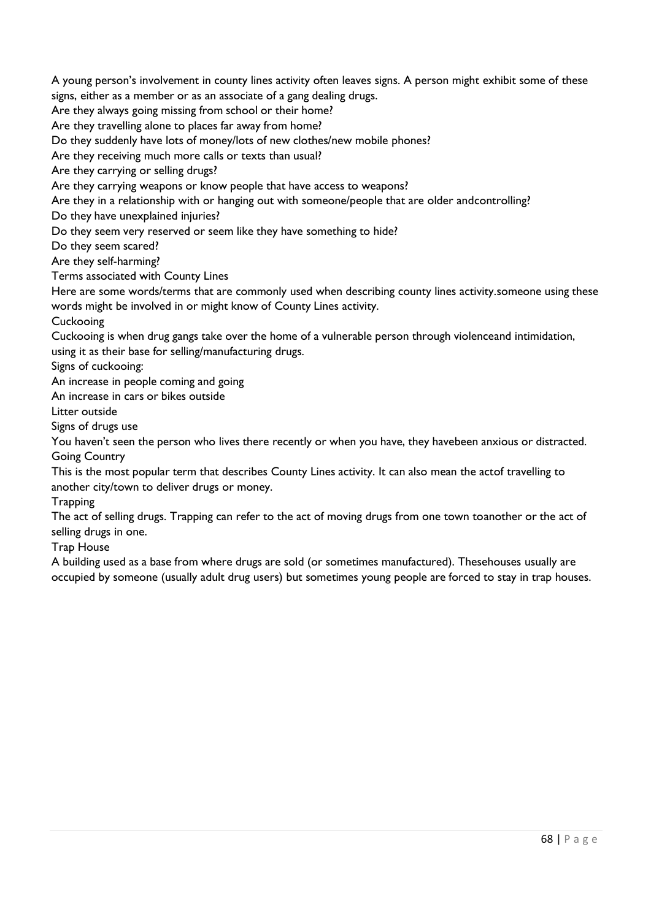A young person's involvement in county lines activity often leaves signs. A person might exhibit some of these signs, either as a member or as an associate of a gang dealing drugs.

Are they always going missing from school or their home?

Are they travelling alone to places far away from home?

Do they suddenly have lots of money/lots of new clothes/new mobile phones?

Are they receiving much more calls or texts than usual?

Are they carrying or selling drugs?

Are they carrying weapons or know people that have access to weapons?

Are they in a relationship with or hanging out with someone/people that are older andcontrolling?

Do they have unexplained injuries?

Do they seem very reserved or seem like they have something to hide?

Do they seem scared?

Are they self-harming?

Terms associated with County Lines

Here are some words/terms that are commonly used when describing county lines activity.someone using these words might be involved in or might know of County Lines activity.

Cuckooing

Cuckooing is when drug gangs take over the home of a vulnerable person through violenceand intimidation, using it as their base for selling/manufacturing drugs.

Signs of cuckooing:

An increase in people coming and going

An increase in cars or bikes outside

Litter outside

Signs of drugs use

You haven't seen the person who lives there recently or when you have, they havebeen anxious or distracted.

Going Country

This is the most popular term that describes County Lines activity. It can also mean the actof travelling to another city/town to deliver drugs or money.

Trapping

The act of selling drugs. Trapping can refer to the act of moving drugs from one town toanother or the act of selling drugs in one.

Trap House

A building used as a base from where drugs are sold (or sometimes manufactured). Thesehouses usually are occupied by someone (usually adult drug users) but sometimes young people are forced to stay in trap houses.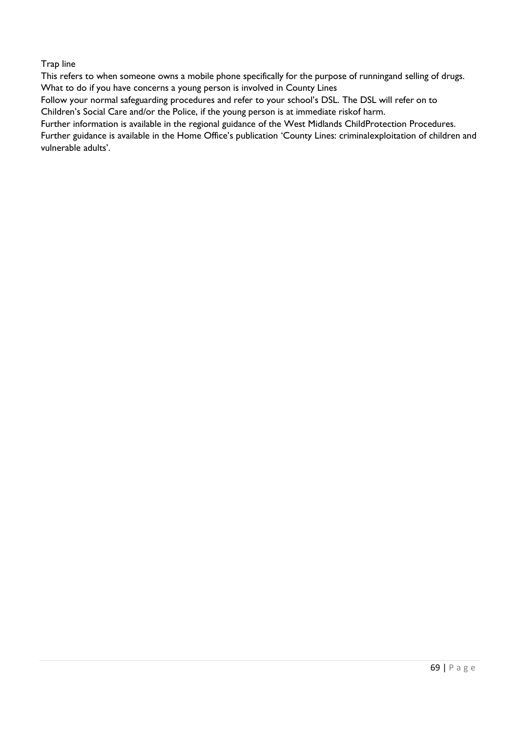Trap line

This refers to when someone owns a mobile phone specifically for the purpose of runningand selling of drugs.

What to do if you have concerns a young person is involved in County Lines

Follow your normal safeguarding procedures and refer to your school's DSL. The DSL will refer on to Children's Social Care and/or the Police, if the young person is at immediate riskof harm.

Further information is available in the regional guidance of the West Midlands ChildProtection Procedures.

Further guidance is available in the Home Office's publication 'County Lines: criminalexploitation of children and vulnerable adults'.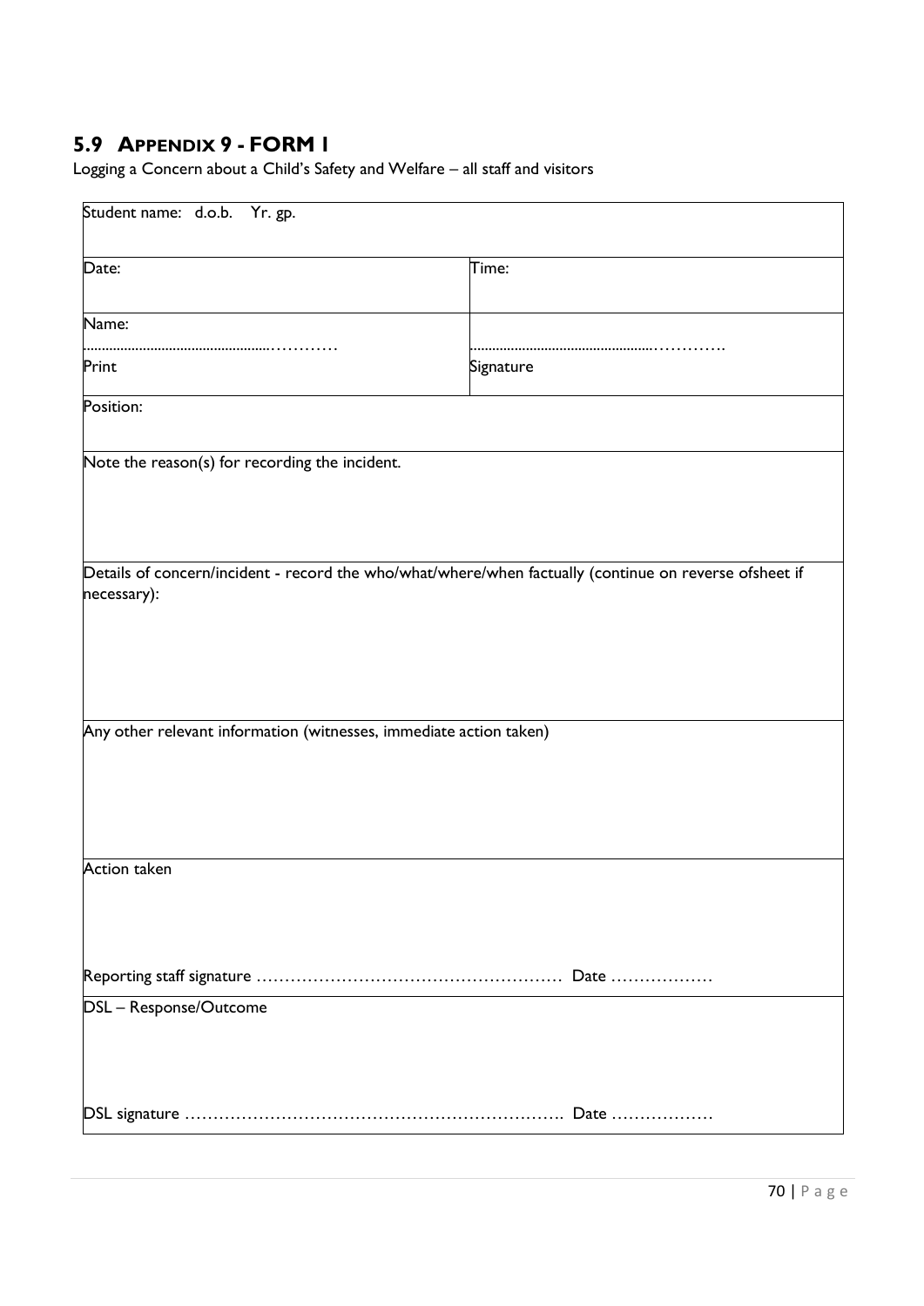## 5.9 Appendix 9 - FORM 1

Logging a Concern about a Child's Safety and Welfare – all staff and visitors

| Student name: d.o.b. Yr. gp. | |
|---|---|
| Date: | Time: |
| Name:<br>………………………………………………<br>Print | ………………………………………………<br>Signature |
| Position: | |
| Note the reason(s) for recording the incident. | |
| Details of concern/incident - record the who/what/where/when factually (continue on reverse ofsheet if necessary): | |
| Any other relevant information (witnesses, immediate action taken) | |
| Action taken<br><br>Reporting staff signature …………………………………………………… Date ……………… | |
| DSL – Response/Outcome<br><br>DSL signature ………………………………………………………………. Date ……………… | |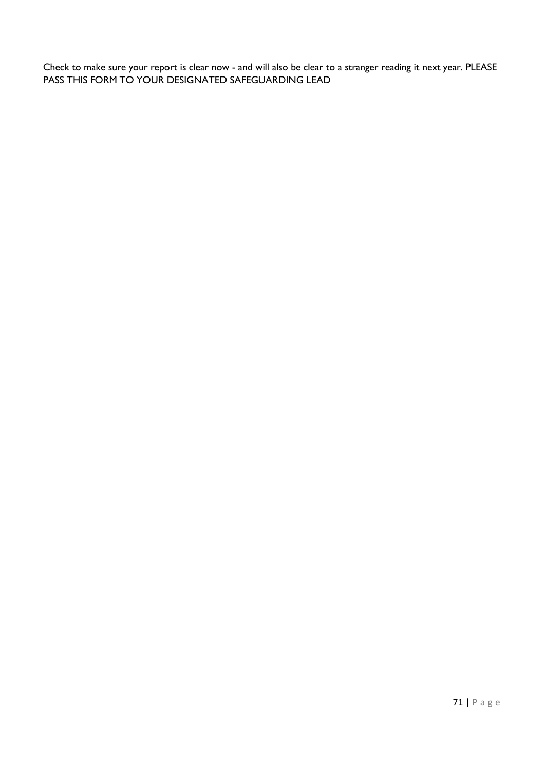Check to make sure your report is clear now - and will also be clear to a stranger reading it next year. PLEASE PASS THIS FORM TO YOUR DESIGNATED SAFEGUARDING LEAD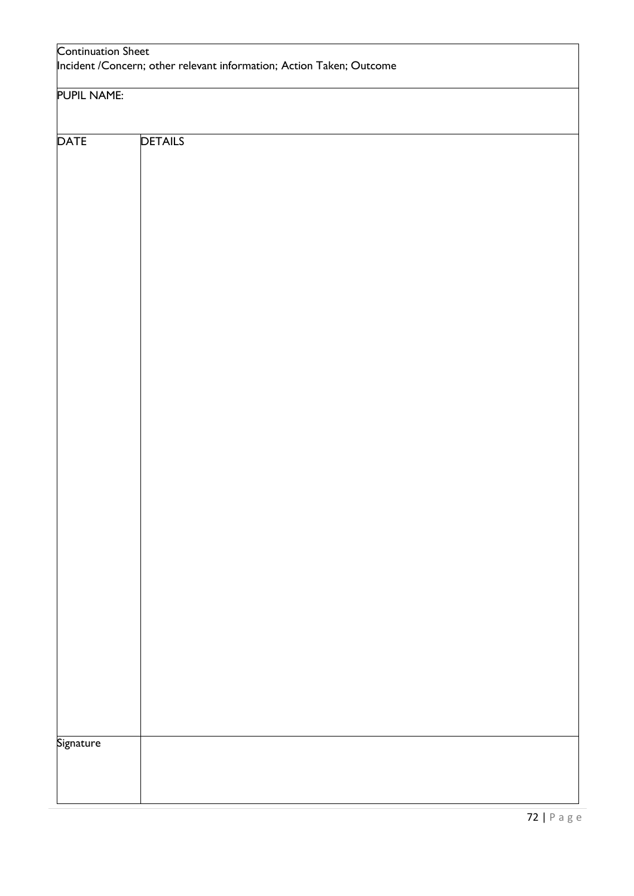| Continuation Sheet<br>Incident /Concern; other relevant information; Action Taken; Outcome | |
|---|---|
| PUPIL NAME: | |
| DATE | DETAILS |
| Signature | |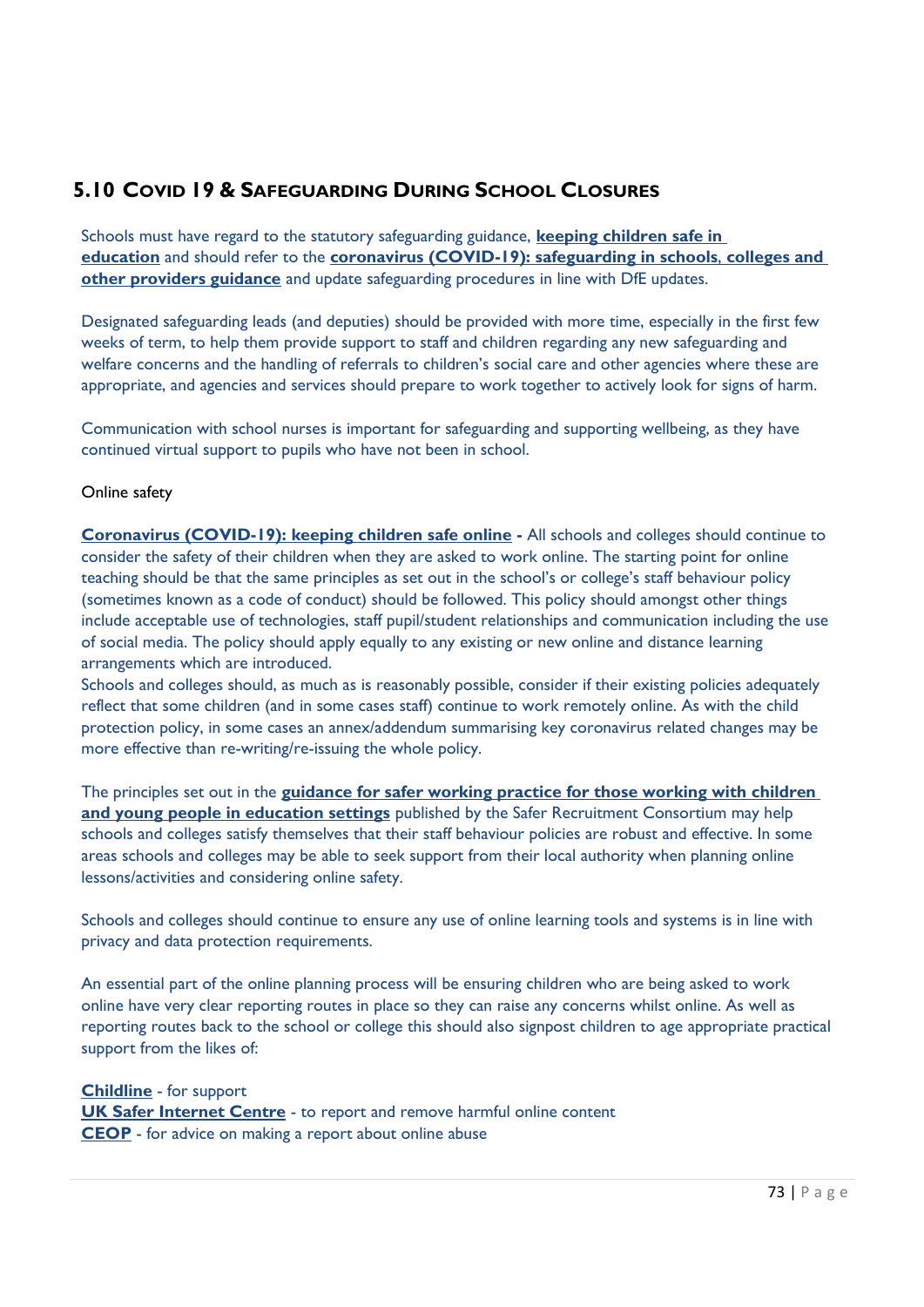## 5.10 COVID 19 & SAFEGUARDING DURING SCHOOL CLOSURES

Schools must have regard to the statutory safeguarding guidance, **keeping children safe in education** and should refer to the **coronavirus (COVID-19): safeguarding in schools, colleges and other providers guidance** and update safeguarding procedures in line with DfE updates.

Designated safeguarding leads (and deputies) should be provided with more time, especially in the first few weeks of term, to help them provide support to staff and children regarding any new safeguarding and welfare concerns and the handling of referrals to children's social care and other agencies where these are appropriate, and agencies and services should prepare to work together to actively look for signs of harm.

Communication with school nurses is important for safeguarding and supporting wellbeing, as they have continued virtual support to pupils who have not been in school.

Online safety

**Coronavirus (COVID-19): keeping children safe online -** All schools and colleges should continue to consider the safety of their children when they are asked to work online. The starting point for online teaching should be that the same principles as set out in the school's or college's staff behaviour policy (sometimes known as a code of conduct) should be followed. This policy should amongst other things include acceptable use of technologies, staff pupil/student relationships and communication including the use of social media. The policy should apply equally to any existing or new online and distance learning arrangements which are introduced.
Schools and colleges should, as much as is reasonably possible, consider if their existing policies adequately reflect that some children (and in some cases staff) continue to work remotely online. As with the child protection policy, in some cases an annex/addendum summarising key coronavirus related changes may be more effective than re-writing/re-issuing the whole policy.

The principles set out in the **guidance for safer working practice for those working with children and young people in education settings** published by the Safer Recruitment Consortium may help schools and colleges satisfy themselves that their staff behaviour policies are robust and effective. In some areas schools and colleges may be able to seek support from their local authority when planning online lessons/activities and considering online safety.

Schools and colleges should continue to ensure any use of online learning tools and systems is in line with privacy and data protection requirements.

An essential part of the online planning process will be ensuring children who are being asked to work online have very clear reporting routes in place so they can raise any concerns whilst online. As well as reporting routes back to the school or college this should also signpost children to age appropriate practical support from the likes of:

**Childline** - for support
**UK Safer Internet Centre** - to report and remove harmful online content
**CEOP** - for advice on making a report about online abuse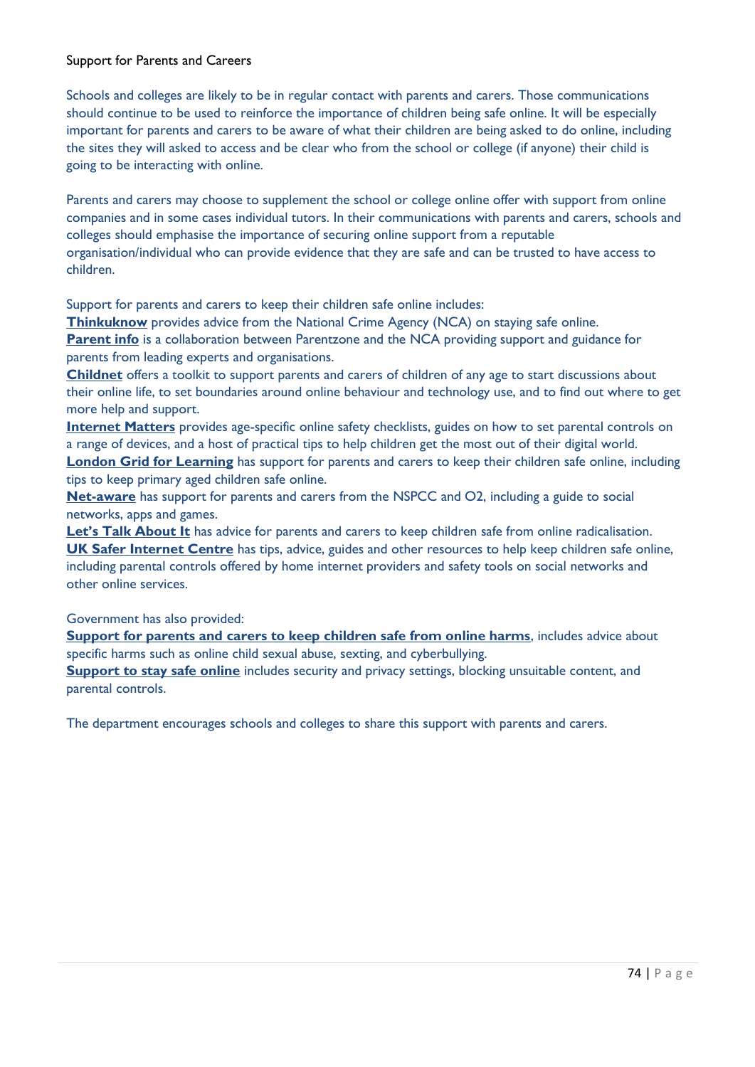Support for Parents and Careers

Schools and colleges are likely to be in regular contact with parents and carers. Those communications should continue to be used to reinforce the importance of children being safe online. It will be especially important for parents and carers to be aware of what their children are being asked to do online, including the sites they will asked to access and be clear who from the school or college (if anyone) their child is going to be interacting with online.

Parents and carers may choose to supplement the school or college online offer with support from online companies and in some cases individual tutors. In their communications with parents and carers, schools and colleges should emphasise the importance of securing online support from a reputable organisation/individual who can provide evidence that they are safe and can be trusted to have access to children.

Support for parents and carers to keep their children safe online includes:
**Thinkuknow** provides advice from the National Crime Agency (NCA) on staying safe online.
**Parent info** is a collaboration between Parentzone and the NCA providing support and guidance for parents from leading experts and organisations.
**Childnet** offers a toolkit to support parents and carers of children of any age to start discussions about their online life, to set boundaries around online behaviour and technology use, and to find out where to get more help and support.
**Internet Matters** provides age-specific online safety checklists, guides on how to set parental controls on a range of devices, and a host of practical tips to help children get the most out of their digital world.
**London Grid for Learning** has support for parents and carers to keep their children safe online, including tips to keep primary aged children safe online.
**Net-aware** has support for parents and carers from the NSPCC and O2, including a guide to social networks, apps and games.
**Let's Talk About It** has advice for parents and carers to keep children safe from online radicalisation.
**UK Safer Internet Centre** has tips, advice, guides and other resources to help keep children safe online, including parental controls offered by home internet providers and safety tools on social networks and other online services.

Government has also provided:
**Support for parents and carers to keep children safe from online harms**, includes advice about specific harms such as online child sexual abuse, sexting, and cyberbullying.
**Support to stay safe online** includes security and privacy settings, blocking unsuitable content, and parental controls.

The department encourages schools and colleges to share this support with parents and carers.